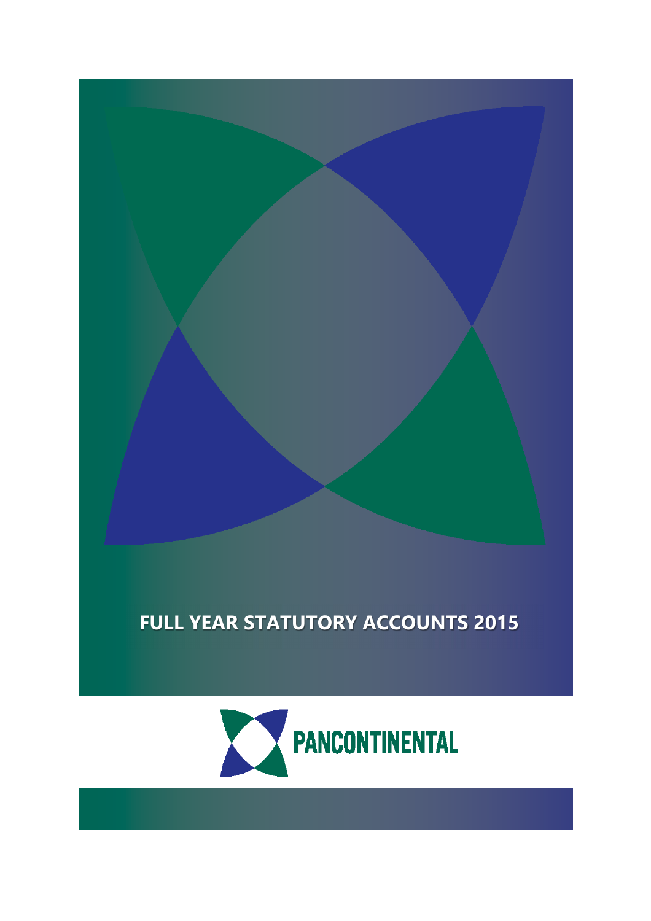# FULL YEAR STATUTORY ACCOUNTS 2015

PANCONTINENTAL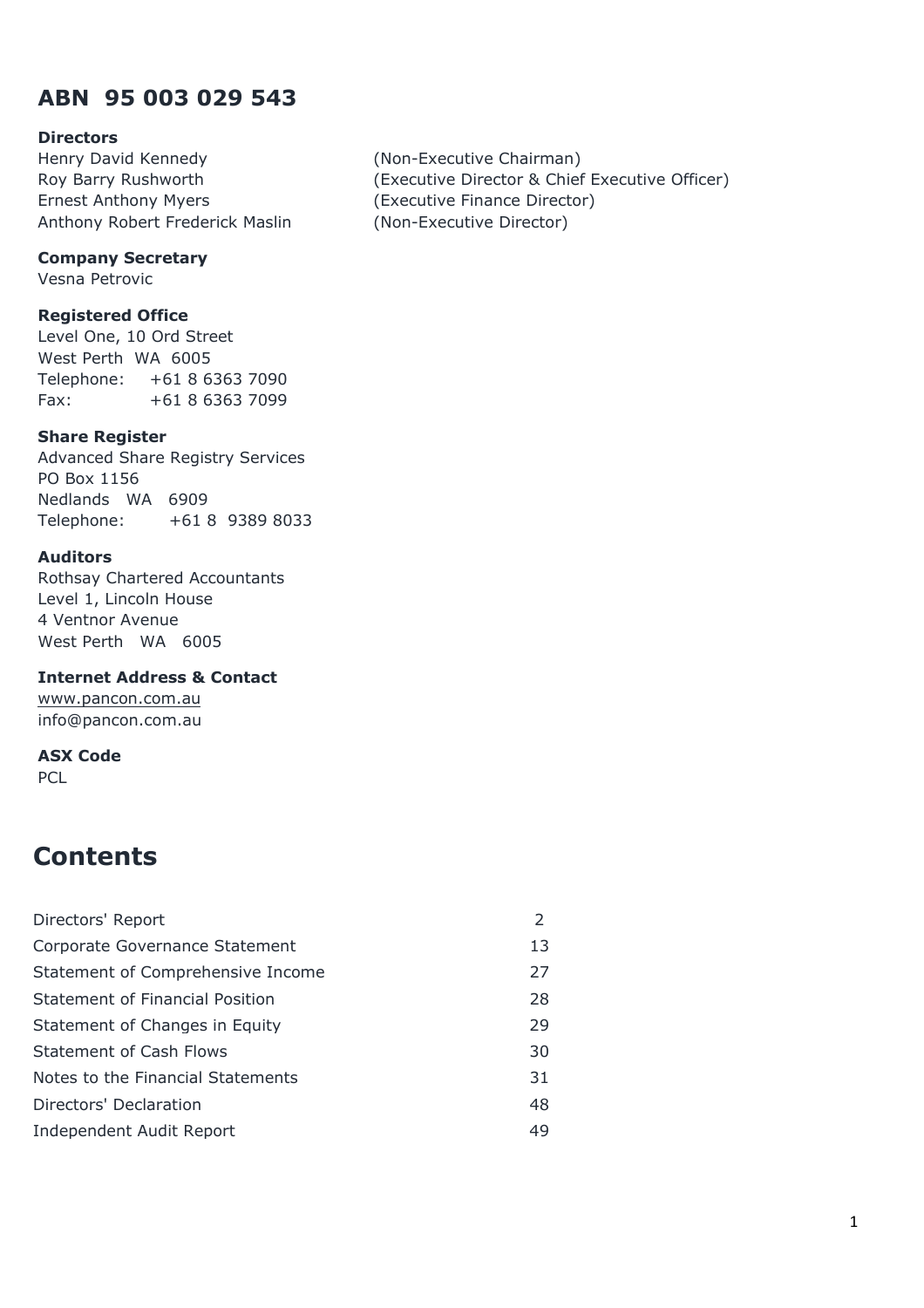## ABN 95 003 029 543

**Directors**

| | |
|---|---|
| Henry David Kennedy | (Non-Executive Chairman) |
| Roy Barry Rushworth | (Executive Director & Chief Executive Officer) |
| Ernest Anthony Myers | (Executive Finance Director) |
| Anthony Robert Frederick Maslin | (Non-Executive Director) |

**Company Secretary**
Vesna Petrovic

**Registered Office**
Level One, 10 Ord Street
West Perth WA 6005
Telephone: +61 8 6363 7090
Fax: +61 8 6363 7099

**Share Register**
Advanced Share Registry Services
PO Box 1156
Nedlands WA 6909
Telephone: +61 8 9389 8033

**Auditors**
Rothsay Chartered Accountants
Level 1, Lincoln House
4 Ventnor Avenue
West Perth WA 6005

**Internet Address & Contact**
www.pancon.com.au
info@pancon.com.au

**ASX Code**
PCL

# Contents

| | |
|---|---|
| Directors' Report | 2 |
| Corporate Governance Statement | 13 |
| Statement of Comprehensive Income | 27 |
| Statement of Financial Position | 28 |
| Statement of Changes in Equity | 29 |
| Statement of Cash Flows | 30 |
| Notes to the Financial Statements | 31 |
| Directors' Declaration | 48 |
| Independent Audit Report | 49 |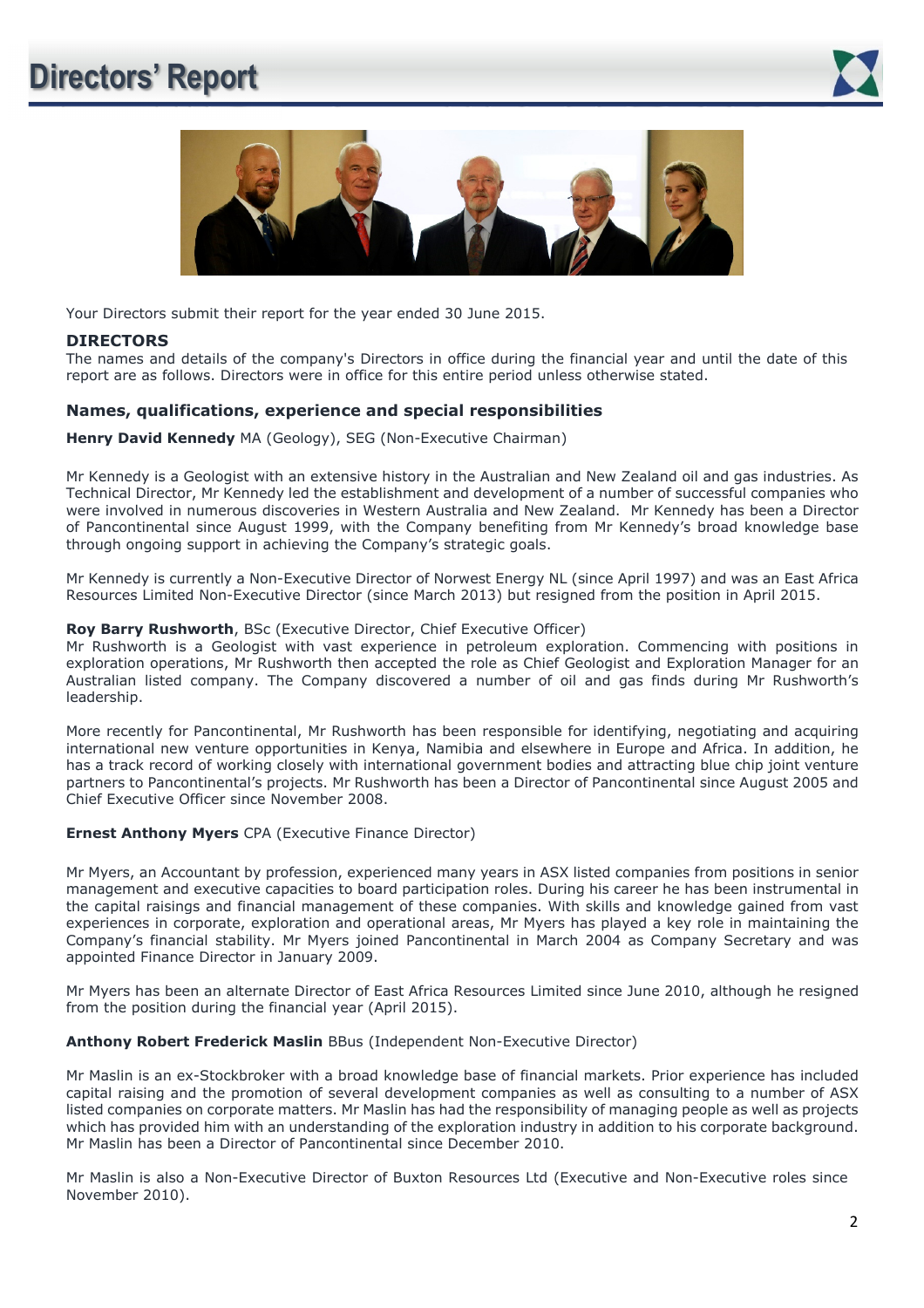# Directors' Report

Your Directors submit their report for the year ended 30 June 2015.

## DIRECTORS

The names and details of the company's Directors in office during the financial year and until the date of this report are as follows. Directors were in office for this entire period unless otherwise stated.

### Names, qualifications, experience and special responsibilities

**Henry David Kennedy** MA (Geology), SEG (Non-Executive Chairman)

Mr Kennedy is a Geologist with an extensive history in the Australian and New Zealand oil and gas industries. As Technical Director, Mr Kennedy led the establishment and development of a number of successful companies who were involved in numerous discoveries in Western Australia and New Zealand. Mr Kennedy has been a Director of Pancontinental since August 1999, with the Company benefiting from Mr Kennedy's broad knowledge base through ongoing support in achieving the Company's strategic goals.

Mr Kennedy is currently a Non-Executive Director of Norwest Energy NL (since April 1997) and was an East Africa Resources Limited Non-Executive Director (since March 2013) but resigned from the position in April 2015.

**Roy Barry Rushworth**, BSc (Executive Director, Chief Executive Officer)

Mr Rushworth is a Geologist with vast experience in petroleum exploration. Commencing with positions in exploration operations, Mr Rushworth then accepted the role as Chief Geologist and Exploration Manager for an Australian listed company. The Company discovered a number of oil and gas finds during Mr Rushworth's leadership.

More recently for Pancontinental, Mr Rushworth has been responsible for identifying, negotiating and acquiring international new venture opportunities in Kenya, Namibia and elsewhere in Europe and Africa. In addition, he has a track record of working closely with international government bodies and attracting blue chip joint venture partners to Pancontinental's projects. Mr Rushworth has been a Director of Pancontinental since August 2005 and Chief Executive Officer since November 2008.

**Ernest Anthony Myers** CPA (Executive Finance Director)

Mr Myers, an Accountant by profession, experienced many years in ASX listed companies from positions in senior management and executive capacities to board participation roles. During his career he has been instrumental in the capital raisings and financial management of these companies. With skills and knowledge gained from vast experiences in corporate, exploration and operational areas, Mr Myers has played a key role in maintaining the Company's financial stability. Mr Myers joined Pancontinental in March 2004 as Company Secretary and was appointed Finance Director in January 2009.

Mr Myers has been an alternate Director of East Africa Resources Limited since June 2010, although he resigned from the position during the financial year (April 2015).

**Anthony Robert Frederick Maslin** BBus (Independent Non-Executive Director)

Mr Maslin is an ex-Stockbroker with a broad knowledge base of financial markets. Prior experience has included capital raising and the promotion of several development companies as well as consulting to a number of ASX listed companies on corporate matters. Mr Maslin has had the responsibility of managing people as well as projects which has provided him with an understanding of the exploration industry in addition to his corporate background. Mr Maslin has been a Director of Pancontinental since December 2010.

Mr Maslin is also a Non-Executive Director of Buxton Resources Ltd (Executive and Non-Executive roles since November 2010).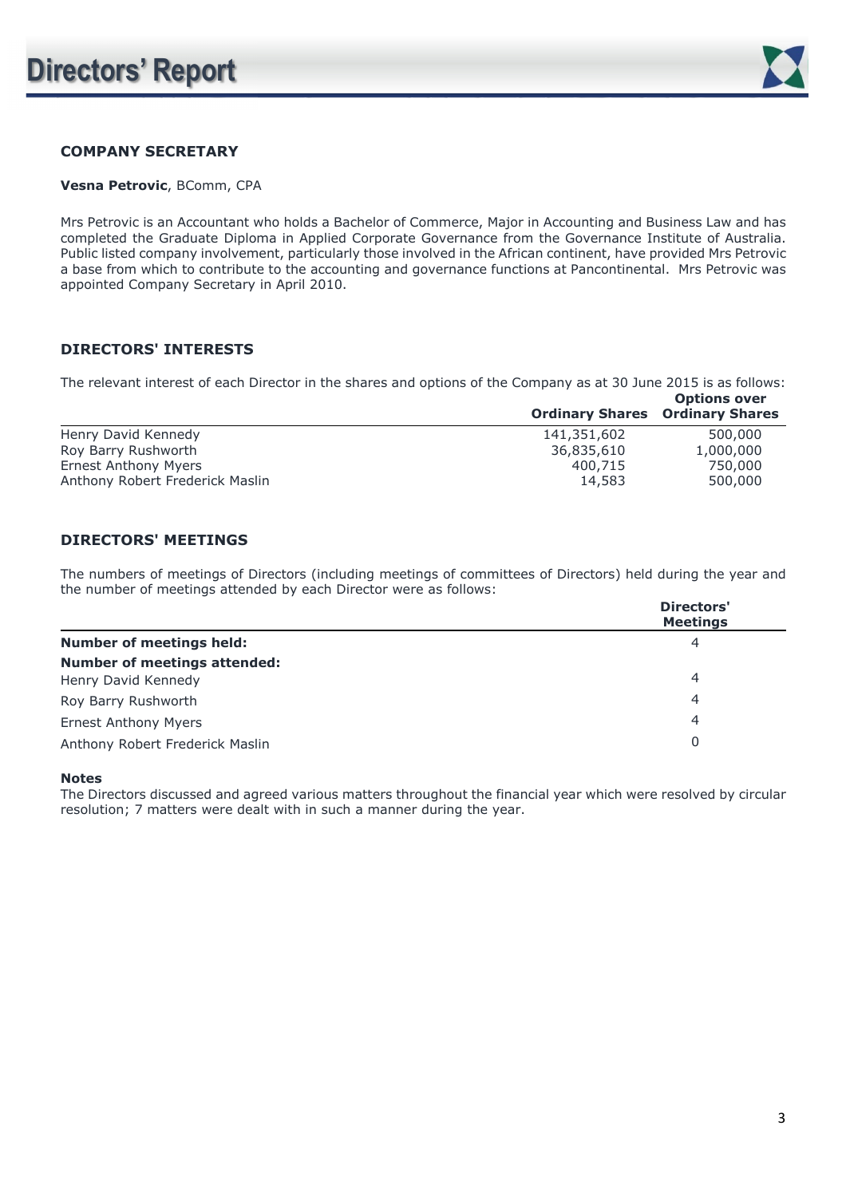## COMPANY SECRETARY

**Vesna Petrovic**, BComm, CPA

Mrs Petrovic is an Accountant who holds a Bachelor of Commerce, Major in Accounting and Business Law and has completed the Graduate Diploma in Applied Corporate Governance from the Governance Institute of Australia. Public listed company involvement, particularly those involved in the African continent, have provided Mrs Petrovic a base from which to contribute to the accounting and governance functions at Pancontinental. Mrs Petrovic was appointed Company Secretary in April 2010.

## DIRECTORS' INTERESTS

The relevant interest of each Director in the shares and options of the Company as at 30 June 2015 is as follows:

| | Ordinary Shares | Options over Ordinary Shares |
|---|---|---|
| Henry David Kennedy | 141,351,602 | 500,000 |
| Roy Barry Rushworth | 36,835,610 | 1,000,000 |
| Ernest Anthony Myers | 400,715 | 750,000 |
| Anthony Robert Frederick Maslin | 14,583 | 500,000 |

## DIRECTORS' MEETINGS

The numbers of meetings of Directors (including meetings of committees of Directors) held during the year and the number of meetings attended by each Director were as follows:

| | Directors' Meetings |
|---|---|
| **Number of meetings held:** | 4 |
| **Number of meetings attended:** | |
| Henry David Kennedy | 4 |
| Roy Barry Rushworth | 4 |
| Ernest Anthony Myers | 4 |
| Anthony Robert Frederick Maslin | 0 |

**Notes**

The Directors discussed and agreed various matters throughout the financial year which were resolved by circular resolution; 7 matters were dealt with in such a manner during the year.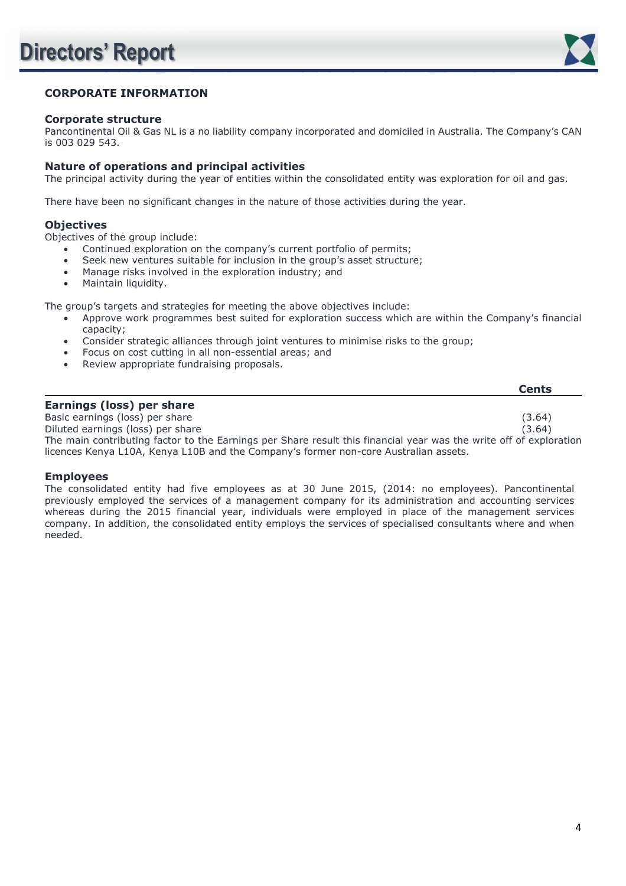## CORPORATE INFORMATION

### Corporate structure

Pancontinental Oil & Gas NL is a no liability company incorporated and domiciled in Australia. The Company's CAN is 003 029 543.

### Nature of operations and principal activities

The principal activity during the year of entities within the consolidated entity was exploration for oil and gas.

There have been no significant changes in the nature of those activities during the year.

### Objectives

Objectives of the group include:

- Continued exploration on the company's current portfolio of permits;
- Seek new ventures suitable for inclusion in the group's asset structure;
- Manage risks involved in the exploration industry; and
- Maintain liquidity.

The group's targets and strategies for meeting the above objectives include:

- Approve work programmes best suited for exploration success which are within the Company's financial capacity;
- Consider strategic alliances through joint ventures to minimise risks to the group;
- Focus on cost cutting in all non-essential areas; and
- Review appropriate fundraising proposals.

| | Cents |
|---|---|
| **Earnings (loss) per share** | |
| Basic earnings (loss) per share | (3.64) |
| Diluted earnings (loss) per share | (3.64) |

The main contributing factor to the Earnings per Share result this financial year was the write off of exploration licences Kenya L10A, Kenya L10B and the Company's former non-core Australian assets.

### Employees

The consolidated entity had five employees as at 30 June 2015, (2014: no employees). Pancontinental previously employed the services of a management company for its administration and accounting services whereas during the 2015 financial year, individuals were employed in place of the management services company. In addition, the consolidated entity employs the services of specialised consultants where and when needed.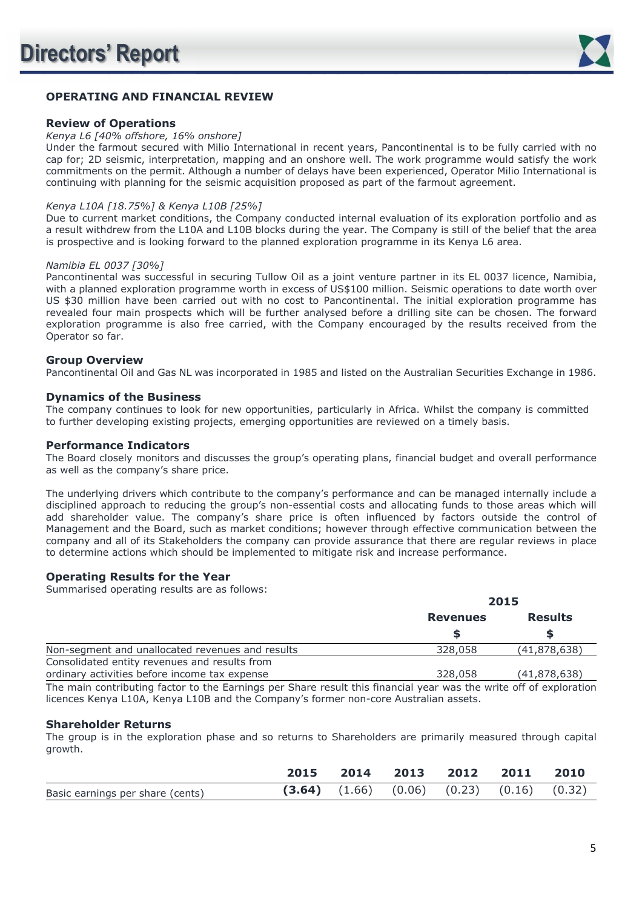## OPERATING AND FINANCIAL REVIEW

### Review of Operations

*Kenya L6 [40% offshore, 16% onshore]*

Under the farmout secured with Milio International in recent years, Pancontinental is to be fully carried with no cap for; 2D seismic, interpretation, mapping and an onshore well. The work programme would satisfy the work commitments on the permit. Although a number of delays have been experienced, Operator Milio International is continuing with planning for the seismic acquisition proposed as part of the farmout agreement.

*Kenya L10A [18.75%] & Kenya L10B [25%]*

Due to current market conditions, the Company conducted internal evaluation of its exploration portfolio and as a result withdrew from the L10A and L10B blocks during the year. The Company is still of the belief that the area is prospective and is looking forward to the planned exploration programme in its Kenya L6 area.

*Namibia EL 0037 [30%]*

Pancontinental was successful in securing Tullow Oil as a joint venture partner in its EL 0037 licence, Namibia, with a planned exploration programme worth in excess of US$100 million. Seismic operations to date worth over US $30 million have been carried out with no cost to Pancontinental. The initial exploration programme has revealed four main prospects which will be further analysed before a drilling site can be chosen. The forward exploration programme is also free carried, with the Company encouraged by the results received from the Operator so far.

### Group Overview

Pancontinental Oil and Gas NL was incorporated in 1985 and listed on the Australian Securities Exchange in 1986.

### Dynamics of the Business

The company continues to look for new opportunities, particularly in Africa. Whilst the company is committed to further developing existing projects, emerging opportunities are reviewed on a timely basis.

### Performance Indicators

The Board closely monitors and discusses the group's operating plans, financial budget and overall performance as well as the company's share price.

The underlying drivers which contribute to the company's performance and can be managed internally include a disciplined approach to reducing the group's non-essential costs and allocating funds to those areas which will add shareholder value. The company's share price is often influenced by factors outside the control of Management and the Board, such as market conditions; however through effective communication between the company and all of its Stakeholders the company can provide assurance that there are regular reviews in place to determine actions which should be implemented to mitigate risk and increase performance.

### Operating Results for the Year

Summarised operating results are as follows:

| | 2015 | |
|---|---|---|
| | **Revenues** | **Results** |
| | **$** | **$** |
| Non-segment and unallocated revenues and results | 328,058 | (41,878,638) |
| Consolidated entity revenues and results from ordinary activities before income tax expense | 328,058 | (41,878,638) |

The main contributing factor to the Earnings per Share result this financial year was the write off of exploration licences Kenya L10A, Kenya L10B and the Company's former non-core Australian assets.

### Shareholder Returns

The group is in the exploration phase and so returns to Shareholders are primarily measured through capital growth.

| | **2015** | **2014** | **2013** | **2012** | **2011** | **2010** |
|---|---|---|---|---|---|---|
| Basic earnings per share (cents) | **(3.64)** | (1.66) | (0.06) | (0.23) | (0.16) | (0.32) |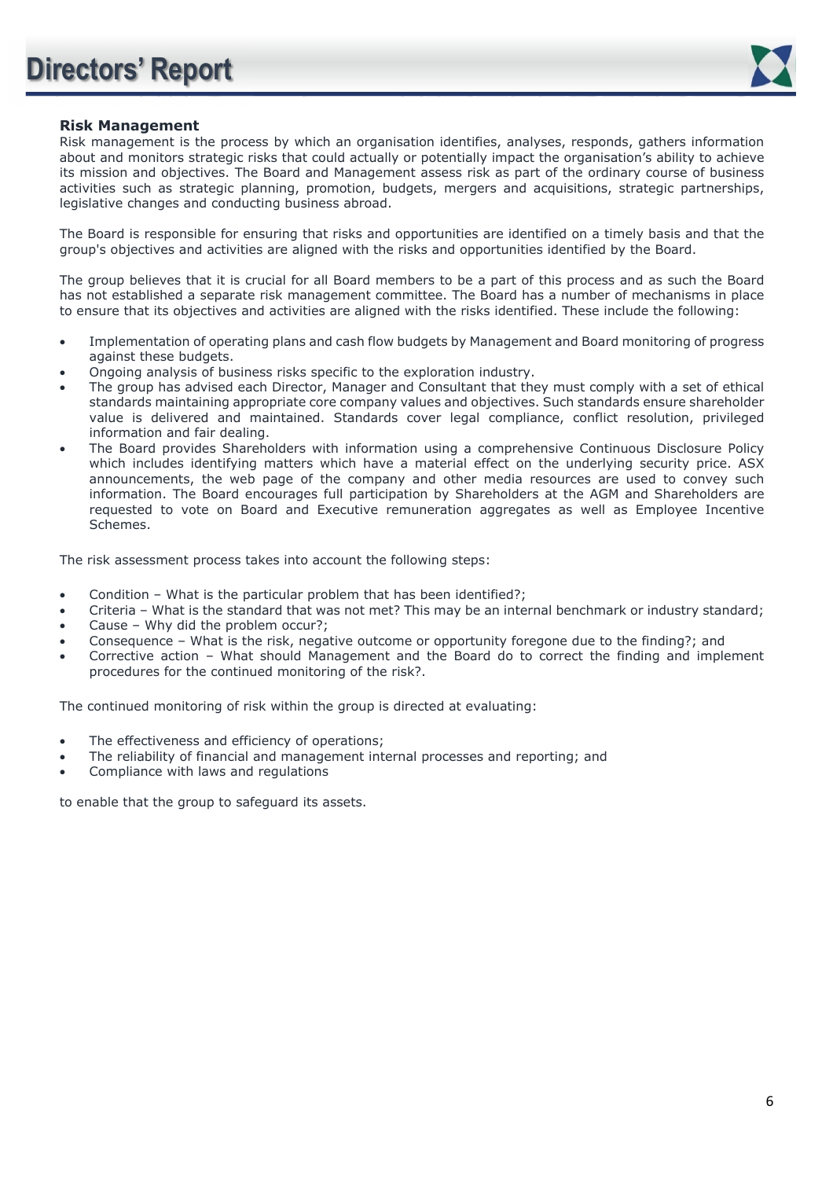## Risk Management

Risk management is the process by which an organisation identifies, analyses, responds, gathers information about and monitors strategic risks that could actually or potentially impact the organisation's ability to achieve its mission and objectives. The Board and Management assess risk as part of the ordinary course of business activities such as strategic planning, promotion, budgets, mergers and acquisitions, strategic partnerships, legislative changes and conducting business abroad.

The Board is responsible for ensuring that risks and opportunities are identified on a timely basis and that the group's objectives and activities are aligned with the risks and opportunities identified by the Board.

The group believes that it is crucial for all Board members to be a part of this process and as such the Board has not established a separate risk management committee. The Board has a number of mechanisms in place to ensure that its objectives and activities are aligned with the risks identified. These include the following:

- Implementation of operating plans and cash flow budgets by Management and Board monitoring of progress against these budgets.
- Ongoing analysis of business risks specific to the exploration industry.
- The group has advised each Director, Manager and Consultant that they must comply with a set of ethical standards maintaining appropriate core company values and objectives. Such standards ensure shareholder value is delivered and maintained. Standards cover legal compliance, conflict resolution, privileged information and fair dealing.
- The Board provides Shareholders with information using a comprehensive Continuous Disclosure Policy which includes identifying matters which have a material effect on the underlying security price. ASX announcements, the web page of the company and other media resources are used to convey such information. The Board encourages full participation by Shareholders at the AGM and Shareholders are requested to vote on Board and Executive remuneration aggregates as well as Employee Incentive Schemes.

The risk assessment process takes into account the following steps:

- Condition – What is the particular problem that has been identified?;
- Criteria – What is the standard that was not met? This may be an internal benchmark or industry standard;
- Cause – Why did the problem occur?;
- Consequence – What is the risk, negative outcome or opportunity foregone due to the finding?; and
- Corrective action – What should Management and the Board do to correct the finding and implement procedures for the continued monitoring of the risk?.

The continued monitoring of risk within the group is directed at evaluating:

- The effectiveness and efficiency of operations;
- The reliability of financial and management internal processes and reporting; and
- Compliance with laws and regulations

to enable that the group to safeguard its assets.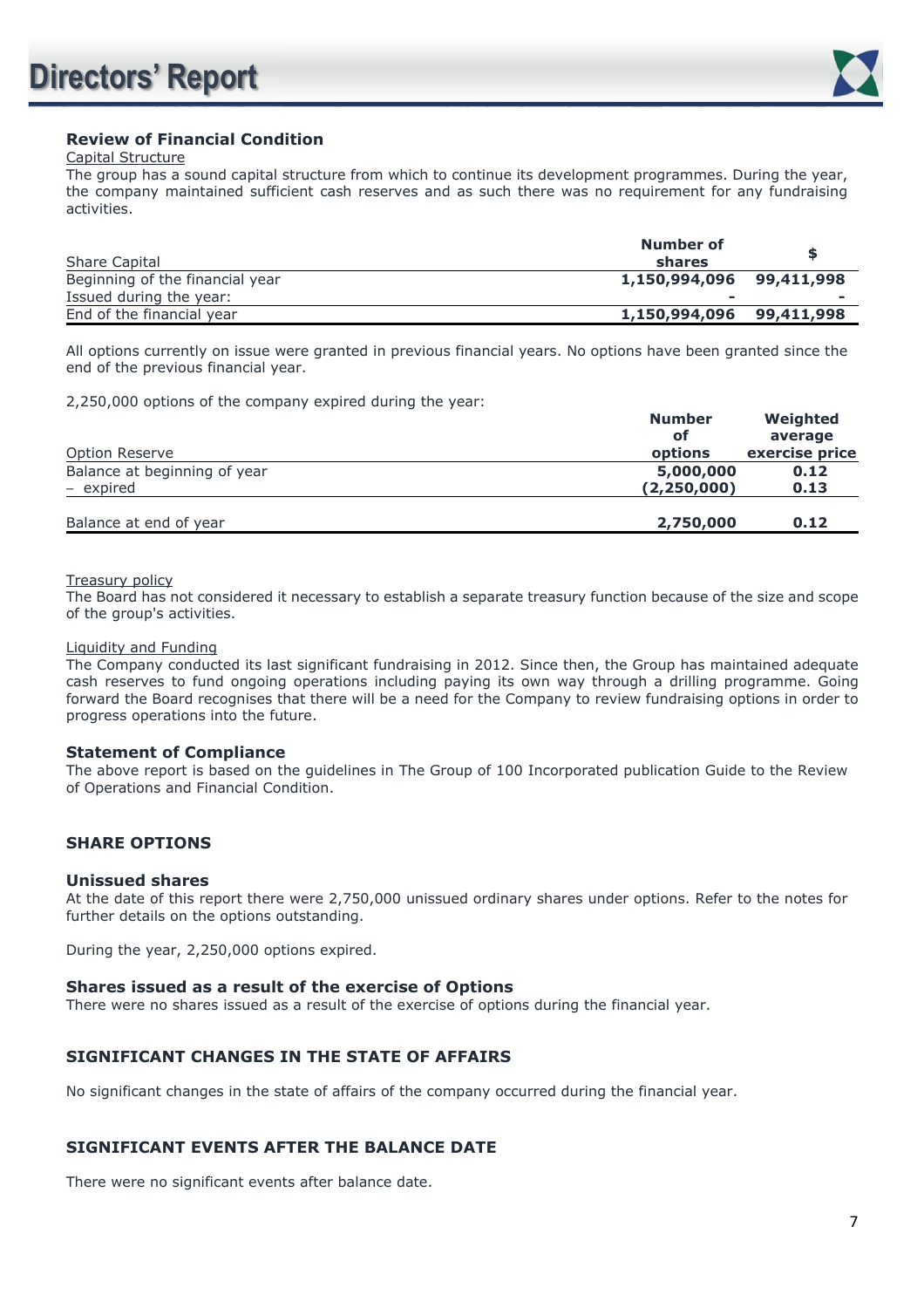### Review of Financial Condition

Capital Structure

The group has a sound capital structure from which to continue its development programmes. During the year, the company maintained sufficient cash reserves and as such there was no requirement for any fundraising activities.

| Share Capital | Number of shares | $ |
|---|---|---|
| Beginning of the financial year | **1,150,994,096** | **99,411,998** |
| Issued during the year: | **-** | **-** |
| End of the financial year | **1,150,994,096** | **99,411,998** |

All options currently on issue were granted in previous financial years. No options have been granted since the end of the previous financial year.

2,250,000 options of the company expired during the year:

| Option Reserve | Number of options | Weighted average exercise price |
|---|---|---|
| Balance at beginning of year | **5,000,000** | **0.12** |
| – expired | **(2,250,000)** | **0.13** |
| Balance at end of year | **2,750,000** | **0.12** |

Treasury policy

The Board has not considered it necessary to establish a separate treasury function because of the size and scope of the group's activities.

Liquidity and Funding

The Company conducted its last significant fundraising in 2012. Since then, the Group has maintained adequate cash reserves to fund ongoing operations including paying its own way through a drilling programme. Going forward the Board recognises that there will be a need for the Company to review fundraising options in order to progress operations into the future.

### Statement of Compliance

The above report is based on the guidelines in The Group of 100 Incorporated publication Guide to the Review of Operations and Financial Condition.

## SHARE OPTIONS

### Unissued shares

At the date of this report there were 2,750,000 unissued ordinary shares under options. Refer to the notes for further details on the options outstanding.

During the year, 2,250,000 options expired.

### Shares issued as a result of the exercise of Options

There were no shares issued as a result of the exercise of options during the financial year.

## SIGNIFICANT CHANGES IN THE STATE OF AFFAIRS

No significant changes in the state of affairs of the company occurred during the financial year.

## SIGNIFICANT EVENTS AFTER THE BALANCE DATE

There were no significant events after balance date.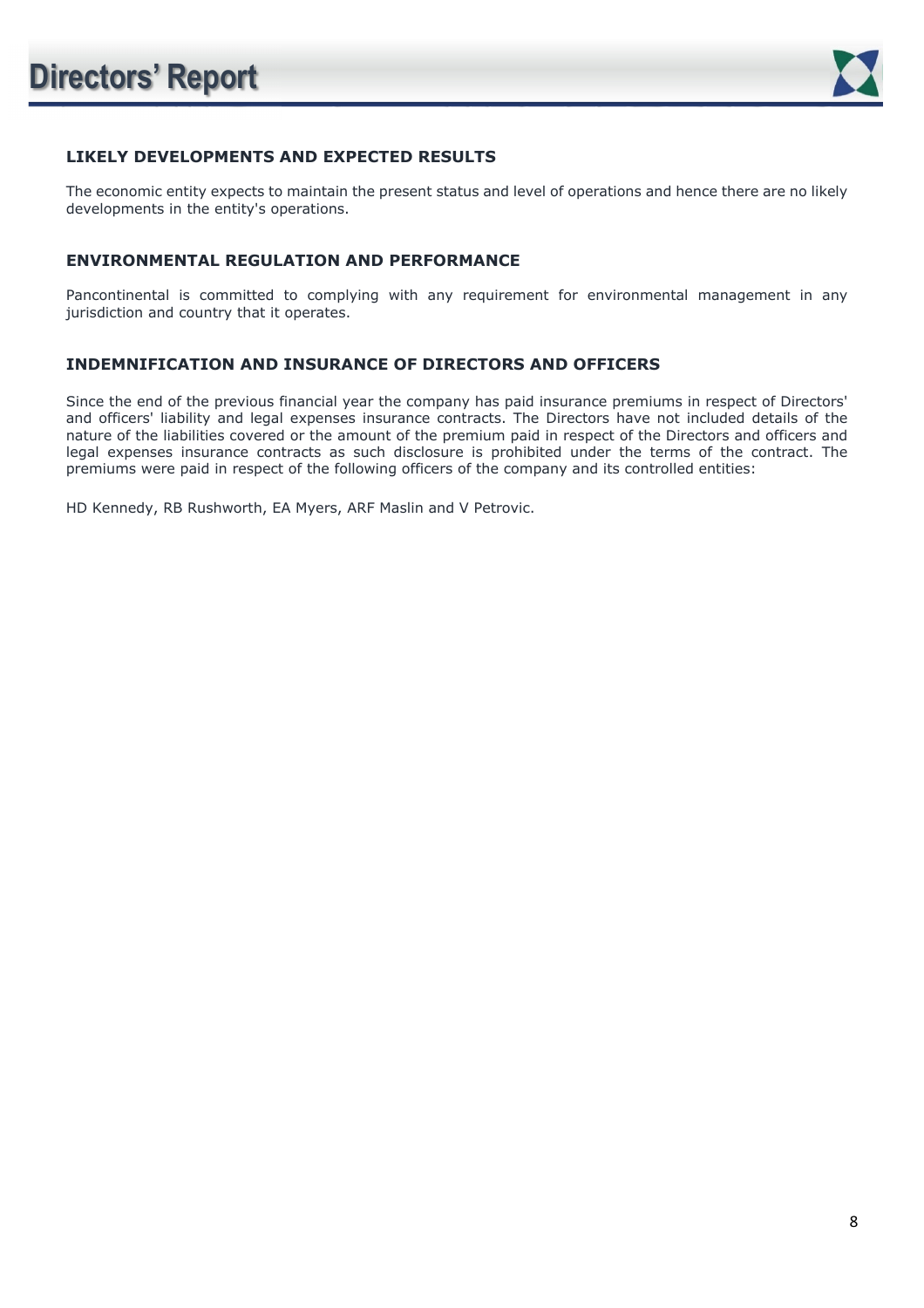## LIKELY DEVELOPMENTS AND EXPECTED RESULTS

The economic entity expects to maintain the present status and level of operations and hence there are no likely developments in the entity's operations.

## ENVIRONMENTAL REGULATION AND PERFORMANCE

Pancontinental is committed to complying with any requirement for environmental management in any jurisdiction and country that it operates.

## INDEMNIFICATION AND INSURANCE OF DIRECTORS AND OFFICERS

Since the end of the previous financial year the company has paid insurance premiums in respect of Directors' and officers' liability and legal expenses insurance contracts. The Directors have not included details of the nature of the liabilities covered or the amount of the premium paid in respect of the Directors and officers and legal expenses insurance contracts as such disclosure is prohibited under the terms of the contract. The premiums were paid in respect of the following officers of the company and its controlled entities:

HD Kennedy, RB Rushworth, EA Myers, ARF Maslin and V Petrovic.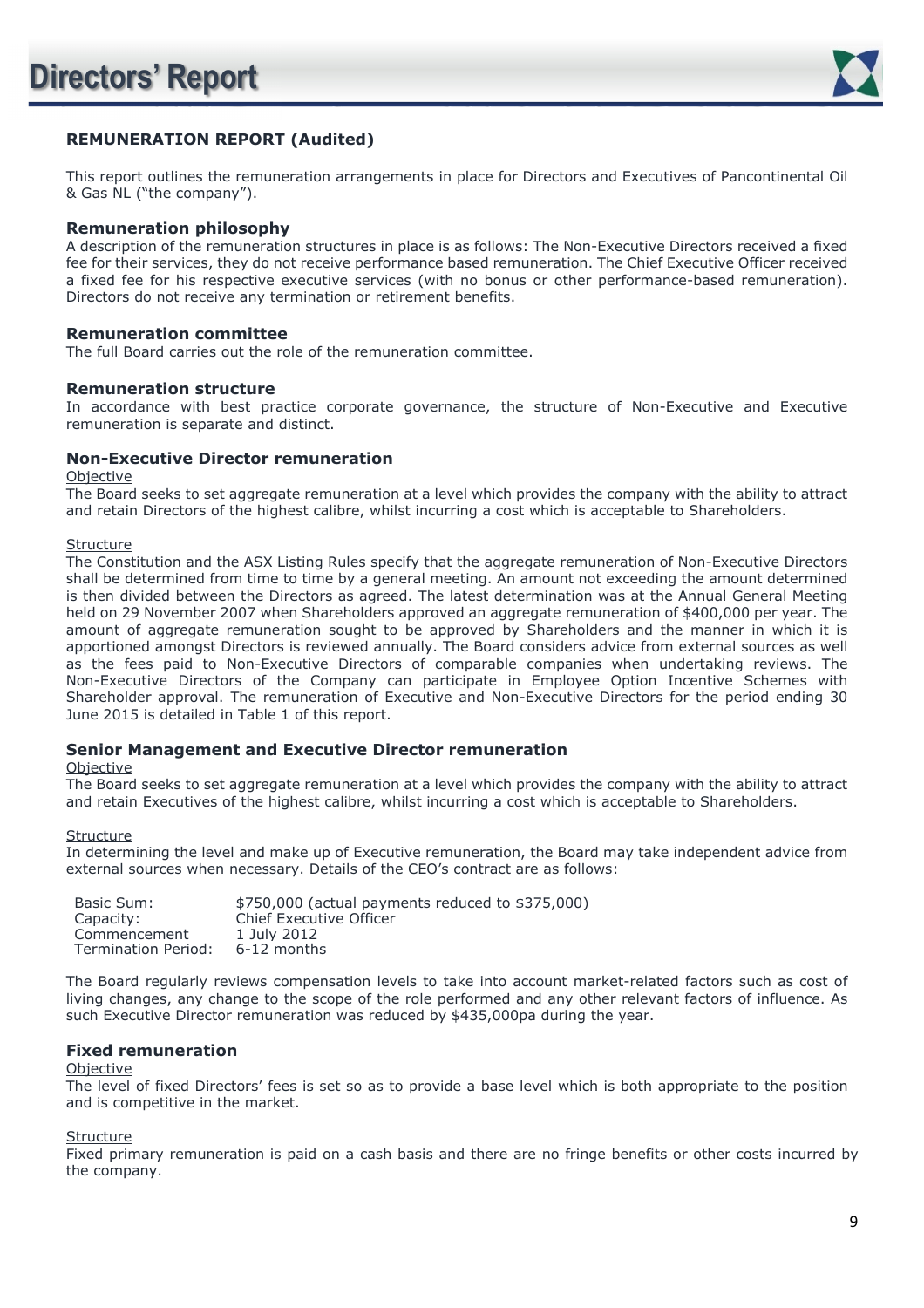## REMUNERATION REPORT (Audited)

This report outlines the remuneration arrangements in place for Directors and Executives of Pancontinental Oil & Gas NL ("the company").

### Remuneration philosophy

A description of the remuneration structures in place is as follows: The Non-Executive Directors received a fixed fee for their services, they do not receive performance based remuneration. The Chief Executive Officer received a fixed fee for his respective executive services (with no bonus or other performance-based remuneration). Directors do not receive any termination or retirement benefits.

### Remuneration committee

The full Board carries out the role of the remuneration committee.

### Remuneration structure

In accordance with best practice corporate governance, the structure of Non-Executive and Executive remuneration is separate and distinct.

### Non-Executive Director remuneration

Objective

The Board seeks to set aggregate remuneration at a level which provides the company with the ability to attract and retain Directors of the highest calibre, whilst incurring a cost which is acceptable to Shareholders.

Structure

The Constitution and the ASX Listing Rules specify that the aggregate remuneration of Non-Executive Directors shall be determined from time to time by a general meeting. An amount not exceeding the amount determined is then divided between the Directors as agreed. The latest determination was at the Annual General Meeting held on 29 November 2007 when Shareholders approved an aggregate remuneration of $400,000 per year. The amount of aggregate remuneration sought to be approved by Shareholders and the manner in which it is apportioned amongst Directors is reviewed annually. The Board considers advice from external sources as well as the fees paid to Non-Executive Directors of comparable companies when undertaking reviews. The Non-Executive Directors of the Company can participate in Employee Option Incentive Schemes with Shareholder approval. The remuneration of Executive and Non-Executive Directors for the period ending 30 June 2015 is detailed in Table 1 of this report.

### Senior Management and Executive Director remuneration

Objective

The Board seeks to set aggregate remuneration at a level which provides the company with the ability to attract and retain Executives of the highest calibre, whilst incurring a cost which is acceptable to Shareholders.

Structure

In determining the level and make up of Executive remuneration, the Board may take independent advice from external sources when necessary. Details of the CEO's contract are as follows:

| | |
|---|---|
| Basic Sum: | $750,000 (actual payments reduced to $375,000) |
| Capacity: | Chief Executive Officer |
| Commencement | 1 July 2012 |
| Termination Period: | 6-12 months |

The Board regularly reviews compensation levels to take into account market-related factors such as cost of living changes, any change to the scope of the role performed and any other relevant factors of influence. As such Executive Director remuneration was reduced by $435,000pa during the year.

### Fixed remuneration

Objective

The level of fixed Directors' fees is set so as to provide a base level which is both appropriate to the position and is competitive in the market.

Structure

Fixed primary remuneration is paid on a cash basis and there are no fringe benefits or other costs incurred by the company.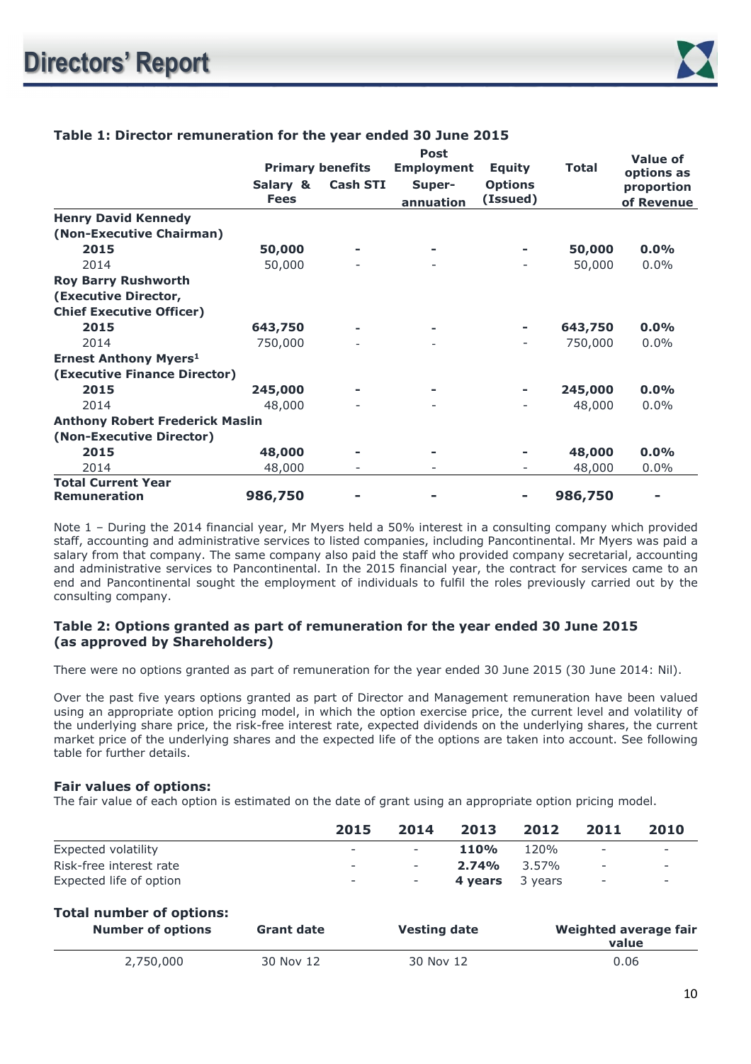# Directors' Report

**Table 1: Director remuneration for the year ended 30 June 2015**

| | Primary benefits | | Post Employment | Equity | Total | Value of options as proportion of Revenue |
|---|---|---|---|---|---|---|
| | Salary & Fees | Cash STI | Super-annuation | Options (Issued) | | |
| **Henry David Kennedy (Non-Executive Chairman)** | | | | | | |
| **2015** | **50,000** | **-** | **-** | **-** | **50,000** | **0.0%** |
| 2014 | 50,000 | - | - | - | 50,000 | 0.0% |
| **Roy Barry Rushworth (Executive Director, Chief Executive Officer)** | | | | | | |
| **2015** | **643,750** | **-** | **-** | **-** | **643,750** | **0.0%** |
| 2014 | 750,000 | - | - | - | 750,000 | 0.0% |
| **Ernest Anthony Myers[1] (Executive Finance Director)** | | | | | | |
| **2015** | **245,000** | **-** | **-** | **-** | **245,000** | **0.0%** |
| 2014 | 48,000 | - | - | - | 48,000 | 0.0% |
| **Anthony Robert Frederick Maslin (Non-Executive Director)** | | | | | | |
| **2015** | **48,000** | **-** | **-** | **-** | **48,000** | **0.0%** |
| 2014 | 48,000 | - | - | - | 48,000 | 0.0% |
| **Total Current Year Remuneration** | **986,750** | **-** | **-** | **-** | **986,750** | **-** |

Note 1 – During the 2014 financial year, Mr Myers held a 50% interest in a consulting company which provided staff, accounting and administrative services to listed companies, including Pancontinental. Mr Myers was paid a salary from that company. The same company also paid the staff who provided company secretarial, accounting and administrative services to Pancontinental. In the 2015 financial year, the contract for services came to an end and Pancontinental sought the employment of individuals to fulfil the roles previously carried out by the consulting company.

**Table 2: Options granted as part of remuneration for the year ended 30 June 2015 (as approved by Shareholders)**

There were no options granted as part of remuneration for the year ended 30 June 2015 (30 June 2014: Nil).

Over the past five years options granted as part of Director and Management remuneration have been valued using an appropriate option pricing model, in which the option exercise price, the current level and volatility of the underlying share price, the risk-free interest rate, expected dividends on the underlying shares, the current market price of the underlying shares and the expected life of the options are taken into account. See following table for further details.

**Fair values of options:**

The fair value of each option is estimated on the date of grant using an appropriate option pricing model.

| | **2015** | **2014** | **2013** | **2012** | **2011** | **2010** |
|---|---|---|---|---|---|---|
| Expected volatility | - | - | **110%** | 120% | - | - |
| Risk-free interest rate | - | - | **2.74%** | 3.57% | - | - |
| Expected life of option | - | - | **4 years** | 3 years | - | - |

**Total number of options:**

| Number of options | Grant date | Vesting date | Weighted average fair value |
|---|---|---|---|
| 2,750,000 | 30 Nov 12 | 30 Nov 12 | 0.06 |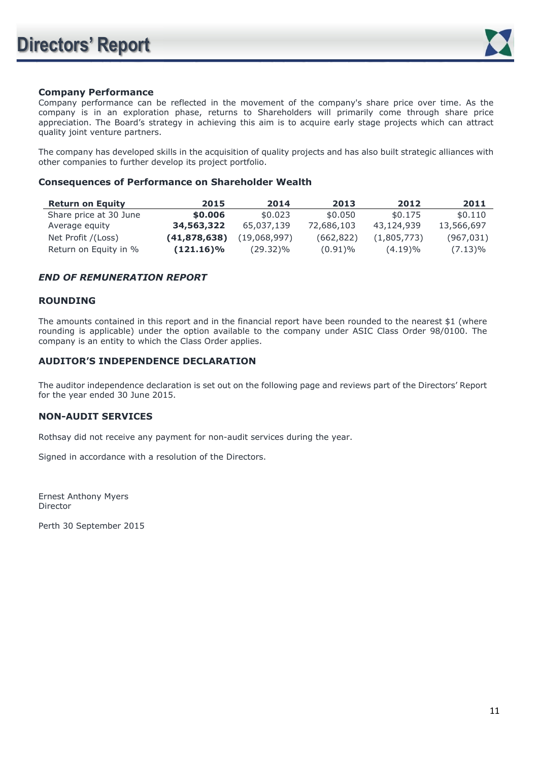### Company Performance

Company performance can be reflected in the movement of the company's share price over time. As the company is in an exploration phase, returns to Shareholders will primarily come through share price appreciation. The Board's strategy in achieving this aim is to acquire early stage projects which can attract quality joint venture partners.

The company has developed skills in the acquisition of quality projects and has also built strategic alliances with other companies to further develop its project portfolio.

### Consequences of Performance on Shareholder Wealth

| Return on Equity | 2015 | 2014 | 2013 | 2012 | 2011 |
|---|---|---|---|---|---|
| Share price at 30 June | **$0.006** | $0.023 | $0.050 | $0.175 | $0.110 |
| Average equity | **34,563,322** | 65,037,139 | 72,686,103 | 43,124,939 | 13,566,697 |
| Net Profit /(Loss) | **(41,878,638)** | (19,068,997) | (662,822) | (1,805,773) | (967,031) |
| Return on Equity in % | **(121.16)%** | (29.32)% | (0.91)% | (4.19)% | (7.13)% |

***END OF REMUNERATION REPORT***

### ROUNDING

The amounts contained in this report and in the financial report have been rounded to the nearest $1 (where rounding is applicable) under the option available to the company under ASIC Class Order 98/0100. The company is an entity to which the Class Order applies.

### AUDITOR'S INDEPENDENCE DECLARATION

The auditor independence declaration is set out on the following page and reviews part of the Directors' Report for the year ended 30 June 2015.

### NON-AUDIT SERVICES

Rothsay did not receive any payment for non-audit services during the year.

Signed in accordance with a resolution of the Directors.

Ernest Anthony Myers
Director

Perth 30 September 2015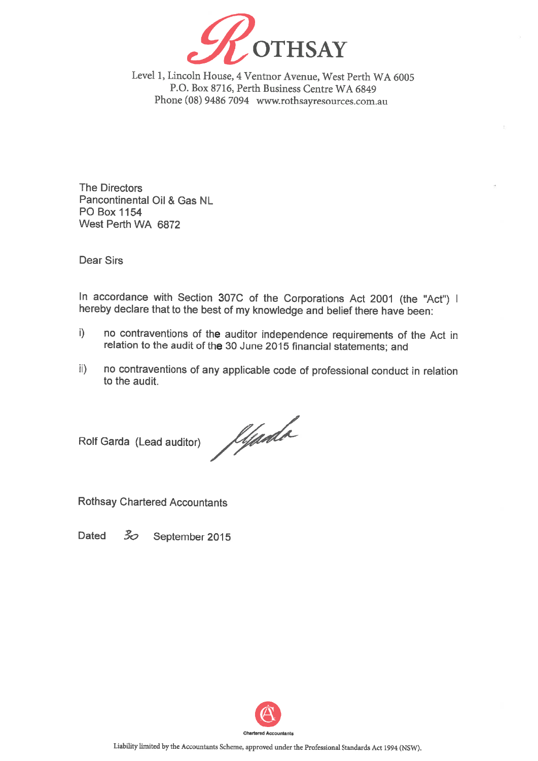# ROTHSAY

Level 1, Lincoln House, 4 Ventnor Avenue, West Perth WA 6005
P.O. Box 8716, Perth Business Centre WA 6849
Phone (08) 9486 7094 www.rothsayresources.com.au

The Directors
Pancontinental Oil & Gas NL
PO Box 1154
West Perth WA 6872

Dear Sirs

In accordance with Section 307C of the Corporations Act 2001 (the "Act") I hereby declare that to the best of my knowledge and belief there have been:

i) no contraventions of the auditor independence requirements of the Act in relation to the audit of the 30 June 2015 financial statements; and

ii) no contraventions of any applicable code of professional conduct in relation to the audit.

Rolf Garda (Lead auditor)

Rothsay Chartered Accountants

Dated 30 September 2015

Chartered Accountants

Liability limited by the Accountants Scheme, approved under the Professional Standards Act 1994 (NSW).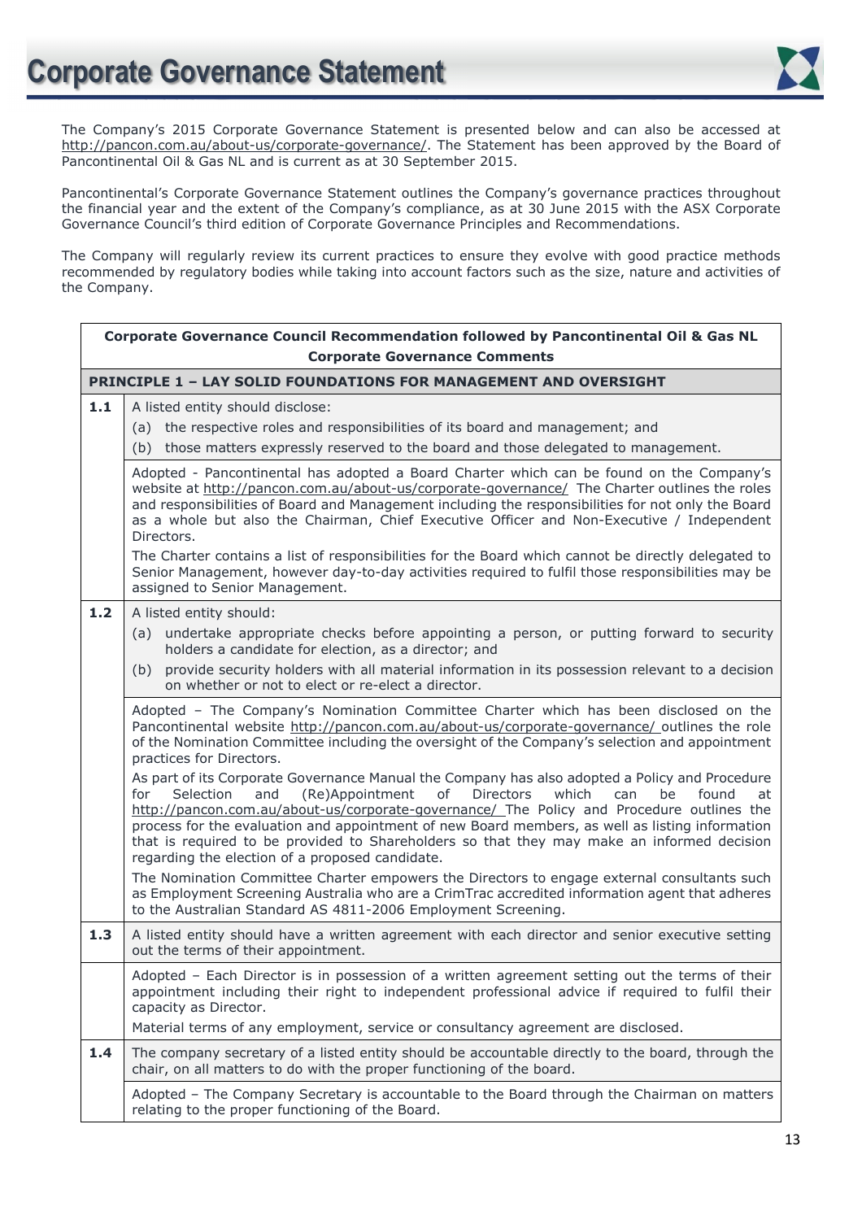# Corporate Governance Statement

The Company's 2015 Corporate Governance Statement is presented below and can also be accessed at http://pancon.com.au/about-us/corporate-governance/. The Statement has been approved by the Board of Pancontinental Oil & Gas NL and is current as at 30 September 2015.

Pancontinental's Corporate Governance Statement outlines the Company's governance practices throughout the financial year and the extent of the Company's compliance, as at 30 June 2015 with the ASX Corporate Governance Council's third edition of Corporate Governance Principles and Recommendations.

The Company will regularly review its current practices to ensure they evolve with good practice methods recommended by regulatory bodies while taking into account factors such as the size, nature and activities of the Company.

| Corporate Governance Council Recommendation followed by Pancontinental Oil & Gas NL<br>Corporate Governance Comments | |
|---|---|
| **PRINCIPLE 1 – LAY SOLID FOUNDATIONS FOR MANAGEMENT AND OVERSIGHT** | |
| **1.1** | A listed entity should disclose:<br>(a) the respective roles and responsibilities of its board and management; and<br>(b) those matters expressly reserved to the board and those delegated to management. |
| | Adopted - Pancontinental has adopted a Board Charter which can be found on the Company's website at http://pancon.com.au/about-us/corporate-governance/ The Charter outlines the roles and responsibilities of Board and Management including the responsibilities for not only the Board as a whole but also the Chairman, Chief Executive Officer and Non-Executive / Independent Directors.<br>The Charter contains a list of responsibilities for the Board which cannot be directly delegated to Senior Management, however day-to-day activities required to fulfil those responsibilities may be assigned to Senior Management. |
| **1.2** | A listed entity should:<br>(a) undertake appropriate checks before appointing a person, or putting forward to security holders a candidate for election, as a director; and<br>(b) provide security holders with all material information in its possession relevant to a decision on whether or not to elect or re-elect a director. |
| | Adopted – The Company's Nomination Committee Charter which has been disclosed on the Pancontinental website http://pancon.com.au/about-us/corporate-governance/ outlines the role of the Nomination Committee including the oversight of the Company's selection and appointment practices for Directors.<br>As part of its Corporate Governance Manual the Company has also adopted a Policy and Procedure for Selection and (Re)Appointment of Directors which can be found at http://pancon.com.au/about-us/corporate-governance/ The Policy and Procedure outlines the process for the evaluation and appointment of new Board members, as well as listing information that is required to be provided to Shareholders so that they may make an informed decision regarding the election of a proposed candidate.<br>The Nomination Committee Charter empowers the Directors to engage external consultants such as Employment Screening Australia who are a CrimTrac accredited information agent that adheres to the Australian Standard AS 4811-2006 Employment Screening. |
| **1.3** | A listed entity should have a written agreement with each director and senior executive setting out the terms of their appointment. |
| | Adopted – Each Director is in possession of a written agreement setting out the terms of their appointment including their right to independent professional advice if required to fulfil their capacity as Director.<br>Material terms of any employment, service or consultancy agreement are disclosed. |
| **1.4** | The company secretary of a listed entity should be accountable directly to the board, through the chair, on all matters to do with the proper functioning of the board. |
| | Adopted – The Company Secretary is accountable to the Board through the Chairman on matters relating to the proper functioning of the Board. |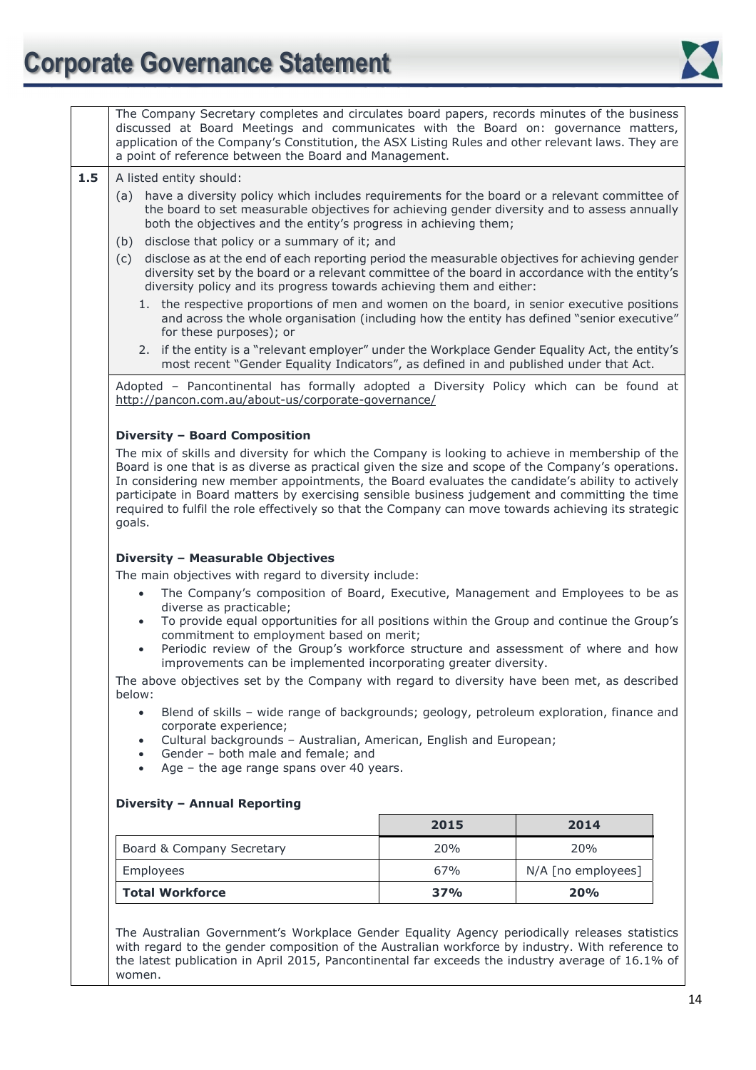The Company Secretary completes and circulates board papers, records minutes of the business discussed at Board Meetings and communicates with the Board on: governance matters, application of the Company's Constitution, the ASX Listing Rules and other relevant laws. They are a point of reference between the Board and Management.

**1.5** A listed entity should:

(a) have a diversity policy which includes requirements for the board or a relevant committee of the board to set measurable objectives for achieving gender diversity and to assess annually both the objectives and the entity's progress in achieving them;

(b) disclose that policy or a summary of it; and

(c) disclose as at the end of each reporting period the measurable objectives for achieving gender diversity set by the board or a relevant committee of the board in accordance with the entity's diversity policy and its progress towards achieving them and either:

1. the respective proportions of men and women on the board, in senior executive positions and across the whole organisation (including how the entity has defined "senior executive" for these purposes); or
2. if the entity is a "relevant employer" under the Workplace Gender Equality Act, the entity's most recent "Gender Equality Indicators", as defined in and published under that Act.

Adopted – Pancontinental has formally adopted a Diversity Policy which can be found at http://pancon.com.au/about-us/corporate-governance/

**Diversity – Board Composition**

The mix of skills and diversity for which the Company is looking to achieve in membership of the Board is one that is as diverse as practical given the size and scope of the Company's operations. In considering new member appointments, the Board evaluates the candidate's ability to actively participate in Board matters by exercising sensible business judgement and committing the time required to fulfil the role effectively so that the Company can move towards achieving its strategic goals.

**Diversity – Measurable Objectives**

The main objectives with regard to diversity include:

- The Company's composition of Board, Executive, Management and Employees to be as diverse as practicable;
- To provide equal opportunities for all positions within the Group and continue the Group's commitment to employment based on merit;
- Periodic review of the Group's workforce structure and assessment of where and how improvements can be implemented incorporating greater diversity.

The above objectives set by the Company with regard to diversity have been met, as described below:

- Blend of skills – wide range of backgrounds; geology, petroleum exploration, finance and corporate experience;
- Cultural backgrounds – Australian, American, English and European;
- Gender – both male and female; and
- Age – the age range spans over 40 years.

**Diversity – Annual Reporting**

| | 2015 | 2014 |
|---|---|---|
| Board & Company Secretary | 20% | 20% |
| Employees | 67% | N/A [no employees] |
| **Total Workforce** | **37%** | **20%** |

The Australian Government's Workplace Gender Equality Agency periodically releases statistics with regard to the gender composition of the Australian workforce by industry. With reference to the latest publication in April 2015, Pancontinental far exceeds the industry average of 16.1% of women.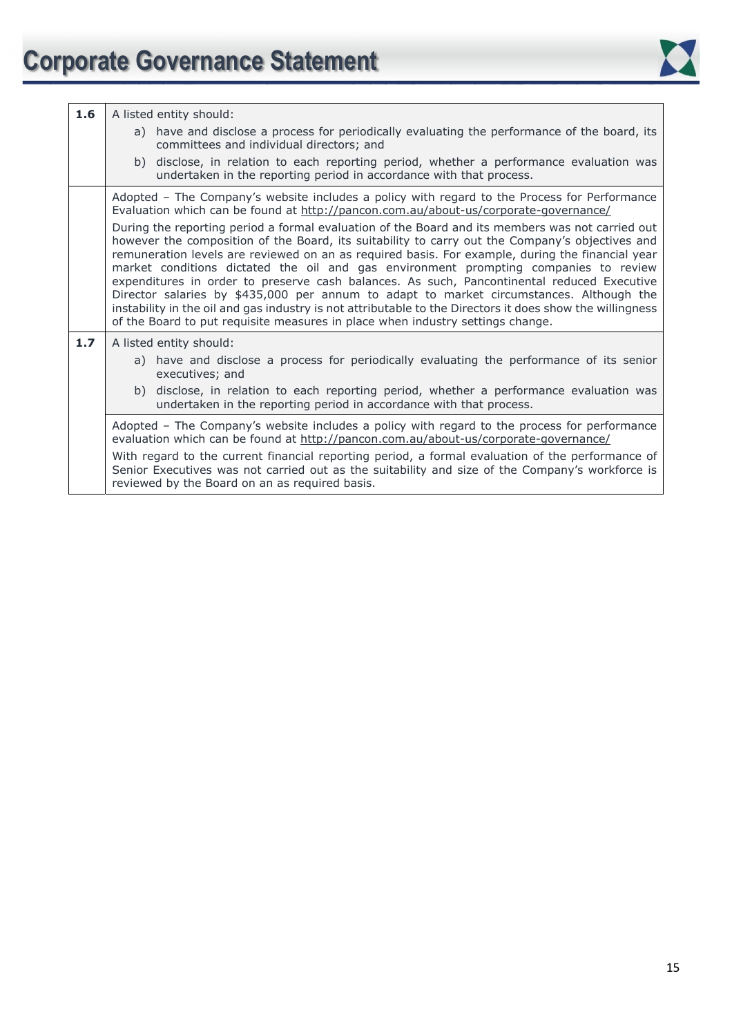| | |
|---|---|
| **1.6** | A listed entity should:<br>a) have and disclose a process for periodically evaluating the performance of the board, its committees and individual directors; and<br>b) disclose, in relation to each reporting period, whether a performance evaluation was undertaken in the reporting period in accordance with that process. |
| | Adopted – The Company's website includes a policy with regard to the Process for Performance Evaluation which can be found at http://pancon.com.au/about-us/corporate-governance/<br>During the reporting period a formal evaluation of the Board and its members was not carried out however the composition of the Board, its suitability to carry out the Company's objectives and remuneration levels are reviewed on an as required basis. For example, during the financial year market conditions dictated the oil and gas environment prompting companies to review expenditures in order to preserve cash balances. As such, Pancontinental reduced Executive Director salaries by $435,000 per annum to adapt to market circumstances. Although the instability in the oil and gas industry is not attributable to the Directors it does show the willingness of the Board to put requisite measures in place when industry settings change. |
| **1.7** | A listed entity should:<br>a) have and disclose a process for periodically evaluating the performance of its senior executives; and<br>b) disclose, in relation to each reporting period, whether a performance evaluation was undertaken in the reporting period in accordance with that process. |
| | Adopted – The Company's website includes a policy with regard to the process for performance evaluation which can be found at http://pancon.com.au/about-us/corporate-governance/<br>With regard to the current financial reporting period, a formal evaluation of the performance of Senior Executives was not carried out as the suitability and size of the Company's workforce is reviewed by the Board on an as required basis. |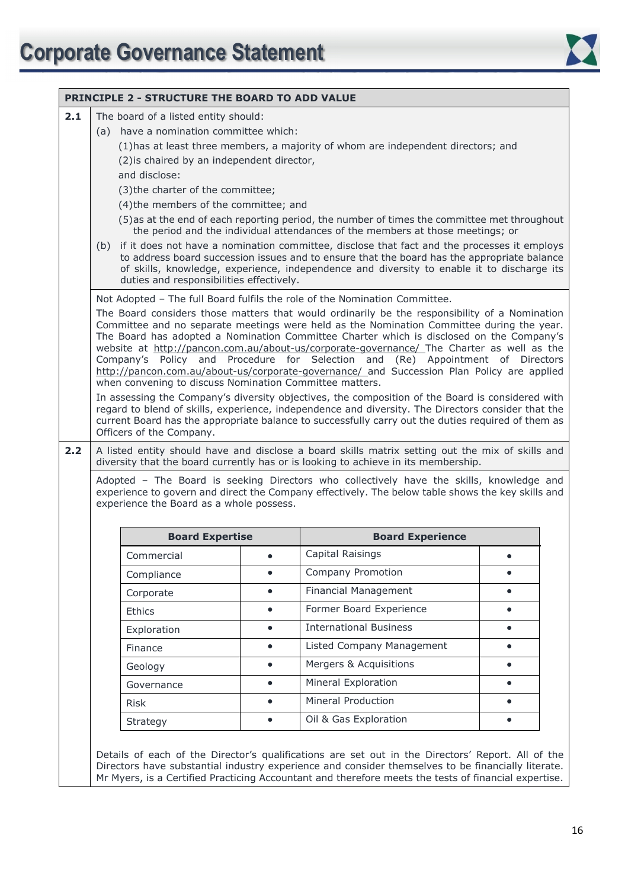## PRINCIPLE 2 - STRUCTURE THE BOARD TO ADD VALUE

**2.1** The board of a listed entity should:

(a) have a nomination committee which:

(1) has at least three members, a majority of whom are independent directors; and

(2) is chaired by an independent director,

and disclose:

(3) the charter of the committee;

(4) the members of the committee; and

(5) as at the end of each reporting period, the number of times the committee met throughout the period and the individual attendances of the members at those meetings; or

(b) if it does not have a nomination committee, disclose that fact and the processes it employs to address board succession issues and to ensure that the board has the appropriate balance of skills, knowledge, experience, independence and diversity to enable it to discharge its duties and responsibilities effectively.

Not Adopted – The full Board fulfils the role of the Nomination Committee.

The Board considers those matters that would ordinarily be the responsibility of a Nomination Committee and no separate meetings were held as the Nomination Committee during the year. The Board has adopted a Nomination Committee Charter which is disclosed on the Company's website at http://pancon.com.au/about-us/corporate-governance/ The Charter as well as the Company's Policy and Procedure for Selection and (Re) Appointment of Directors http://pancon.com.au/about-us/corporate-governance/ and Succession Plan Policy are applied when convening to discuss Nomination Committee matters.

In assessing the Company's diversity objectives, the composition of the Board is considered with regard to blend of skills, experience, independence and diversity. The Directors consider that the current Board has the appropriate balance to successfully carry out the duties required of them as Officers of the Company.

**2.2** A listed entity should have and disclose a board skills matrix setting out the mix of skills and diversity that the board currently has or is looking to achieve in its membership.

Adopted – The Board is seeking Directors who collectively have the skills, knowledge and experience to govern and direct the Company effectively. The below table shows the key skills and experience the Board as a whole possess.

| Board Expertise | | Board Experience | |
|---|---|---|---|
| Commercial | • | Capital Raisings | • |
| Compliance | • | Company Promotion | • |
| Corporate | • | Financial Management | • |
| Ethics | • | Former Board Experience | • |
| Exploration | • | International Business | • |
| Finance | • | Listed Company Management | • |
| Geology | • | Mergers & Acquisitions | • |
| Governance | • | Mineral Exploration | • |
| Risk | • | Mineral Production | • |
| Strategy | • | Oil & Gas Exploration | • |

Details of each of the Director's qualifications are set out in the Directors' Report. All of the Directors have substantial industry experience and consider themselves to be financially literate. Mr Myers, is a Certified Practicing Accountant and therefore meets the tests of financial expertise.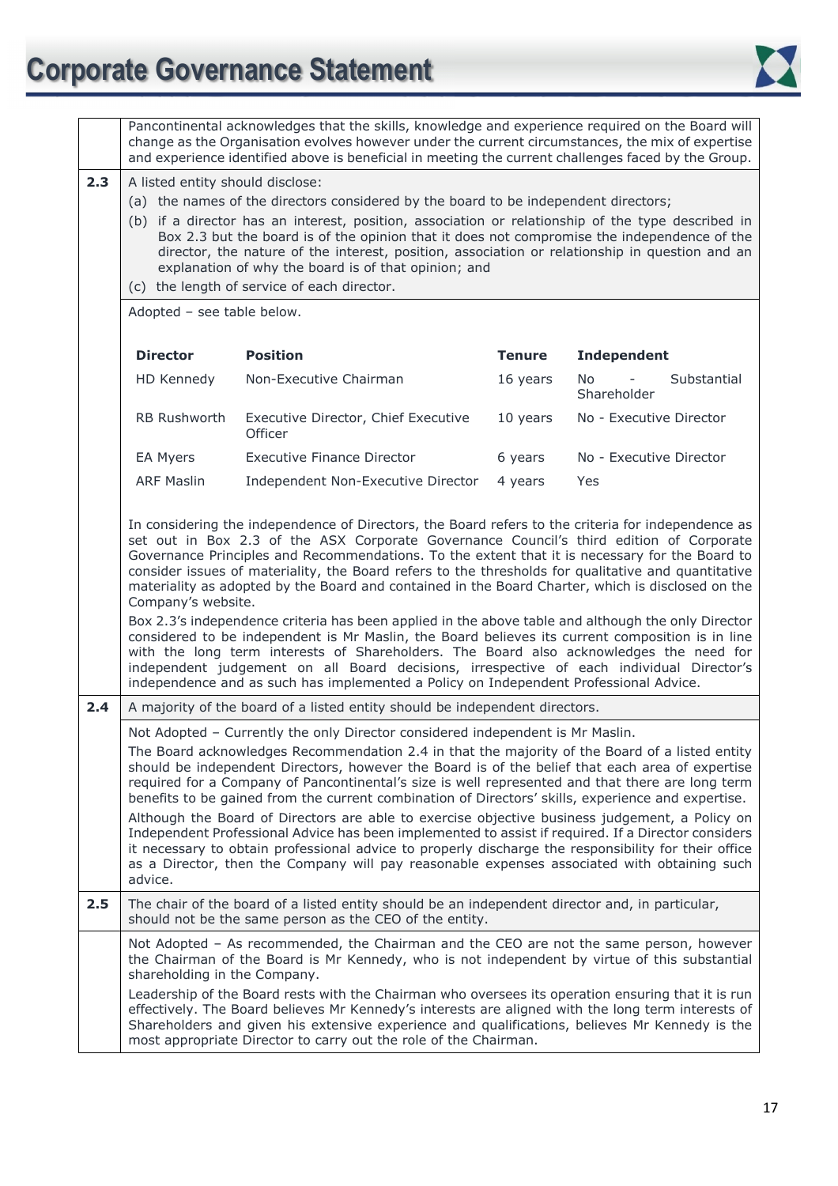| | |
|---|---|
| | Pancontinental acknowledges that the skills, knowledge and experience required on the Board will change as the Organisation evolves however under the current circumstances, the mix of expertise and experience identified above is beneficial in meeting the current challenges faced by the Group. |
| **2.3** | A listed entity should disclose:<br>(a) the names of the directors considered by the board to be independent directors;<br>(b) if a director has an interest, position, association or relationship of the type described in Box 2.3 but the board is of the opinion that it does not compromise the independence of the director, the nature of the interest, position, association or relationship in question and an explanation of why the board is of that opinion; and<br>(c) the length of service of each director. |
| | Adopted – see table below.<br><br>**Director** / **Position** / **Tenure** / **Independent**<br>HD Kennedy / Non-Executive Chairman / 16 years / No - Substantial Shareholder<br>RB Rushworth / Executive Director, Chief Executive Officer / 10 years / No - Executive Director<br>EA Myers / Executive Finance Director / 6 years / No - Executive Director<br>ARF Maslin / Independent Non-Executive Director / 4 years / Yes<br><br>In considering the independence of Directors, the Board refers to the criteria for independence as set out in Box 2.3 of the ASX Corporate Governance Council's third edition of Corporate Governance Principles and Recommendations. To the extent that it is necessary for the Board to consider issues of materiality, the Board refers to the thresholds for qualitative and quantitative materiality as adopted by the Board and contained in the Board Charter, which is disclosed on the Company's website.<br>Box 2.3's independence criteria has been applied in the above table and although the only Director considered to be independent is Mr Maslin, the Board believes its current composition is in line with the long term interests of Shareholders. The Board also acknowledges the need for independent judgement on all Board decisions, irrespective of each individual Director's independence and as such has implemented a Policy on Independent Professional Advice. |
| **2.4** | A majority of the board of a listed entity should be independent directors. |
| | Not Adopted – Currently the only Director considered independent is Mr Maslin.<br>The Board acknowledges Recommendation 2.4 in that the majority of the Board of a listed entity should be independent Directors, however the Board is of the belief that each area of expertise required for a Company of Pancontinental's size is well represented and that there are long term benefits to be gained from the current combination of Directors' skills, experience and expertise.<br>Although the Board of Directors are able to exercise objective business judgement, a Policy on Independent Professional Advice has been implemented to assist if required. If a Director considers it necessary to obtain professional advice to properly discharge the responsibility for their office as a Director, then the Company will pay reasonable expenses associated with obtaining such advice. |
| **2.5** | The chair of the board of a listed entity should be an independent director and, in particular, should not be the same person as the CEO of the entity. |
| | Not Adopted – As recommended, the Chairman and the CEO are not the same person, however the Chairman of the Board is Mr Kennedy, who is not independent by virtue of this substantial shareholding in the Company.<br>Leadership of the Board rests with the Chairman who oversees its operation ensuring that it is run effectively. The Board believes Mr Kennedy's interests are aligned with the long term interests of Shareholders and given his extensive experience and qualifications, believes Mr Kennedy is the most appropriate Director to carry out the role of the Chairman. |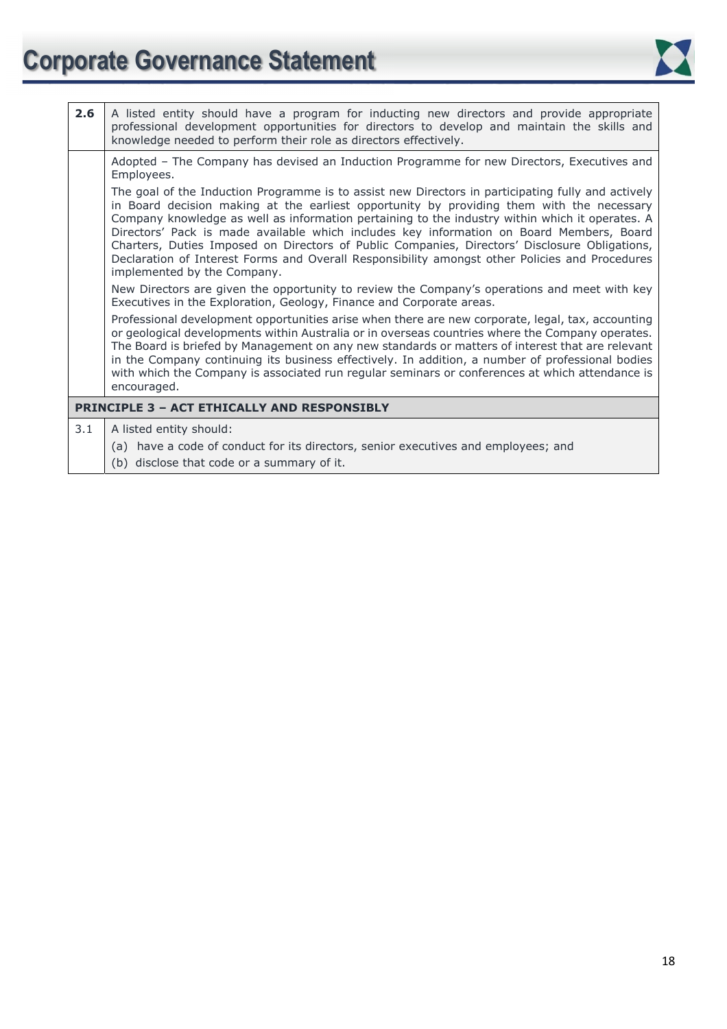| | |
|---|---|
| **2.6** | A listed entity should have a program for inducting new directors and provide appropriate professional development opportunities for directors to develop and maintain the skills and knowledge needed to perform their role as directors effectively. |
| | Adopted – The Company has devised an Induction Programme for new Directors, Executives and Employees.<br><br>The goal of the Induction Programme is to assist new Directors in participating fully and actively in Board decision making at the earliest opportunity by providing them with the necessary Company knowledge as well as information pertaining to the industry within which it operates. A Directors' Pack is made available which includes key information on Board Members, Board Charters, Duties Imposed on Directors of Public Companies, Directors' Disclosure Obligations, Declaration of Interest Forms and Overall Responsibility amongst other Policies and Procedures implemented by the Company.<br><br>New Directors are given the opportunity to review the Company's operations and meet with key Executives in the Exploration, Geology, Finance and Corporate areas.<br><br>Professional development opportunities arise when there are new corporate, legal, tax, accounting or geological developments within Australia or in overseas countries where the Company operates. The Board is briefed by Management on any new standards or matters of interest that are relevant in the Company continuing its business effectively. In addition, a number of professional bodies with which the Company is associated run regular seminars or conferences at which attendance is encouraged. |
| **PRINCIPLE 3 – ACT ETHICALLY AND RESPONSIBLY** | |
| 3.1 | A listed entity should:<br>(a) have a code of conduct for its directors, senior executives and employees; and<br>(b) disclose that code or a summary of it. |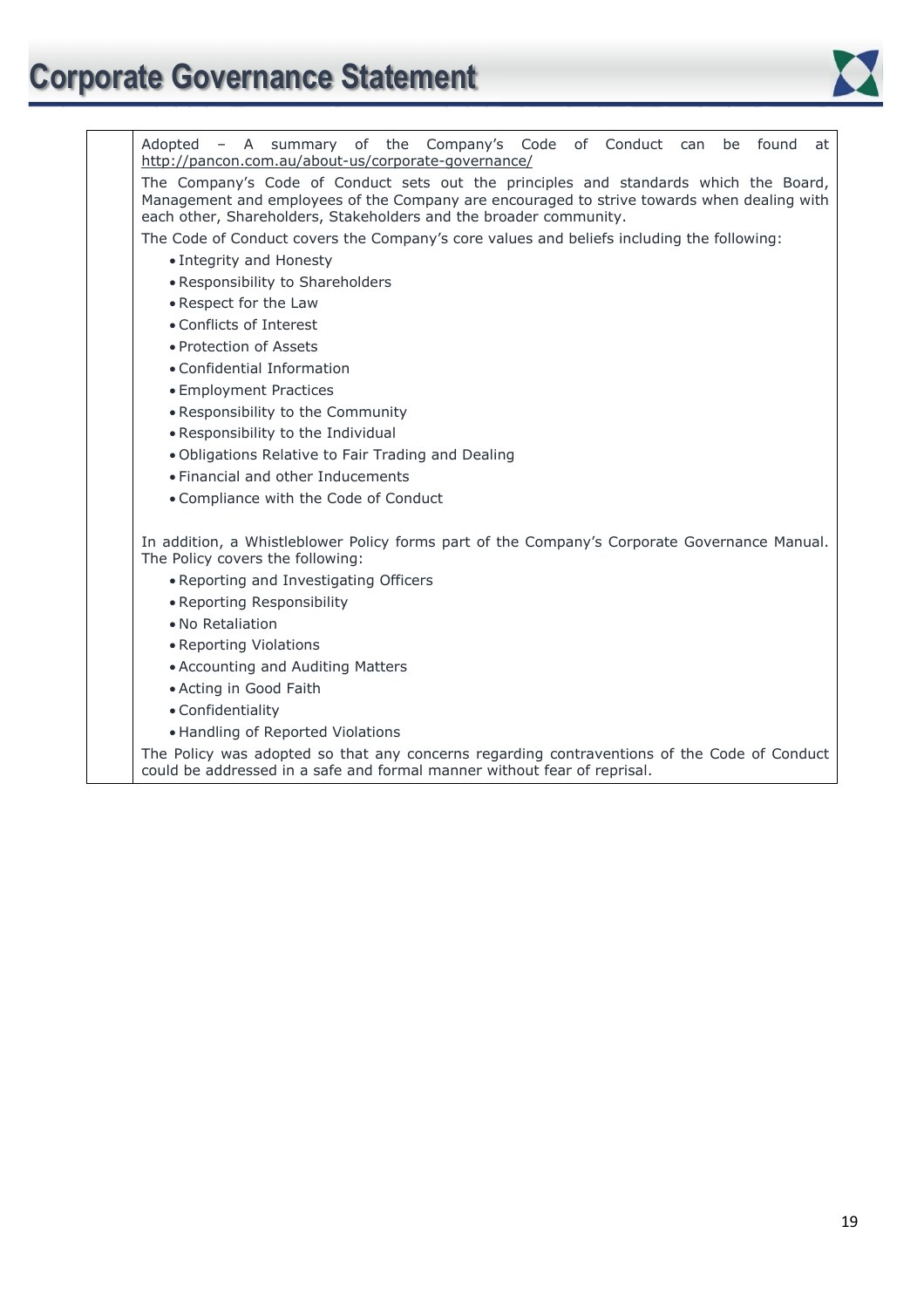| | |
|---|---|
| | Adopted – A summary of the Company's Code of Conduct can be found at http://pancon.com.au/about-us/corporate-governance/<br><br>The Company's Code of Conduct sets out the principles and standards which the Board, Management and employees of the Company are encouraged to strive towards when dealing with each other, Shareholders, Stakeholders and the broader community.<br><br>The Code of Conduct covers the Company's core values and beliefs including the following:<br>• Integrity and Honesty<br>• Responsibility to Shareholders<br>• Respect for the Law<br>• Conflicts of Interest<br>• Protection of Assets<br>• Confidential Information<br>• Employment Practices<br>• Responsibility to the Community<br>• Responsibility to the Individual<br>• Obligations Relative to Fair Trading and Dealing<br>• Financial and other Inducements<br>• Compliance with the Code of Conduct<br><br>In addition, a Whistleblower Policy forms part of the Company's Corporate Governance Manual. The Policy covers the following:<br>• Reporting and Investigating Officers<br>• Reporting Responsibility<br>• No Retaliation<br>• Reporting Violations<br>• Accounting and Auditing Matters<br>• Acting in Good Faith<br>• Confidentiality<br>• Handling of Reported Violations<br><br>The Policy was adopted so that any concerns regarding contraventions of the Code of Conduct could be addressed in a safe and formal manner without fear of reprisal. |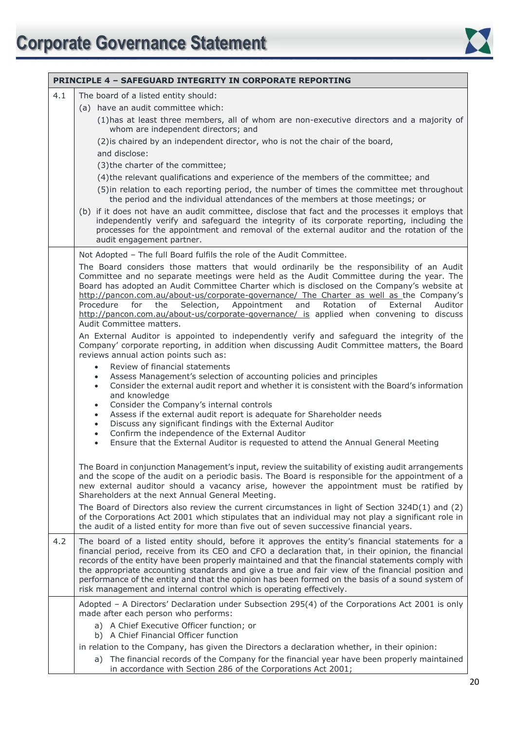| PRINCIPLE 4 – SAFEGUARD INTEGRITY IN CORPORATE REPORTING | |
|---|---|
| 4.1 | The board of a listed entity should:<br>(a) have an audit committee which:<br>(1) has at least three members, all of whom are non-executive directors and a majority of whom are independent directors; and<br>(2) is chaired by an independent director, who is not the chair of the board,<br>and disclose:<br>(3) the charter of the committee;<br>(4) the relevant qualifications and experience of the members of the committee; and<br>(5) in relation to each reporting period, the number of times the committee met throughout the period and the individual attendances of the members at those meetings; or<br>(b) if it does not have an audit committee, disclose that fact and the processes it employs that independently verify and safeguard the integrity of its corporate reporting, including the processes for the appointment and removal of the external auditor and the rotation of the audit engagement partner. |
| | Not Adopted – The full Board fulfils the role of the Audit Committee.<br>The Board considers those matters that would ordinarily be the responsibility of an Audit Committee and no separate meetings were held as the Audit Committee during the year. The Board has adopted an Audit Committee Charter which is disclosed on the Company's website at http://pancon.com.au/about-us/corporate-governance/ The Charter as well as the Company's Procedure for the Selection, Appointment and Rotation of External Auditor http://pancon.com.au/about-us/corporate-governance/ is applied when convening to discuss Audit Committee matters.<br>An External Auditor is appointed to independently verify and safeguard the integrity of the Company' corporate reporting, in addition when discussing Audit Committee matters, the Board reviews annual action points such as:<br>• Review of financial statements<br>• Assess Management's selection of accounting policies and principles<br>• Consider the external audit report and whether it is consistent with the Board's information and knowledge<br>• Consider the Company's internal controls<br>• Assess if the external audit report is adequate for Shareholder needs<br>• Discuss any significant findings with the External Auditor<br>• Confirm the independence of the External Auditor<br>• Ensure that the External Auditor is requested to attend the Annual General Meeting<br><br>The Board in conjunction Management's input, review the suitability of existing audit arrangements and the scope of the audit on a periodic basis. The Board is responsible for the appointment of a new external auditor should a vacancy arise, however the appointment must be ratified by Shareholders at the next Annual General Meeting.<br>The Board of Directors also review the current circumstances in light of Section 324D(1) and (2) of the Corporations Act 2001 which stipulates that an individual may not play a significant role in the audit of a listed entity for more than five out of seven successive financial years. |
| 4.2 | The board of a listed entity should, before it approves the entity's financial statements for a financial period, receive from its CEO and CFO a declaration that, in their opinion, the financial records of the entity have been properly maintained and that the financial statements comply with the appropriate accounting standards and give a true and fair view of the financial position and performance of the entity and that the opinion has been formed on the basis of a sound system of risk management and internal control which is operating effectively. |
| | Adopted – A Directors' Declaration under Subsection 295(4) of the Corporations Act 2001 is only made after each person who performs:<br>a) A Chief Executive Officer function; or<br>b) A Chief Financial Officer function<br>in relation to the Company, has given the Directors a declaration whether, in their opinion:<br>a) The financial records of the Company for the financial year have been properly maintained in accordance with Section 286 of the Corporations Act 2001; |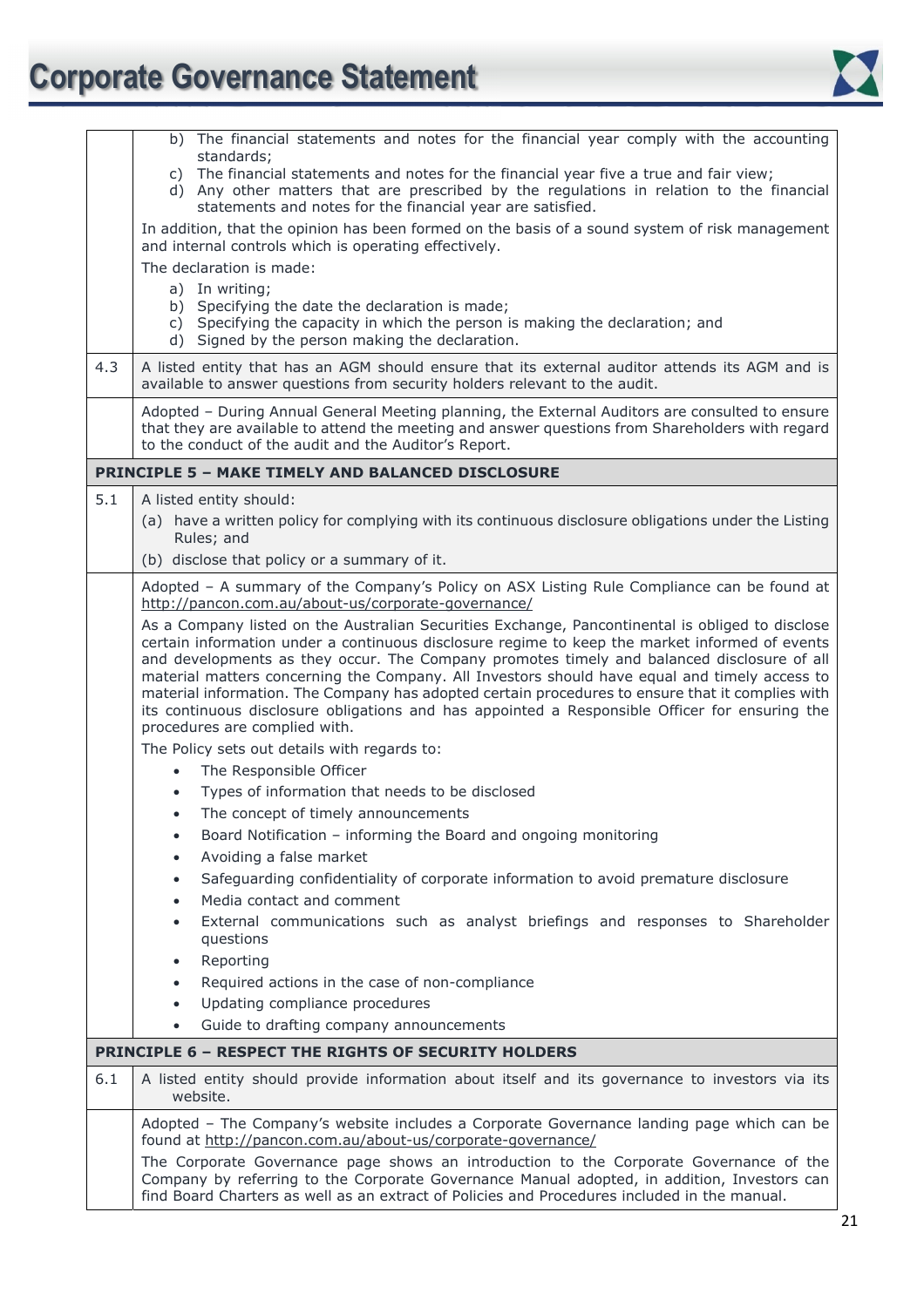| | |
|---|---|
| | b) The financial statements and notes for the financial year comply with the accounting standards;<br>c) The financial statements and notes for the financial year five a true and fair view;<br>d) Any other matters that are prescribed by the regulations in relation to the financial statements and notes for the financial year are satisfied.<br><br>In addition, that the opinion has been formed on the basis of a sound system of risk management and internal controls which is operating effectively.<br><br>The declaration is made:<br><br>a) In writing;<br>b) Specifying the date the declaration is made;<br>c) Specifying the capacity in which the person is making the declaration; and<br>d) Signed by the person making the declaration. |
| 4.3 | A listed entity that has an AGM should ensure that its external auditor attends its AGM and is available to answer questions from security holders relevant to the audit. |
| | Adopted – During Annual General Meeting planning, the External Auditors are consulted to ensure that they are available to attend the meeting and answer questions from Shareholders with regard to the conduct of the audit and the Auditor's Report. |
| **PRINCIPLE 5 – MAKE TIMELY AND BALANCED DISCLOSURE** | |
| 5.1 | A listed entity should:<br>(a) have a written policy for complying with its continuous disclosure obligations under the Listing Rules; and<br>(b) disclose that policy or a summary of it. |
| | Adopted – A summary of the Company's Policy on ASX Listing Rule Compliance can be found at http://pancon.com.au/about-us/corporate-governance/<br><br>As a Company listed on the Australian Securities Exchange, Pancontinental is obliged to disclose certain information under a continuous disclosure regime to keep the market informed of events and developments as they occur. The Company promotes timely and balanced disclosure of all material matters concerning the Company. All Investors should have equal and timely access to material information. The Company has adopted certain procedures to ensure that it complies with its continuous disclosure obligations and has appointed a Responsible Officer for ensuring the procedures are complied with.<br><br>The Policy sets out details with regards to:<br><br>• The Responsible Officer<br>• Types of information that needs to be disclosed<br>• The concept of timely announcements<br>• Board Notification – informing the Board and ongoing monitoring<br>• Avoiding a false market<br>• Safeguarding confidentiality of corporate information to avoid premature disclosure<br>• Media contact and comment<br>• External communications such as analyst briefings and responses to Shareholder questions<br>• Reporting<br>• Required actions in the case of non-compliance<br>• Updating compliance procedures<br>• Guide to drafting company announcements |
| **PRINCIPLE 6 – RESPECT THE RIGHTS OF SECURITY HOLDERS** | |
| 6.1 | A listed entity should provide information about itself and its governance to investors via its website. |
| | Adopted – The Company's website includes a Corporate Governance landing page which can be found at http://pancon.com.au/about-us/corporate-governance/<br><br>The Corporate Governance page shows an introduction to the Corporate Governance of the Company by referring to the Corporate Governance Manual adopted, in addition, Investors can find Board Charters as well as an extract of Policies and Procedures included in the manual. |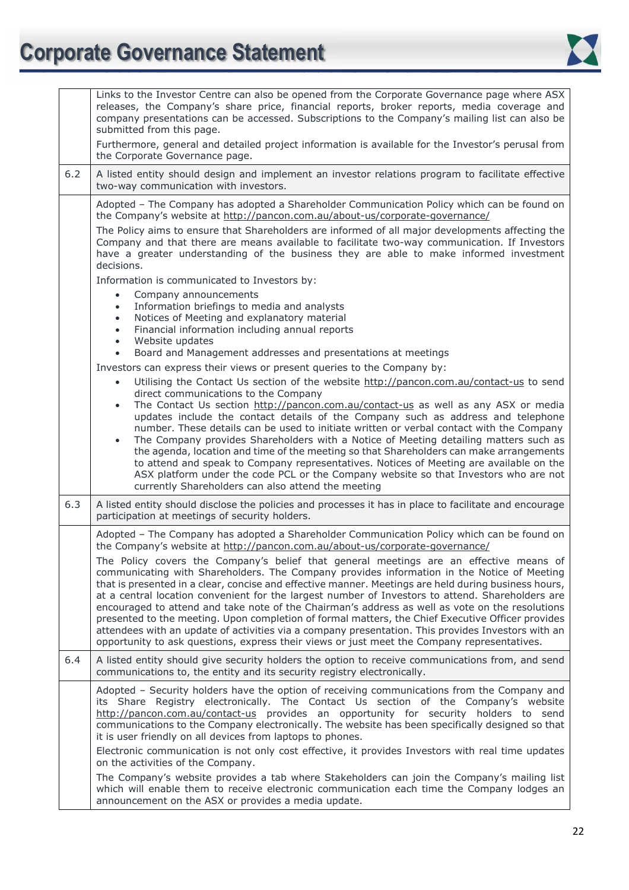| | |
|---|---|
| | Links to the Investor Centre can also be opened from the Corporate Governance page where ASX releases, the Company's share price, financial reports, broker reports, media coverage and company presentations can be accessed. Subscriptions to the Company's mailing list can also be submitted from this page.<br><br>Furthermore, general and detailed project information is available for the Investor's perusal from the Corporate Governance page. |
| 6.2 | A listed entity should design and implement an investor relations program to facilitate effective two-way communication with investors. |
| | Adopted – The Company has adopted a Shareholder Communication Policy which can be found on the Company's website at http://pancon.com.au/about-us/corporate-governance/<br><br>The Policy aims to ensure that Shareholders are informed of all major developments affecting the Company and that there are means available to facilitate two-way communication. If Investors have a greater understanding of the business they are able to make informed investment decisions.<br><br>Information is communicated to Investors by:<br>• Company announcements<br>• Information briefings to media and analysts<br>• Notices of Meeting and explanatory material<br>• Financial information including annual reports<br>• Website updates<br>• Board and Management addresses and presentations at meetings<br><br>Investors can express their views or present queries to the Company by:<br>• Utilising the Contact Us section of the website http://pancon.com.au/contact-us to send direct communications to the Company<br>• The Contact Us section http://pancon.com.au/contact-us as well as any ASX or media updates include the contact details of the Company such as address and telephone number. These details can be used to initiate written or verbal contact with the Company<br>• The Company provides Shareholders with a Notice of Meeting detailing matters such as the agenda, location and time of the meeting so that Shareholders can make arrangements to attend and speak to Company representatives. Notices of Meeting are available on the ASX platform under the code PCL or the Company website so that Investors who are not currently Shareholders can also attend the meeting |
| 6.3 | A listed entity should disclose the policies and processes it has in place to facilitate and encourage participation at meetings of security holders. |
| | Adopted – The Company has adopted a Shareholder Communication Policy which can be found on the Company's website at http://pancon.com.au/about-us/corporate-governance/<br><br>The Policy covers the Company's belief that general meetings are an effective means of communicating with Shareholders. The Company provides information in the Notice of Meeting that is presented in a clear, concise and effective manner. Meetings are held during business hours, at a central location convenient for the largest number of Investors to attend. Shareholders are encouraged to attend and take note of the Chairman's address as well as vote on the resolutions presented to the meeting. Upon completion of formal matters, the Chief Executive Officer provides attendees with an update of activities via a company presentation. This provides Investors with an opportunity to ask questions, express their views or just meet the Company representatives. |
| 6.4 | A listed entity should give security holders the option to receive communications from, and send communications to, the entity and its security registry electronically. |
| | Adopted – Security holders have the option of receiving communications from the Company and its Share Registry electronically. The Contact Us section of the Company's website http://pancon.com.au/contact-us provides an opportunity for security holders to send communications to the Company electronically. The website has been specifically designed so that it is user friendly on all devices from laptops to phones.<br><br>Electronic communication is not only cost effective, it provides Investors with real time updates on the activities of the Company.<br><br>The Company's website provides a tab where Stakeholders can join the Company's mailing list which will enable them to receive electronic communication each time the Company lodges an announcement on the ASX or provides a media update. |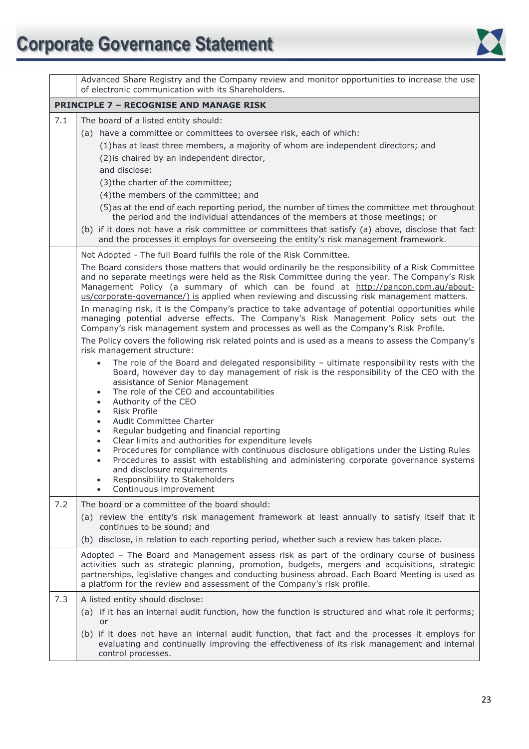| | |
|---|---|
| | Advanced Share Registry and the Company review and monitor opportunities to increase the use of electronic communication with its Shareholders. |
| **PRINCIPLE 7 – RECOGNISE AND MANAGE RISK** | |
| 7.1 | The board of a listed entity should:<br>(a) have a committee or committees to oversee risk, each of which:<br>(1) has at least three members, a majority of whom are independent directors; and<br>(2) is chaired by an independent director,<br>and disclose:<br>(3) the charter of the committee;<br>(4) the members of the committee; and<br>(5) as at the end of each reporting period, the number of times the committee met throughout the period and the individual attendances of the members at those meetings; or<br>(b) if it does not have a risk committee or committees that satisfy (a) above, disclose that fact and the processes it employs for overseeing the entity's risk management framework. |
| | Not Adopted - The full Board fulfils the role of the Risk Committee.<br>The Board considers those matters that would ordinarily be the responsibility of a Risk Committee and no separate meetings were held as the Risk Committee during the year. The Company's Risk Management Policy (a summary of which can be found at http://pancon.com.au/about-us/corporate-governance/) is applied when reviewing and discussing risk management matters.<br>In managing risk, it is the Company's practice to take advantage of potential opportunities while managing potential adverse effects. The Company's Risk Management Policy sets out the Company's risk management system and processes as well as the Company's Risk Profile.<br>The Policy covers the following risk related points and is used as a means to assess the Company's risk management structure:<br>• The role of the Board and delegated responsibility – ultimate responsibility rests with the Board, however day to day management of risk is the responsibility of the CEO with the assistance of Senior Management<br>• The role of the CEO and accountabilities<br>• Authority of the CEO<br>• Risk Profile<br>• Audit Committee Charter<br>• Regular budgeting and financial reporting<br>• Clear limits and authorities for expenditure levels<br>• Procedures for compliance with continuous disclosure obligations under the Listing Rules<br>• Procedures to assist with establishing and administering corporate governance systems and disclosure requirements<br>• Responsibility to Stakeholders<br>• Continuous improvement |
| 7.2 | The board or a committee of the board should:<br>(a) review the entity's risk management framework at least annually to satisfy itself that it continues to be sound; and<br>(b) disclose, in relation to each reporting period, whether such a review has taken place. |
| | Adopted – The Board and Management assess risk as part of the ordinary course of business activities such as strategic planning, promotion, budgets, mergers and acquisitions, strategic partnerships, legislative changes and conducting business abroad. Each Board Meeting is used as a platform for the review and assessment of the Company's risk profile. |
| 7.3 | A listed entity should disclose:<br>(a) if it has an internal audit function, how the function is structured and what role it performs; or<br>(b) if it does not have an internal audit function, that fact and the processes it employs for evaluating and continually improving the effectiveness of its risk management and internal control processes. |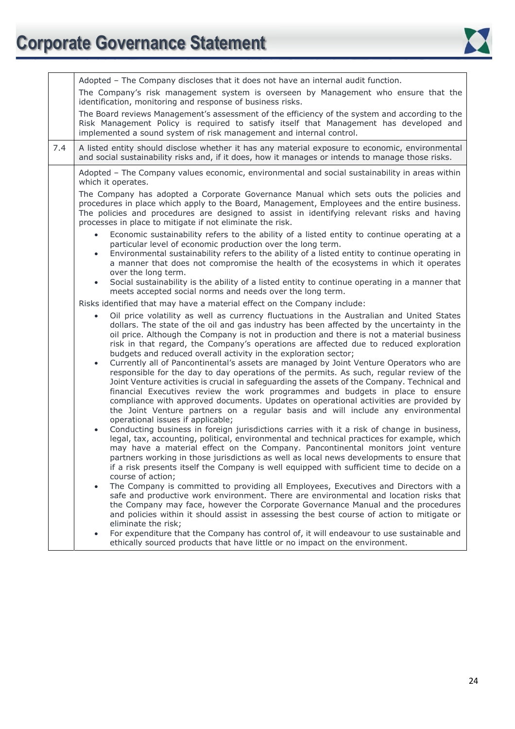| | |
|---|---|
| | Adopted – The Company discloses that it does not have an internal audit function.<br><br>The Company's risk management system is overseen by Management who ensure that the identification, monitoring and response of business risks.<br><br>The Board reviews Management's assessment of the efficiency of the system and according to the Risk Management Policy is required to satisfy itself that Management has developed and implemented a sound system of risk management and internal control. |
| 7.4 | A listed entity should disclose whether it has any material exposure to economic, environmental and social sustainability risks and, if it does, how it manages or intends to manage those risks. |
| | Adopted – The Company values economic, environmental and social sustainability in areas within which it operates.<br><br>The Company has adopted a Corporate Governance Manual which sets outs the policies and procedures in place which apply to the Board, Management, Employees and the entire business. The policies and procedures are designed to assist in identifying relevant risks and having processes in place to mitigate if not eliminate the risk.<br><br>• Economic sustainability refers to the ability of a listed entity to continue operating at a particular level of economic production over the long term.<br>• Environmental sustainability refers to the ability of a listed entity to continue operating in a manner that does not compromise the health of the ecosystems in which it operates over the long term.<br>• Social sustainability is the ability of a listed entity to continue operating in a manner that meets accepted social norms and needs over the long term.<br><br>Risks identified that may have a material effect on the Company include:<br><br>• Oil price volatility as well as currency fluctuations in the Australian and United States dollars. The state of the oil and gas industry has been affected by the uncertainty in the oil price. Although the Company is not in production and there is not a material business risk in that regard, the Company's operations are affected due to reduced exploration budgets and reduced overall activity in the exploration sector;<br>• Currently all of Pancontinental's assets are managed by Joint Venture Operators who are responsible for the day to day operations of the permits. As such, regular review of the Joint Venture activities is crucial in safeguarding the assets of the Company. Technical and financial Executives review the work programmes and budgets in place to ensure compliance with approved documents. Updates on operational activities are provided by the Joint Venture partners on a regular basis and will include any environmental operational issues if applicable;<br>• Conducting business in foreign jurisdictions carries with it a risk of change in business, legal, tax, accounting, political, environmental and technical practices for example, which may have a material effect on the Company. Pancontinental monitors joint venture partners working in those jurisdictions as well as local news developments to ensure that if a risk presents itself the Company is well equipped with sufficient time to decide on a course of action;<br>• The Company is committed to providing all Employees, Executives and Directors with a safe and productive work environment. There are environmental and location risks that the Company may face, however the Corporate Governance Manual and the procedures and policies within it should assist in assessing the best course of action to mitigate or eliminate the risk;<br>• For expenditure that the Company has control of, it will endeavour to use sustainable and ethically sourced products that have little or no impact on the environment. |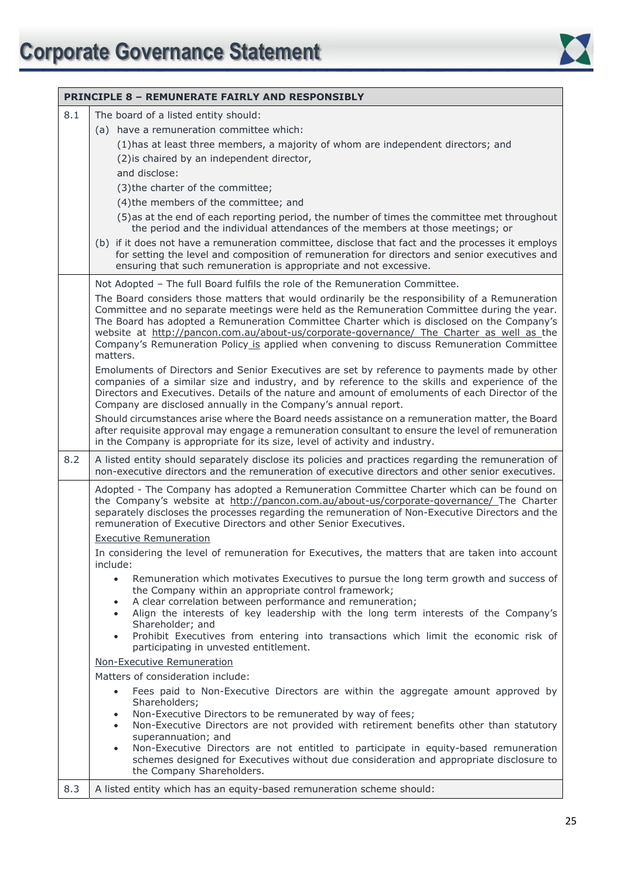| PRINCIPLE 8 – REMUNERATE FAIRLY AND RESPONSIBLY | |
|---|---|
| 8.1 | The board of a listed entity should:<br>(a) have a remuneration committee which:<br>(1)has at least three members, a majority of whom are independent directors; and<br>(2)is chaired by an independent director,<br>and disclose:<br>(3)the charter of the committee;<br>(4)the members of the committee; and<br>(5)as at the end of each reporting period, the number of times the committee met throughout the period and the individual attendances of the members at those meetings; or<br>(b) if it does not have a remuneration committee, disclose that fact and the processes it employs for setting the level and composition of remuneration for directors and senior executives and ensuring that such remuneration is appropriate and not excessive. |
| | Not Adopted – The full Board fulfils the role of the Remuneration Committee.<br>The Board considers those matters that would ordinarily be the responsibility of a Remuneration Committee and no separate meetings were held as the Remuneration Committee during the year. The Board has adopted a Remuneration Committee Charter which is disclosed on the Company's website at http://pancon.com.au/about-us/corporate-governance/ The Charter as well as the Company's Remuneration Policy is applied when convening to discuss Remuneration Committee matters.<br>Emoluments of Directors and Senior Executives are set by reference to payments made by other companies of a similar size and industry, and by reference to the skills and experience of the Directors and Executives. Details of the nature and amount of emoluments of each Director of the Company are disclosed annually in the Company's annual report.<br>Should circumstances arise where the Board needs assistance on a remuneration matter, the Board after requisite approval may engage a remuneration consultant to ensure the level of remuneration in the Company is appropriate for its size, level of activity and industry. |
| 8.2 | A listed entity should separately disclose its policies and practices regarding the remuneration of non-executive directors and the remuneration of executive directors and other senior executives. |
| | Adopted - The Company has adopted a Remuneration Committee Charter which can be found on the Company's website at http://pancon.com.au/about-us/corporate-governance/ The Charter separately discloses the processes regarding the remuneration of Non-Executive Directors and the remuneration of Executive Directors and other Senior Executives.<br>Executive Remuneration<br>In considering the level of remuneration for Executives, the matters that are taken into account include:<br>• Remuneration which motivates Executives to pursue the long term growth and success of the Company within an appropriate control framework;<br>• A clear correlation between performance and remuneration;<br>• Align the interests of key leadership with the long term interests of the Company's Shareholder; and<br>• Prohibit Executives from entering into transactions which limit the economic risk of participating in unvested entitlement.<br>Non-Executive Remuneration<br>Matters of consideration include:<br>• Fees paid to Non-Executive Directors are within the aggregate amount approved by Shareholders;<br>• Non-Executive Directors to be remunerated by way of fees;<br>• Non-Executive Directors are not provided with retirement benefits other than statutory superannuation; and<br>• Non-Executive Directors are not entitled to participate in equity-based remuneration schemes designed for Executives without due consideration and appropriate disclosure to the Company Shareholders. |
| 8.3 | A listed entity which has an equity-based remuneration scheme should: |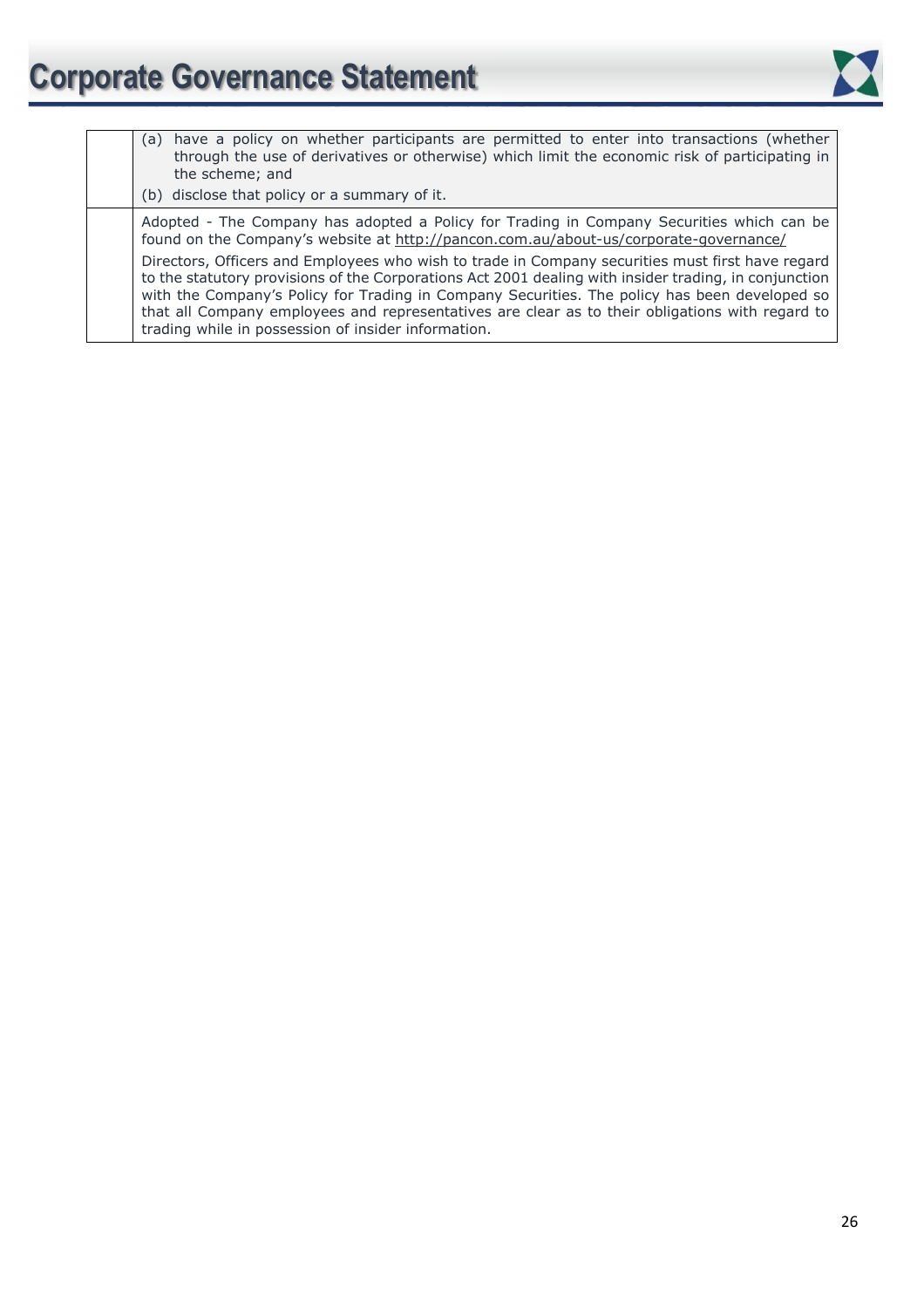| | |
|---|---|
| | (a) have a policy on whether participants are permitted to enter into transactions (whether through the use of derivatives or otherwise) which limit the economic risk of participating in the scheme; and<br>(b) disclose that policy or a summary of it. |
| | Adopted - The Company has adopted a Policy for Trading in Company Securities which can be found on the Company's website at http://pancon.com.au/about-us/corporate-governance/<br>Directors, Officers and Employees who wish to trade in Company securities must first have regard to the statutory provisions of the Corporations Act 2001 dealing with insider trading, in conjunction with the Company's Policy for Trading in Company Securities. The policy has been developed so that all Company employees and representatives are clear as to their obligations with regard to trading while in possession of insider information. |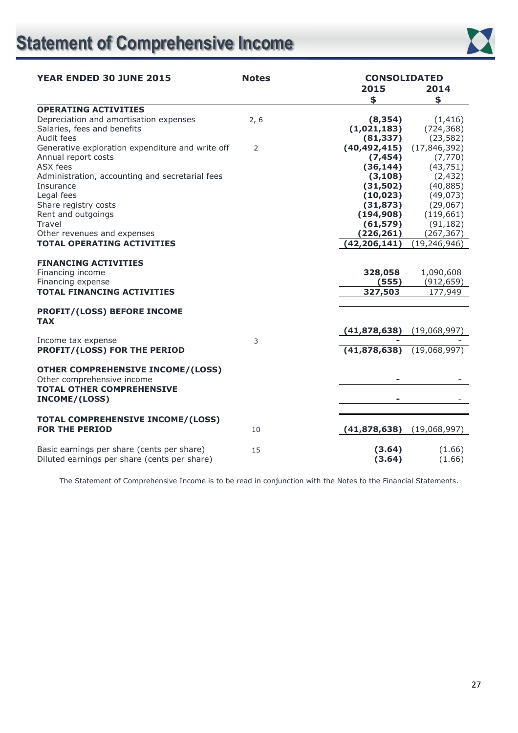# Statement of Comprehensive Income

| YEAR ENDED 30 JUNE 2015 | Notes | CONSOLIDATED 2015 $ | 2014 $ |
|---|---|---|---|
| **OPERATING ACTIVITIES** | | | |
| Depreciation and amortisation expenses | 2, 6 | **(8,354)** | (1,416) |
| Salaries, fees and benefits | | **(1,021,183)** | (724,368) |
| Audit fees | | **(81,337)** | (23,582) |
| Generative exploration expenditure and write off | 2 | **(40,492,415)** | (17,846,392) |
| Annual report costs | | **(7,454)** | (7,770) |
| ASX fees | | **(36,144)** | (43,751) |
| Administration, accounting and secretarial fees | | **(3,108)** | (2,432) |
| Insurance | | **(31,502)** | (40,885) |
| Legal fees | | **(10,023)** | (49,073) |
| Share registry costs | | **(31,873)** | (29,067) |
| Rent and outgoings | | **(194,908)** | (119,661) |
| Travel | | **(61,579)** | (91,182) |
| Other revenues and expenses | | **(226,261)** | (267,367) |
| **TOTAL OPERATING ACTIVITIES** | | **(42,206,141)** | (19,246,946) |
| **FINANCING ACTIVITIES** | | | |
| Financing income | | **328,058** | 1,090,608 |
| Financing expense | | **(555)** | (912,659) |
| **TOTAL FINANCING ACTIVITIES** | | **327,503** | 177,949 |
| **PROFIT/(LOSS) BEFORE INCOME TAX** | | **(41,878,638)** | (19,068,997) |
| Income tax expense | 3 | **-** | - |
| **PROFIT/(LOSS) FOR THE PERIOD** | | **(41,878,638)** | (19,068,997) |
| **OTHER COMPREHENSIVE INCOME/(LOSS)** | | | |
| Other comprehensive income | | **-** | - |
| **TOTAL OTHER COMPREHENSIVE INCOME/(LOSS)** | | **-** | - |
| **TOTAL COMPREHENSIVE INCOME/(LOSS) FOR THE PERIOD** | 10 | **(41,878,638)** | (19,068,997) |
| Basic earnings per share (cents per share) | 15 | **(3.64)** | (1.66) |
| Diluted earnings per share (cents per share) | | **(3.64)** | (1.66) |

The Statement of Comprehensive Income is to be read in conjunction with the Notes to the Financial Statements.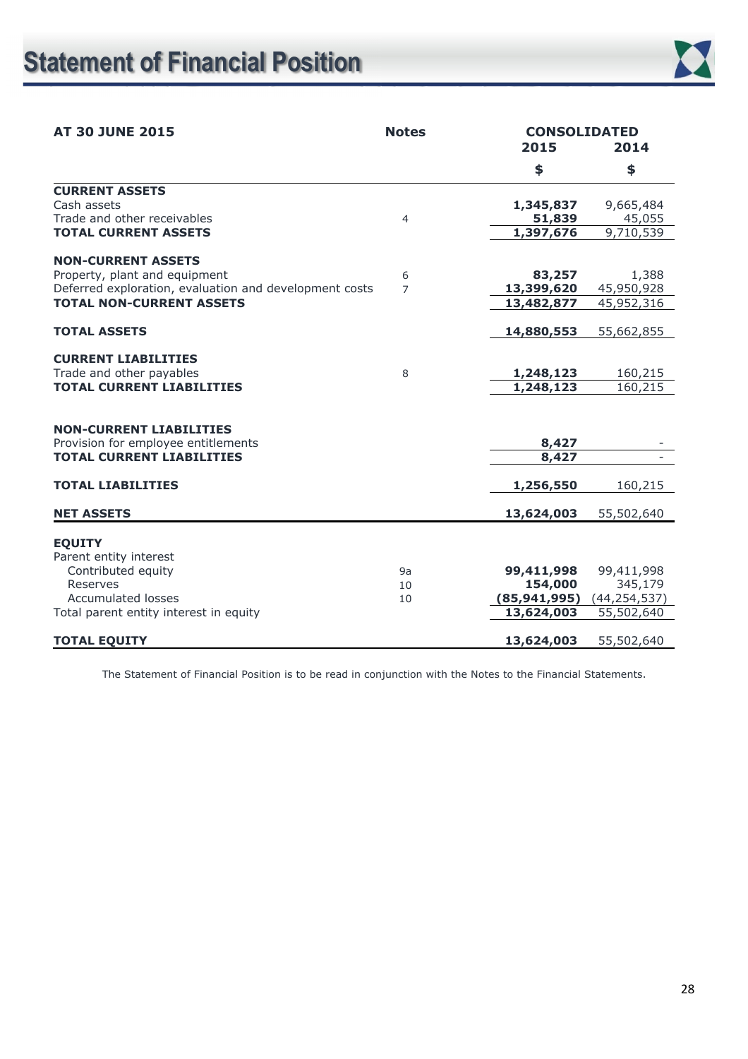# Statement of Financial Position

| AT 30 JUNE 2015 | Notes | CONSOLIDATED 2015 | 2014 |
|---|---|---|---|
| | | **$** | **$** |
| **CURRENT ASSETS** | | | |
| Cash assets | | **1,345,837** | 9,665,484 |
| Trade and other receivables | 4 | **51,839** | 45,055 |
| **TOTAL CURRENT ASSETS** | | **1,397,676** | 9,710,539 |
| | | | |
| **NON-CURRENT ASSETS** | | | |
| Property, plant and equipment | 6 | **83,257** | 1,388 |
| Deferred exploration, evaluation and development costs | 7 | **13,399,620** | 45,950,928 |
| **TOTAL NON-CURRENT ASSETS** | | **13,482,877** | 45,952,316 |
| | | | |
| **TOTAL ASSETS** | | **14,880,553** | 55,662,855 |
| | | | |
| **CURRENT LIABILITIES** | | | |
| Trade and other payables | 8 | **1,248,123** | 160,215 |
| **TOTAL CURRENT LIABILITIES** | | **1,248,123** | 160,215 |
| | | | |
| **NON-CURRENT LIABILITIES** | | | |
| Provision for employee entitlements | | **8,427** | - |
| **TOTAL CURRENT LIABILITIES** | | **8,427** | - |
| | | | |
| **TOTAL LIABILITIES** | | **1,256,550** | 160,215 |
| | | | |
| **NET ASSETS** | | **13,624,003** | 55,502,640 |
| | | | |
| **EQUITY** | | | |
| Parent entity interest | | | |
| Contributed equity | 9a | **99,411,998** | 99,411,998 |
| Reserves | 10 | **154,000** | 345,179 |
| Accumulated losses | 10 | **(85,941,995)** | (44,254,537) |
| Total parent entity interest in equity | | **13,624,003** | 55,502,640 |
| | | | |
| **TOTAL EQUITY** | | **13,624,003** | 55,502,640 |

The Statement of Financial Position is to be read in conjunction with the Notes to the Financial Statements.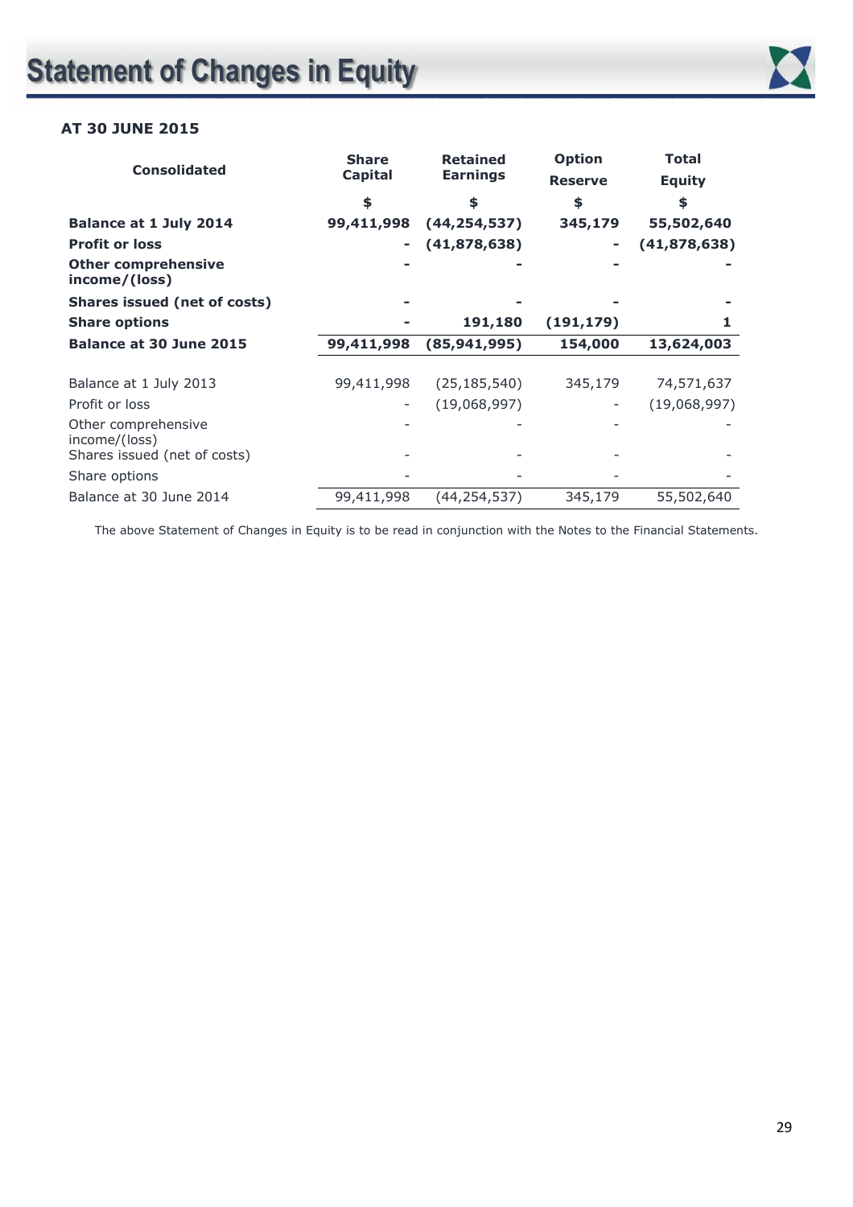# Statement of Changes in Equity

**AT 30 JUNE 2015**

| Consolidated | Share Capital | Retained Earnings | Option Reserve | Total Equity |
|---|---|---|---|---|
| | $ | $ | $ | $ |
| **Balance at 1 July 2014** | **99,411,998** | **(44,254,537)** | **345,179** | **55,502,640** |
| **Profit or loss** | **-** | **(41,878,638)** | **-** | **(41,878,638)** |
| **Other comprehensive income/(loss)** | **-** | **-** | **-** | **-** |
| **Shares issued (net of costs)** | **-** | **-** | **-** | **-** |
| **Share options** | **-** | **191,180** | **(191,179)** | **1** |
| **Balance at 30 June 2015** | **99,411,998** | **(85,941,995)** | **154,000** | **13,624,003** |
| | | | | |
| Balance at 1 July 2013 | 99,411,998 | (25,185,540) | 345,179 | 74,571,637 |
| Profit or loss | - | (19,068,997) | - | (19,068,997) |
| Other comprehensive income/(loss) | - | - | - | - |
| Shares issued (net of costs) | - | - | - | - |
| Share options | - | - | - | - |
| Balance at 30 June 2014 | 99,411,998 | (44,254,537) | 345,179 | 55,502,640 |

The above Statement of Changes in Equity is to be read in conjunction with the Notes to the Financial Statements.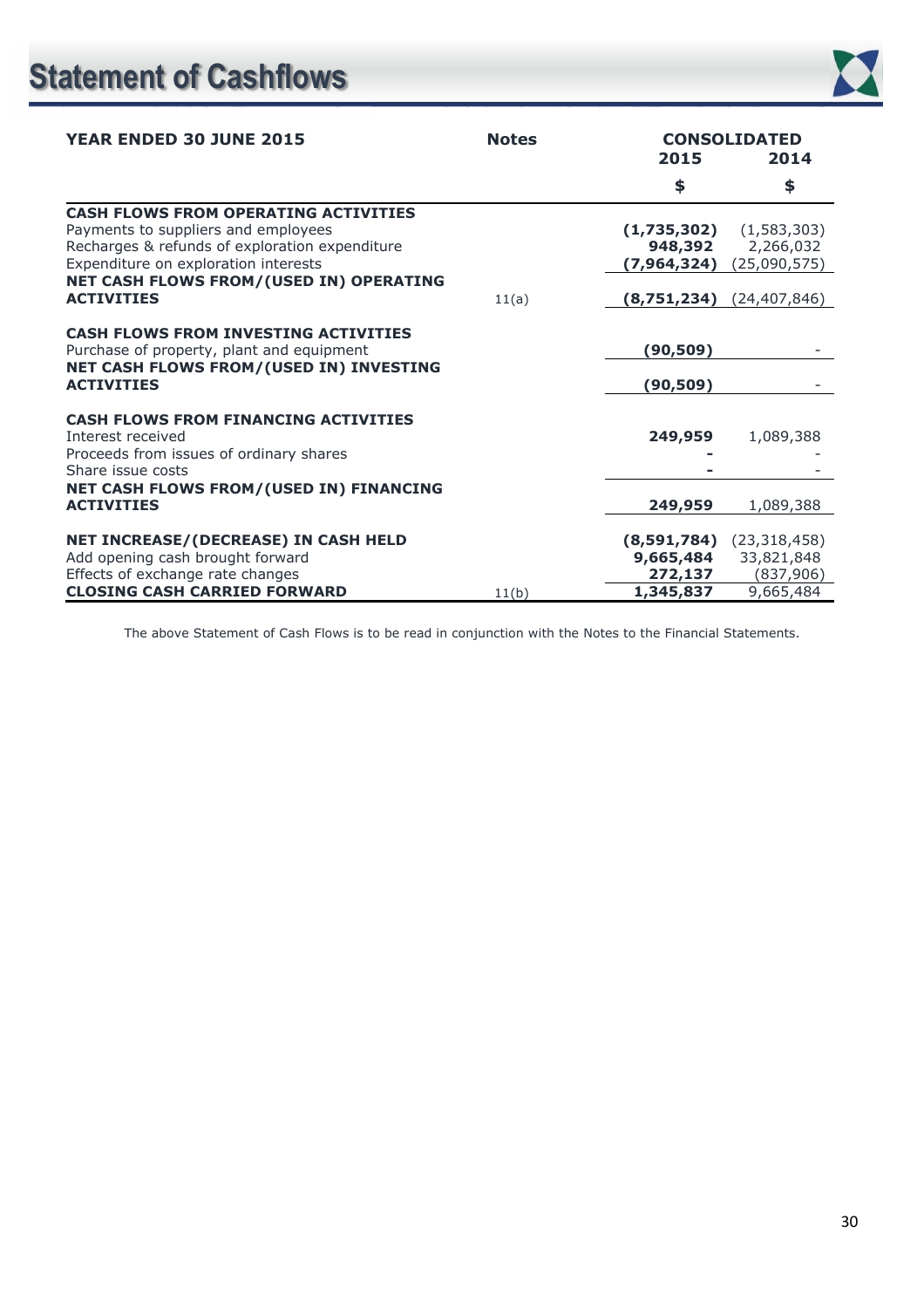# Statement of Cashflows

| YEAR ENDED 30 JUNE 2015 | Notes | CONSOLIDATED 2015 | 2014 |
|---|---|---|---|
| | | $ | $ |
| **CASH FLOWS FROM OPERATING ACTIVITIES** | | | |
| Payments to suppliers and employees | | **(1,735,302)** | (1,583,303) |
| Recharges & refunds of exploration expenditure | | **948,392** | 2,266,032 |
| Expenditure on exploration interests | | **(7,964,324)** | (25,090,575) |
| **NET CASH FLOWS FROM/(USED IN) OPERATING ACTIVITIES** | 11(a) | **(8,751,234)** | (24,407,846) |
| **CASH FLOWS FROM INVESTING ACTIVITIES** | | | |
| Purchase of property, plant and equipment | | **(90,509)** | - |
| **NET CASH FLOWS FROM/(USED IN) INVESTING ACTIVITIES** | | **(90,509)** | - |
| **CASH FLOWS FROM FINANCING ACTIVITIES** | | | |
| Interest received | | **249,959** | 1,089,388 |
| Proceeds from issues of ordinary shares | | **-** | - |
| Share issue costs | | **-** | - |
| **NET CASH FLOWS FROM/(USED IN) FINANCING ACTIVITIES** | | **249,959** | 1,089,388 |
| **NET INCREASE/(DECREASE) IN CASH HELD** | | **(8,591,784)** | (23,318,458) |
| Add opening cash brought forward | | **9,665,484** | 33,821,848 |
| Effects of exchange rate changes | | **272,137** | (837,906) |
| **CLOSING CASH CARRIED FORWARD** | 11(b) | **1,345,837** | 9,665,484 |

The above Statement of Cash Flows is to be read in conjunction with the Notes to the Financial Statements.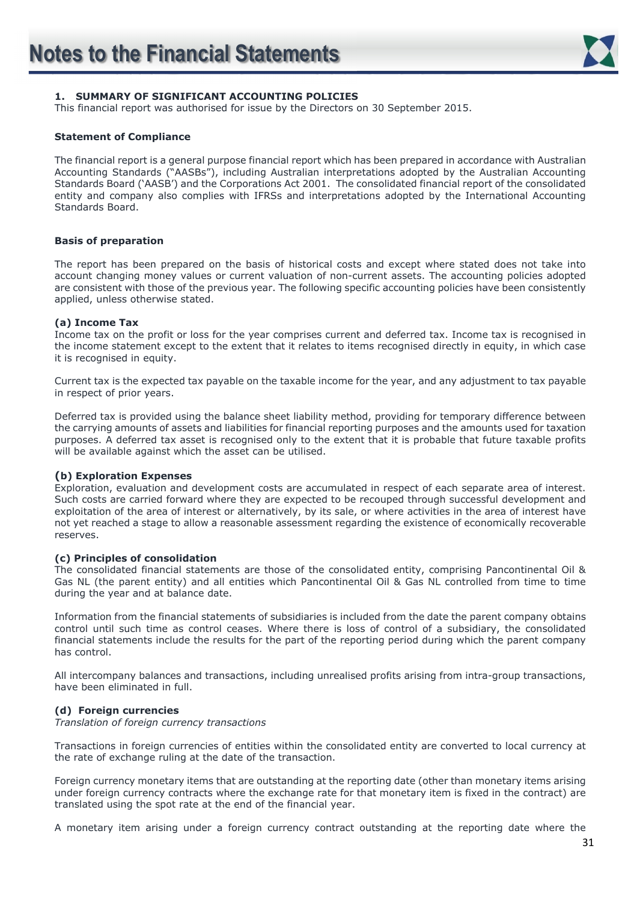## 1. SUMMARY OF SIGNIFICANT ACCOUNTING POLICIES

This financial report was authorised for issue by the Directors on 30 September 2015.

### Statement of Compliance

The financial report is a general purpose financial report which has been prepared in accordance with Australian Accounting Standards ("AASBs"), including Australian interpretations adopted by the Australian Accounting Standards Board ('AASB') and the Corporations Act 2001. The consolidated financial report of the consolidated entity and company also complies with IFRSs and interpretations adopted by the International Accounting Standards Board.

### Basis of preparation

The report has been prepared on the basis of historical costs and except where stated does not take into account changing money values or current valuation of non-current assets. The accounting policies adopted are consistent with those of the previous year. The following specific accounting policies have been consistently applied, unless otherwise stated.

#### (a) Income Tax

Income tax on the profit or loss for the year comprises current and deferred tax. Income tax is recognised in the income statement except to the extent that it relates to items recognised directly in equity, in which case it is recognised in equity.

Current tax is the expected tax payable on the taxable income for the year, and any adjustment to tax payable in respect of prior years.

Deferred tax is provided using the balance sheet liability method, providing for temporary difference between the carrying amounts of assets and liabilities for financial reporting purposes and the amounts used for taxation purposes. A deferred tax asset is recognised only to the extent that it is probable that future taxable profits will be available against which the asset can be utilised.

#### (b) Exploration Expenses

Exploration, evaluation and development costs are accumulated in respect of each separate area of interest. Such costs are carried forward where they are expected to be recouped through successful development and exploitation of the area of interest or alternatively, by its sale, or where activities in the area of interest have not yet reached a stage to allow a reasonable assessment regarding the existence of economically recoverable reserves.

#### (c) Principles of consolidation

The consolidated financial statements are those of the consolidated entity, comprising Pancontinental Oil & Gas NL (the parent entity) and all entities which Pancontinental Oil & Gas NL controlled from time to time during the year and at balance date.

Information from the financial statements of subsidiaries is included from the date the parent company obtains control until such time as control ceases. Where there is loss of control of a subsidiary, the consolidated financial statements include the results for the part of the reporting period during which the parent company has control.

All intercompany balances and transactions, including unrealised profits arising from intra-group transactions, have been eliminated in full.

#### (d) Foreign currencies

*Translation of foreign currency transactions*

Transactions in foreign currencies of entities within the consolidated entity are converted to local currency at the rate of exchange ruling at the date of the transaction.

Foreign currency monetary items that are outstanding at the reporting date (other than monetary items arising under foreign currency contracts where the exchange rate for that monetary item is fixed in the contract) are translated using the spot rate at the end of the financial year.

A monetary item arising under a foreign currency contract outstanding at the reporting date where the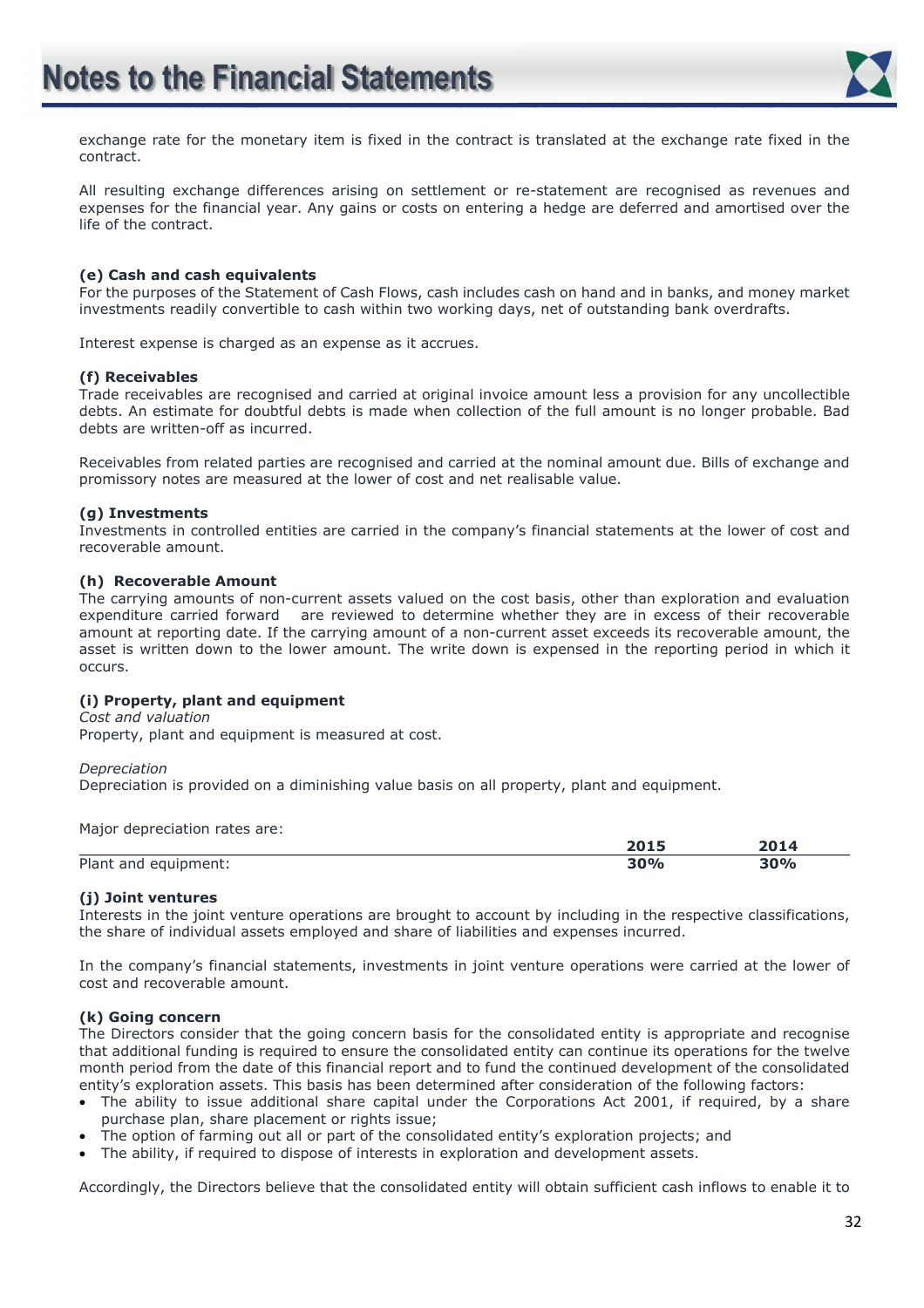exchange rate for the monetary item is fixed in the contract is translated at the exchange rate fixed in the contract.

All resulting exchange differences arising on settlement or re-statement are recognised as revenues and expenses for the financial year. Any gains or costs on entering a hedge are deferred and amortised over the life of the contract.

**(e) Cash and cash equivalents**

For the purposes of the Statement of Cash Flows, cash includes cash on hand and in banks, and money market investments readily convertible to cash within two working days, net of outstanding bank overdrafts.

Interest expense is charged as an expense as it accrues.

**(f) Receivables**

Trade receivables are recognised and carried at original invoice amount less a provision for any uncollectible debts. An estimate for doubtful debts is made when collection of the full amount is no longer probable. Bad debts are written-off as incurred.

Receivables from related parties are recognised and carried at the nominal amount due. Bills of exchange and promissory notes are measured at the lower of cost and net realisable value.

**(g) Investments**

Investments in controlled entities are carried in the company's financial statements at the lower of cost and recoverable amount.

**(h) Recoverable Amount**

The carrying amounts of non-current assets valued on the cost basis, other than exploration and evaluation expenditure carried forward are reviewed to determine whether they are in excess of their recoverable amount at reporting date. If the carrying amount of a non-current asset exceeds its recoverable amount, the asset is written down to the lower amount. The write down is expensed in the reporting period in which it occurs.

**(i) Property, plant and equipment**

*Cost and valuation*

Property, plant and equipment is measured at cost.

*Depreciation*

Depreciation is provided on a diminishing value basis on all property, plant and equipment.

Major depreciation rates are:

| | 2015 | 2014 |
|---|---|---|
| Plant and equipment: | **30%** | **30%** |

**(j) Joint ventures**

Interests in the joint venture operations are brought to account by including in the respective classifications, the share of individual assets employed and share of liabilities and expenses incurred.

In the company's financial statements, investments in joint venture operations were carried at the lower of cost and recoverable amount.

**(k) Going concern**

The Directors consider that the going concern basis for the consolidated entity is appropriate and recognise that additional funding is required to ensure the consolidated entity can continue its operations for the twelve month period from the date of this financial report and to fund the continued development of the consolidated entity's exploration assets. This basis has been determined after consideration of the following factors:

- The ability to issue additional share capital under the Corporations Act 2001, if required, by a share purchase plan, share placement or rights issue;
- The option of farming out all or part of the consolidated entity's exploration projects; and
- The ability, if required to dispose of interests in exploration and development assets.

Accordingly, the Directors believe that the consolidated entity will obtain sufficient cash inflows to enable it to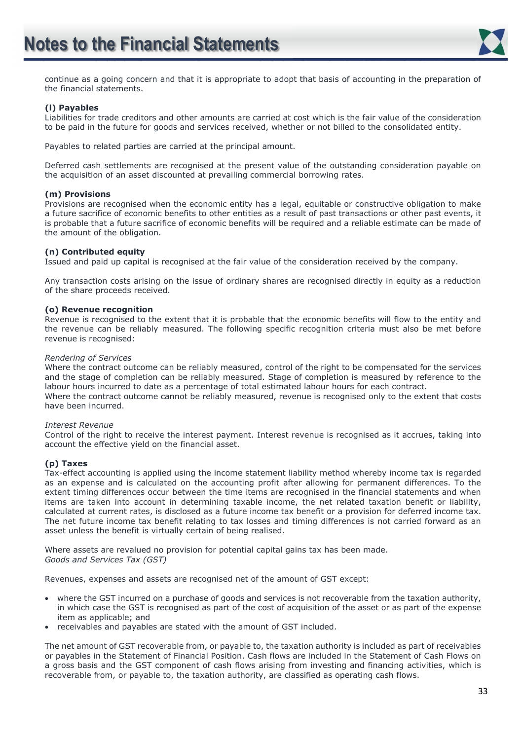continue as a going concern and that it is appropriate to adopt that basis of accounting in the preparation of the financial statements.

**(l) Payables**

Liabilities for trade creditors and other amounts are carried at cost which is the fair value of the consideration to be paid in the future for goods and services received, whether or not billed to the consolidated entity.

Payables to related parties are carried at the principal amount.

Deferred cash settlements are recognised at the present value of the outstanding consideration payable on the acquisition of an asset discounted at prevailing commercial borrowing rates.

**(m) Provisions**

Provisions are recognised when the economic entity has a legal, equitable or constructive obligation to make a future sacrifice of economic benefits to other entities as a result of past transactions or other past events, it is probable that a future sacrifice of economic benefits will be required and a reliable estimate can be made of the amount of the obligation.

**(n) Contributed equity**

Issued and paid up capital is recognised at the fair value of the consideration received by the company.

Any transaction costs arising on the issue of ordinary shares are recognised directly in equity as a reduction of the share proceeds received.

**(o) Revenue recognition**

Revenue is recognised to the extent that it is probable that the economic benefits will flow to the entity and the revenue can be reliably measured. The following specific recognition criteria must also be met before revenue is recognised:

*Rendering of Services*

Where the contract outcome can be reliably measured, control of the right to be compensated for the services and the stage of completion can be reliably measured. Stage of completion is measured by reference to the labour hours incurred to date as a percentage of total estimated labour hours for each contract.
Where the contract outcome cannot be reliably measured, revenue is recognised only to the extent that costs have been incurred.

*Interest Revenue*

Control of the right to receive the interest payment. Interest revenue is recognised as it accrues, taking into account the effective yield on the financial asset.

**(p) Taxes**

Tax-effect accounting is applied using the income statement liability method whereby income tax is regarded as an expense and is calculated on the accounting profit after allowing for permanent differences. To the extent timing differences occur between the time items are recognised in the financial statements and when items are taken into account in determining taxable income, the net related taxation benefit or liability, calculated at current rates, is disclosed as a future income tax benefit or a provision for deferred income tax. The net future income tax benefit relating to tax losses and timing differences is not carried forward as an asset unless the benefit is virtually certain of being realised.

Where assets are revalued no provision for potential capital gains tax has been made.
*Goods and Services Tax (GST)*

Revenues, expenses and assets are recognised net of the amount of GST except:

- where the GST incurred on a purchase of goods and services is not recoverable from the taxation authority, in which case the GST is recognised as part of the cost of acquisition of the asset or as part of the expense item as applicable; and
- receivables and payables are stated with the amount of GST included.

The net amount of GST recoverable from, or payable to, the taxation authority is included as part of receivables or payables in the Statement of Financial Position. Cash flows are included in the Statement of Cash Flows on a gross basis and the GST component of cash flows arising from investing and financing activities, which is recoverable from, or payable to, the taxation authority, are classified as operating cash flows.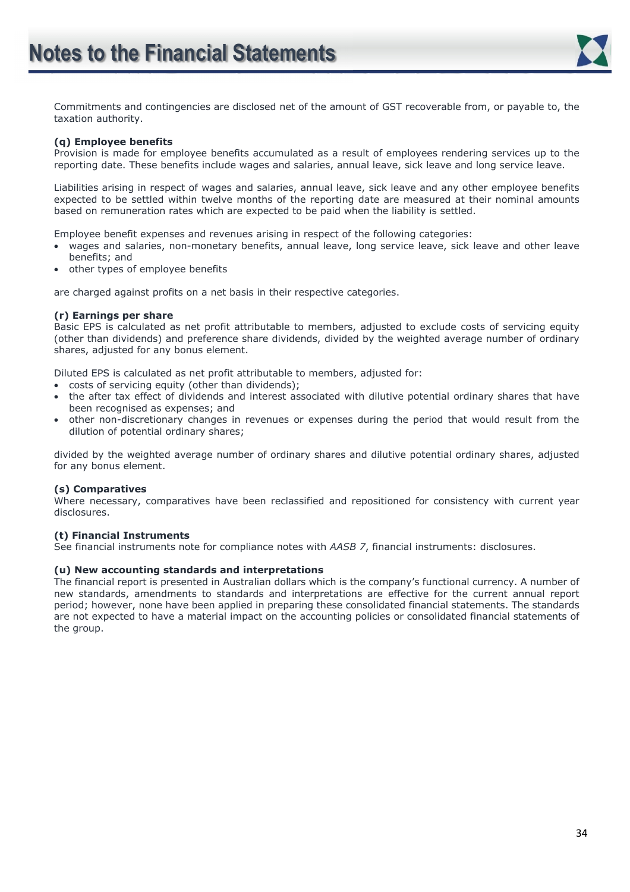Commitments and contingencies are disclosed net of the amount of GST recoverable from, or payable to, the taxation authority.

**(q) Employee benefits**
Provision is made for employee benefits accumulated as a result of employees rendering services up to the reporting date. These benefits include wages and salaries, annual leave, sick leave and long service leave.

Liabilities arising in respect of wages and salaries, annual leave, sick leave and any other employee benefits expected to be settled within twelve months of the reporting date are measured at their nominal amounts based on remuneration rates which are expected to be paid when the liability is settled.

Employee benefit expenses and revenues arising in respect of the following categories:

- wages and salaries, non-monetary benefits, annual leave, long service leave, sick leave and other leave benefits; and
- other types of employee benefits

are charged against profits on a net basis in their respective categories.

**(r) Earnings per share**
Basic EPS is calculated as net profit attributable to members, adjusted to exclude costs of servicing equity (other than dividends) and preference share dividends, divided by the weighted average number of ordinary shares, adjusted for any bonus element.

Diluted EPS is calculated as net profit attributable to members, adjusted for:

- costs of servicing equity (other than dividends);
- the after tax effect of dividends and interest associated with dilutive potential ordinary shares that have been recognised as expenses; and
- other non-discretionary changes in revenues or expenses during the period that would result from the dilution of potential ordinary shares;

divided by the weighted average number of ordinary shares and dilutive potential ordinary shares, adjusted for any bonus element.

**(s) Comparatives**
Where necessary, comparatives have been reclassified and repositioned for consistency with current year disclosures.

**(t) Financial Instruments**
See financial instruments note for compliance notes with *AASB 7*, financial instruments: disclosures.

**(u) New accounting standards and interpretations**
The financial report is presented in Australian dollars which is the company's functional currency. A number of new standards, amendments to standards and interpretations are effective for the current annual report period; however, none have been applied in preparing these consolidated financial statements. The standards are not expected to have a material impact on the accounting policies or consolidated financial statements of the group.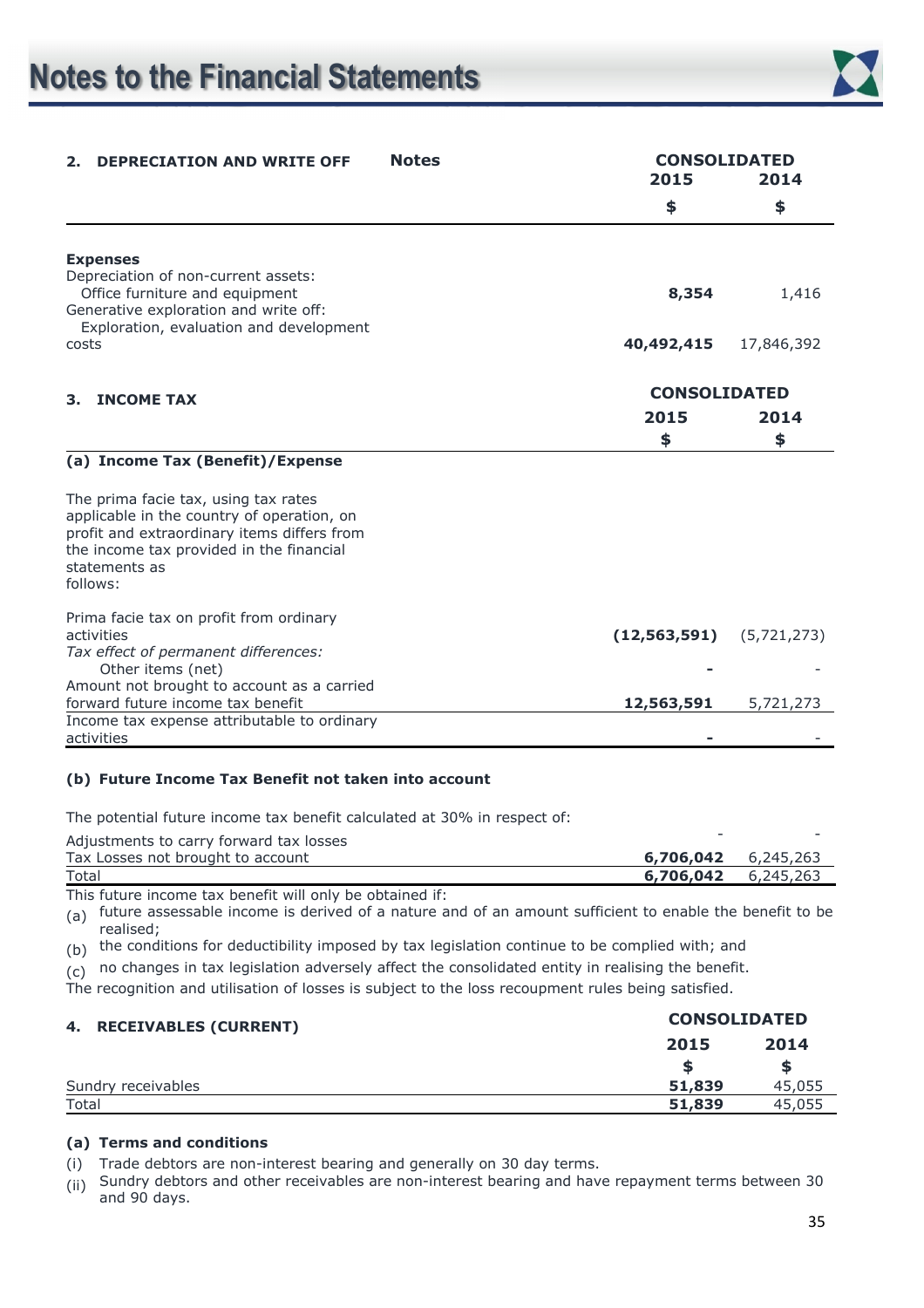## 2. DEPRECIATION AND WRITE OFF

| | Notes | CONSOLIDATED 2015 $ | CONSOLIDATED 2014 $ |
|---|---|---|---|
| **Expenses** | | | |
| Depreciation of non-current assets: | | | |
| Office furniture and equipment | | **8,354** | 1,416 |
| Generative exploration and write off: | | | |
| Exploration, evaluation and development costs | | **40,492,415** | 17,846,392 |

## 3. INCOME TAX

| | CONSOLIDATED 2015 $ | CONSOLIDATED 2014 $ |
|---|---|---|
| **(a) Income Tax (Benefit)/Expense** | | |
| The prima facie tax, using tax rates applicable in the country of operation, on profit and extraordinary items differs from the income tax provided in the financial statements as follows: | | |
| Prima facie tax on profit from ordinary activities | **(12,563,591)** | (5,721,273) |
| *Tax effect of permanent differences:* | | |
| Other items (net) | **-** | - |
| Amount not brought to account as a carried forward future income tax benefit | **12,563,591** | 5,721,273 |
| Income tax expense attributable to ordinary activities | **-** | - |

### (b) Future Income Tax Benefit not taken into account

| | 2015 | 2014 |
|---|---|---|
| The potential future income tax benefit calculated at 30% in respect of: | | |
| Adjustments to carry forward tax losses | - | - |
| Tax Losses not brought to account | **6,706,042** | 6,245,263 |
| Total | **6,706,042** | 6,245,263 |

This future income tax benefit will only be obtained if:

(a) future assessable income is derived of a nature and of an amount sufficient to enable the benefit to be realised;

(b) the conditions for deductibility imposed by tax legislation continue to be complied with; and

(c) no changes in tax legislation adversely affect the consolidated entity in realising the benefit.

The recognition and utilisation of losses is subject to the loss recoupment rules being satisfied.

## 4. RECEIVABLES (CURRENT)

| | CONSOLIDATED 2015 $ | CONSOLIDATED 2014 $ |
|---|---|---|
| Sundry receivables | **51,839** | 45,055 |
| Total | **51,839** | 45,055 |

### (a) Terms and conditions

(i) Trade debtors are non-interest bearing and generally on 30 day terms.

(ii) Sundry debtors and other receivables are non-interest bearing and have repayment terms between 30 and 90 days.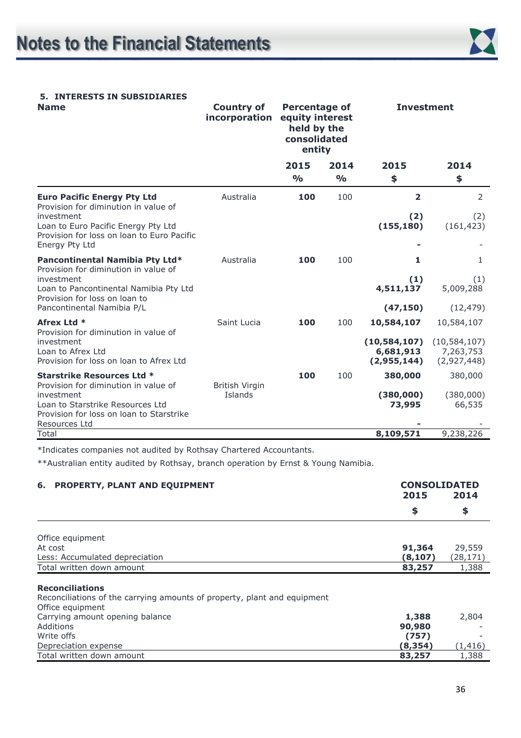## 5. INTERESTS IN SUBSIDIARIES

| Name | Country of incorporation | Percentage of equity interest held by the consolidated entity | | Investment | |
|---|---|---|---|---|---|
| | | 2015 % | 2014 % | 2015 $ | 2014 $ |
| **Euro Pacific Energy Pty Ltd** | Australia | **100** | 100 | **2** | 2 |
| Provision for diminution in value of investment | | | | **(2)** | (2) |
| Loan to Euro Pacific Energy Pty Ltd | | | | **(155,180)** | (161,423) |
| Provision for loss on loan to Euro Pacific Energy Pty Ltd | | | | **-** | - |
| **Pancontinental Namibia Pty Ltd*** | Australia | **100** | 100 | **1** | 1 |
| Provision for diminution in value of investment | | | | **(1)** | (1) |
| Loan to Pancontinental Namibia Pty Ltd | | | | **4,511,137** | 5,009,288 |
| Provision for loss on loan to Pancontinental Namibia P/L | | | | **(47,150)** | (12,479) |
| **Afrex Ltd *** | Saint Lucia | **100** | 100 | **10,584,107** | 10,584,107 |
| Provision for diminution in value of investment | | | | **(10,584,107)** | (10,584,107) |
| Loan to Afrex Ltd | | | | **6,681,913** | 7,263,753 |
| Provision for loss on loan to Afrex Ltd | | | | **(2,955,144)** | (2,927,448) |
| **Starstrike Resources Ltd *** | British Virgin Islands | **100** | 100 | **380,000** | 380,000 |
| Provision for diminution in value of investment | | | | **(380,000)** | (380,000) |
| Loan to Starstrike Resources Ltd | | | | **73,995** | 66,535 |
| Provision for loss on loan to Starstrike Resources Ltd | | | | **-** | - |
| Total | | | | **8,109,571** | 9,238,226 |

*Indicates companies not audited by Rothsay Chartered Accountants.

**Australian entity audited by Rothsay, branch operation by Ernst & Young Namibia.

## 6. PROPERTY, PLANT AND EQUIPMENT

| | CONSOLIDATED 2015 $ | 2014 $ |
|---|---|---|
| Office equipment | | |
| At cost | **91,364** | 29,559 |
| Less: Accumulated depreciation | **(8,107)** | (28,171) |
| Total written down amount | **83,257** | 1,388 |

**Reconciliations**

Reconciliations of the carrying amounts of property, plant and equipment

| | 2015 $ | 2014 $ |
|---|---|---|
| Office equipment | | |
| Carrying amount opening balance | **1,388** | 2,804 |
| Additions | **90,980** | - |
| Write offs | **(757)** | - |
| Depreciation expense | **(8,354)** | (1,416) |
| Total written down amount | **83,257** | 1,388 |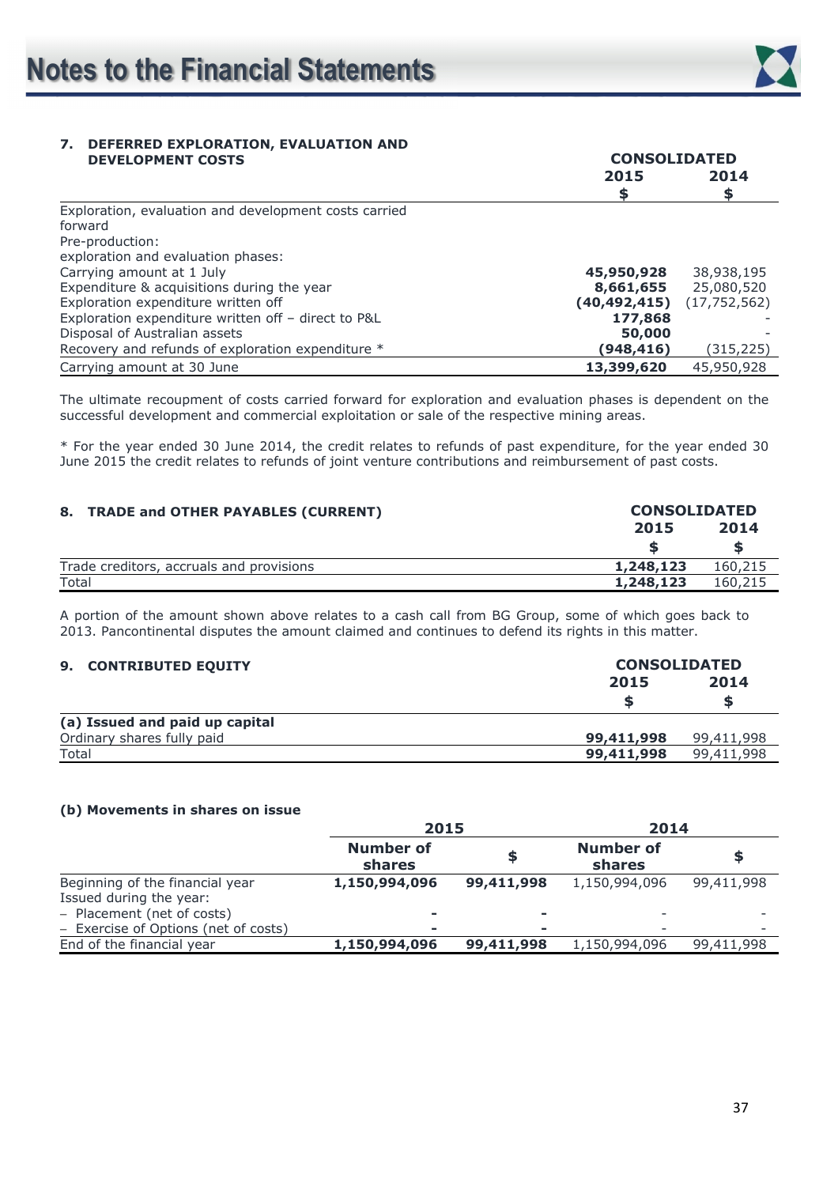## 7. DEFERRED EXPLORATION, EVALUATION AND DEVELOPMENT COSTS

| | CONSOLIDATED | |
|---|---|---|
| | **2015** | **2014** |
| | **$** | **$** |
| Exploration, evaluation and development costs carried forward | | |
| Pre-production: | | |
| exploration and evaluation phases: | | |
| Carrying amount at 1 July | **45,950,928** | 38,938,195 |
| Expenditure & acquisitions during the year | **8,661,655** | 25,080,520 |
| Exploration expenditure written off | **(40,492,415)** | (17,752,562) |
| Exploration expenditure written off – direct to P&L | **177,868** | - |
| Disposal of Australian assets | **50,000** | - |
| Recovery and refunds of exploration expenditure * | **(948,416)** | (315,225) |
| Carrying amount at 30 June | **13,399,620** | 45,950,928 |

The ultimate recoupment of costs carried forward for exploration and evaluation phases is dependent on the successful development and commercial exploitation or sale of the respective mining areas.

* For the year ended 30 June 2014, the credit relates to refunds of past expenditure, for the year ended 30 June 2015 the credit relates to refunds of joint venture contributions and reimbursement of past costs.

## 8. TRADE and OTHER PAYABLES (CURRENT)

| | CONSOLIDATED | |
|---|---|---|
| | **2015** | **2014** |
| | **$** | **$** |
| Trade creditors, accruals and provisions | **1,248,123** | 160,215 |
| Total | **1,248,123** | 160,215 |

A portion of the amount shown above relates to a cash call from BG Group, some of which goes back to 2013. Pancontinental disputes the amount claimed and continues to defend its rights in this matter.

## 9. CONTRIBUTED EQUITY

| | CONSOLIDATED | |
|---|---|---|
| | **2015** | **2014** |
| | **$** | **$** |
| **(a) Issued and paid up capital** | | |
| Ordinary shares fully paid | **99,411,998** | 99,411,998 |
| Total | **99,411,998** | 99,411,998 |

**(b) Movements in shares on issue**

| | 2015 | | 2014 | |
|---|---|---|---|---|
| | **Number of shares** | **$** | **Number of shares** | **$** |
| Beginning of the financial year | **1,150,994,096** | **99,411,998** | 1,150,994,096 | 99,411,998 |
| Issued during the year: | | | | |
| – Placement (net of costs) | **-** | **-** | - | - |
| – Exercise of Options (net of costs) | **-** | **-** | - | - |
| End of the financial year | **1,150,994,096** | **99,411,998** | 1,150,994,096 | 99,411,998 |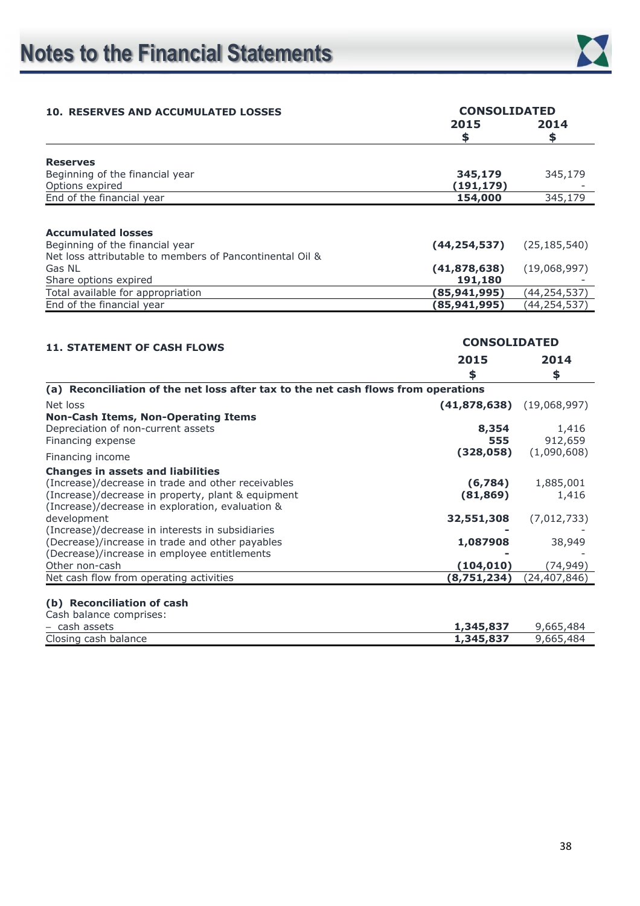# Notes to the Financial Statements

| 10. RESERVES AND ACCUMULATED LOSSES | CONSOLIDATED | |
|---|---|---|
| | **2015** | **2014** |
| | **$** | **$** |
| **Reserves** | | |
| Beginning of the financial year | **345,179** | 345,179 |
| Options expired | **(191,179)** | - |
| End of the financial year | **154,000** | 345,179 |
| | | |
| **Accumulated losses** | | |
| Beginning of the financial year | **(44,254,537)** | (25,185,540) |
| Net loss attributable to members of Pancontinental Oil & Gas NL | **(41,878,638)** | (19,068,997) |
| Share options expired | **191,180** | - |
| Total available for appropriation | **(85,941,995)** | (44,254,537) |
| End of the financial year | **(85,941,995)** | (44,254,537) |

| 11. STATEMENT OF CASH FLOWS | CONSOLIDATED | |
|---|---|---|
| | **2015** | **2014** |
| | **$** | **$** |
| **(a) Reconciliation of the net loss after tax to the net cash flows from operations** | | |
| Net loss | **(41,878,638)** | (19,068,997) |
| **Non-Cash Items, Non-Operating Items** | | |
| Depreciation of non-current assets | **8,354** | 1,416 |
| Financing expense | **555** | 912,659 |
| Financing income | **(328,058)** | (1,090,608) |
| **Changes in assets and liabilities** | | |
| (Increase)/decrease in trade and other receivables | **(6,784)** | 1,885,001 |
| (Increase)/decrease in property, plant & equipment | **(81,869)** | 1,416 |
| (Increase)/decrease in exploration, evaluation & development | **32,551,308** | (7,012,733) |
| (Increase)/decrease in interests in subsidiaries | **-** | - |
| (Decrease)/increase in trade and other payables | **1,087908** | 38,949 |
| (Decrease)/increase in employee entitlements | **-** | - |
| Other non-cash | **(104,010)** | (74,949) |
| Net cash flow from operating activities | **(8,751,234)** | (24,407,846) |
| | | |
| **(b) Reconciliation of cash** | | |
| Cash balance comprises: | | |
| – cash assets | **1,345,837** | 9,665,484 |
| Closing cash balance | **1,345,837** | 9,665,484 |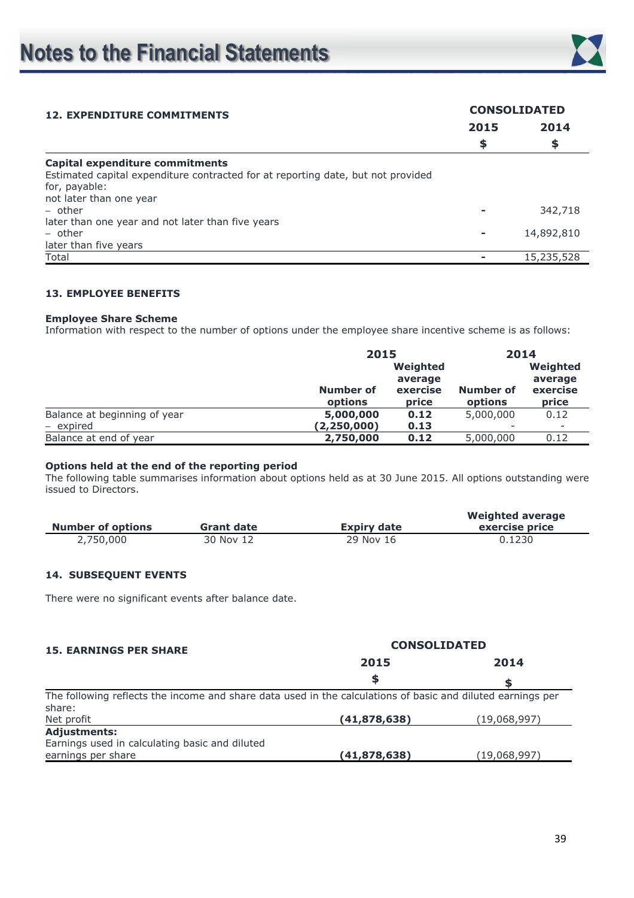## 12. EXPENDITURE COMMITMENTS

| | CONSOLIDATED | |
|---|---|---|
| | 2015 | 2014 |
| | $ | $ |
| **Capital expenditure commitments** | | |
| Estimated capital expenditure contracted for at reporting date, but not provided for, payable: | | |
| not later than one year | | |
| – other | - | 342,718 |
| later than one year and not later than five years | | |
| – other | - | 14,892,810 |
| later than five years | | |
| Total | - | 15,235,528 |

## 13. EMPLOYEE BENEFITS

**Employee Share Scheme**

Information with respect to the number of options under the employee share incentive scheme is as follows:

| | 2015 | | 2014 | |
|---|---|---|---|---|
| | Number of options | Weighted average exercise price | Number of options | Weighted average exercise price |
| Balance at beginning of year | **5,000,000** | **0.12** | 5,000,000 | 0.12 |
| – expired | **(2,250,000)** | **0.13** | - | - |
| Balance at end of year | **2,750,000** | **0.12** | 5,000,000 | 0.12 |

**Options held at the end of the reporting period**

The following table summarises information about options held as at 30 June 2015. All options outstanding were issued to Directors.

| Number of options | Grant date | Expiry date | Weighted average exercise price |
|---|---|---|---|
| 2,750,000 | 30 Nov 12 | 29 Nov 16 | 0.1230 |

## 14. SUBSEQUENT EVENTS

There were no significant events after balance date.

## 15. EARNINGS PER SHARE

| | CONSOLIDATED | |
|---|---|---|
| | 2015 | 2014 |
| | $ | $ |
| The following reflects the income and share data used in the calculations of basic and diluted earnings per share: | | |
| Net profit | **(41,878,638)** | (19,068,997) |
| **Adjustments:** | | |
| Earnings used in calculating basic and diluted earnings per share | **(41,878,638)** | (19,068,997) |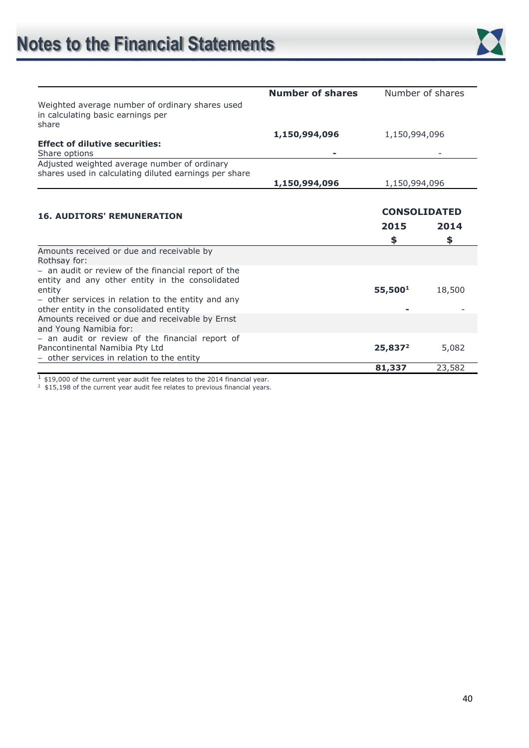| | Number of shares | Number of shares |
|---|---|---|
| Weighted average number of ordinary shares used in calculating basic earnings per share | **1,150,994,096** | 1,150,994,096 |
| **Effect of dilutive securities:** | | |
| Share options | **-** | - |
| Adjusted weighted average number of ordinary shares used in calculating diluted earnings per share | **1,150,994,096** | 1,150,994,096 |

### 16. AUDITORS' REMUNERATION

| | CONSOLIDATED | |
|---|---|---|
| | **2015** | **2014** |
| | **$** | **$** |
| Amounts received or due and receivable by Rothsay for: | | |
| – an audit or review of the financial report of the entity and any other entity in the consolidated entity | **55,500**[1] | 18,500 |
| – other services in relation to the entity and any other entity in the consolidated entity | **-** | - |
| Amounts received or due and receivable by Ernst and Young Namibia for: | | |
| – an audit or review of the financial report of Pancontinental Namibia Pty Ltd | **25,837**[2] | 5,082 |
| – other services in relation to the entity | | |
| | **81,337** | 23,582 |

[1] $19,000 of the current year audit fee relates to the 2014 financial year.
[2] $15,198 of the current year audit fee relates to previous financial years.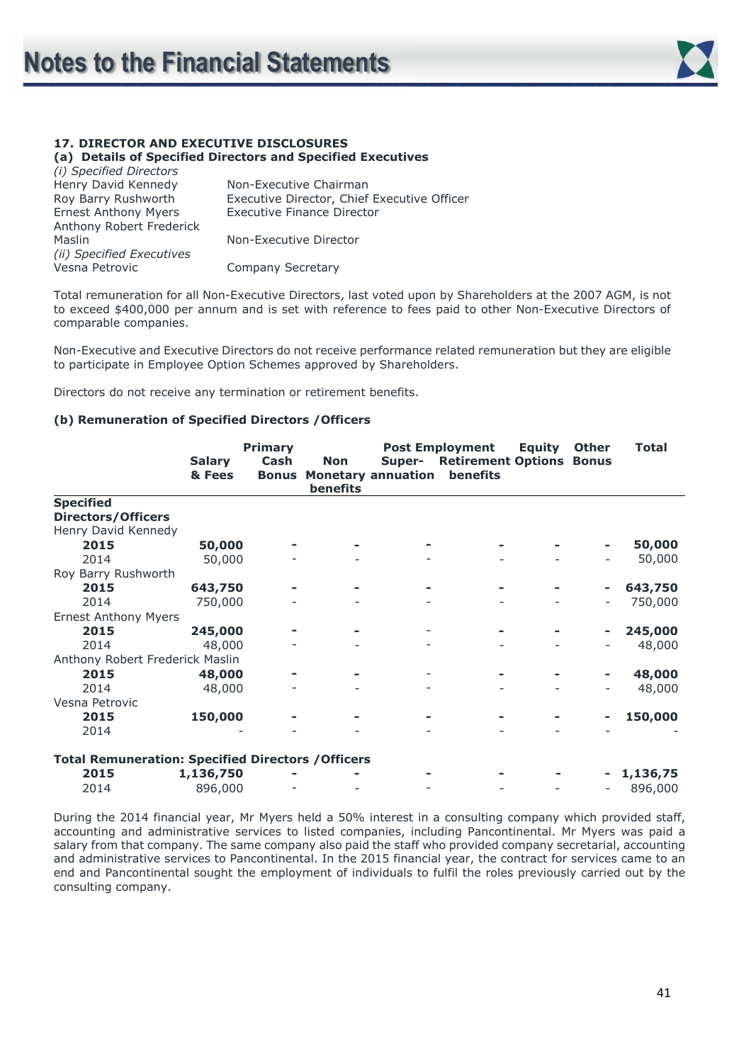## Notes to the Financial Statements

### 17. DIRECTOR AND EXECUTIVE DISCLOSURES

#### (a) Details of Specified Directors and Specified Executives

*(i) Specified Directors*

| | |
|---|---|
| Henry David Kennedy | Non-Executive Chairman |
| Roy Barry Rushworth | Executive Director, Chief Executive Officer |
| Ernest Anthony Myers | Executive Finance Director |
| Anthony Robert Frederick Maslin | Non-Executive Director |

*(ii) Specified Executives*

| | |
|---|---|
| Vesna Petrovic | Company Secretary |

Total remuneration for all Non-Executive Directors, last voted upon by Shareholders at the 2007 AGM, is not to exceed $400,000 per annum and is set with reference to fees paid to other Non-Executive Directors of comparable companies.

Non-Executive and Executive Directors do not receive performance related remuneration but they are eligible to participate in Employee Option Schemes approved by Shareholders.

Directors do not receive any termination or retirement benefits.

#### (b) Remuneration of Specified Directors /Officers

| | Salary & Fees | Primary Cash Bonus | Non Monetary benefits | Post Employment Super-annuation | Retirement benefits | Equity Options | Other Bonus | Total |
|---|---|---|---|---|---|---|---|---|
| **Specified Directors/Officers** | | | | | | | | |
| Henry David Kennedy | | | | | | | | |
| **2015** | **50,000** | **-** | **-** | **-** | **-** | **-** | **-** | **50,000** |
| 2014 | 50,000 | - | - | - | - | - | - | 50,000 |
| Roy Barry Rushworth | | | | | | | | |
| **2015** | **643,750** | **-** | **-** | **-** | **-** | **-** | **-** | **643,750** |
| 2014 | 750,000 | - | - | - | - | - | - | 750,000 |
| Ernest Anthony Myers | | | | | | | | |
| **2015** | **245,000** | **-** | **-** | - | **-** | **-** | **-** | **245,000** |
| 2014 | 48,000 | - | - | - | - | - | - | 48,000 |
| Anthony Robert Frederick Maslin | | | | | | | | |
| **2015** | **48,000** | **-** | **-** | - | **-** | **-** | **-** | **48,000** |
| 2014 | 48,000 | - | - | - | - | - | - | 48,000 |
| Vesna Petrovic | | | | | | | | |
| **2015** | **150,000** | **-** | **-** | **-** | **-** | **-** | **-** | **150,000** |
| 2014 | - | - | - | - | - | - | - | - |
| **Total Remuneration: Specified Directors /Officers** | | | | | | | | |
| **2015** | **1,136,750** | **-** | **-** | **-** | **-** | **-** | **-** | **1,136,75** |
| 2014 | 896,000 | - | - | - | - | - | - | 896,000 |

During the 2014 financial year, Mr Myers held a 50% interest in a consulting company which provided staff, accounting and administrative services to listed companies, including Pancontinental. Mr Myers was paid a salary from that company. The same company also paid the staff who provided company secretarial, accounting and administrative services to Pancontinental. In the 2015 financial year, the contract for services came to an end and Pancontinental sought the employment of individuals to fulfil the roles previously carried out by the consulting company.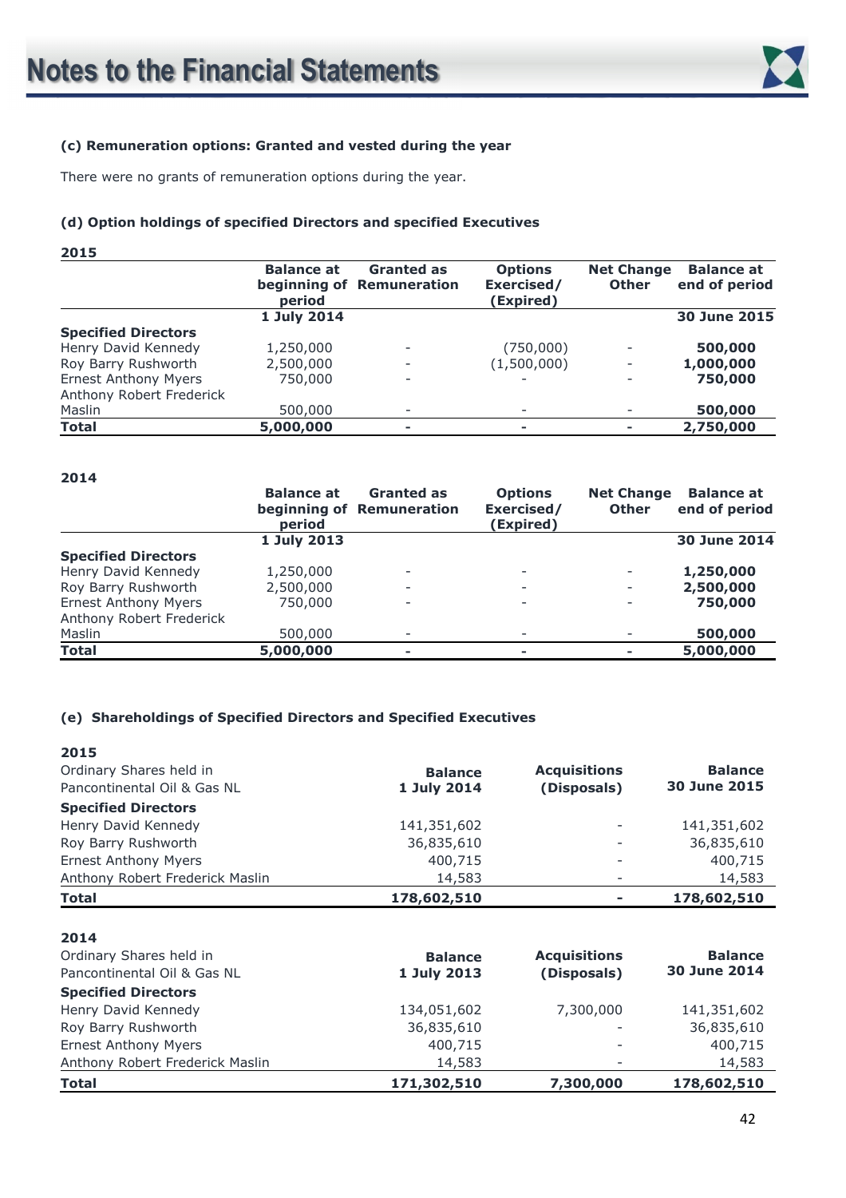# Notes to the Financial Statements

### (c) Remuneration options: Granted and vested during the year

There were no grants of remuneration options during the year.

### (d) Option holdings of specified Directors and specified Executives

**2015**

| | Balance at beginning of period | Granted as Remuneration | Options Exercised/ (Expired) | Net Change Other | Balance at end of period |
|---|---|---|---|---|---|
| | **1 July 2014** | | | | **30 June 2015** |
| **Specified Directors** | | | | | |
| Henry David Kennedy | 1,250,000 | - | (750,000) | - | **500,000** |
| Roy Barry Rushworth | 2,500,000 | - | (1,500,000) | - | **1,000,000** |
| Ernest Anthony Myers | 750,000 | - | - | - | **750,000** |
| Anthony Robert Frederick Maslin | 500,000 | - | - | - | **500,000** |
| **Total** | **5,000,000** | **-** | **-** | **-** | **2,750,000** |

**2014**

| | Balance at beginning of period | Granted as Remuneration | Options Exercised/ (Expired) | Net Change Other | Balance at end of period |
|---|---|---|---|---|---|
| | **1 July 2013** | | | | **30 June 2014** |
| **Specified Directors** | | | | | |
| Henry David Kennedy | 1,250,000 | - | - | - | **1,250,000** |
| Roy Barry Rushworth | 2,500,000 | - | - | - | **2,500,000** |
| Ernest Anthony Myers | 750,000 | - | - | - | **750,000** |
| Anthony Robert Frederick Maslin | 500,000 | - | - | - | **500,000** |
| **Total** | **5,000,000** | **-** | **-** | **-** | **5,000,000** |

### (e) Shareholdings of Specified Directors and Specified Executives

**2015**

| Ordinary Shares held in Pancontinental Oil & Gas NL | Balance 1 July 2014 | Acquisitions (Disposals) | Balance 30 June 2015 |
|---|---|---|---|
| **Specified Directors** | | | |
| Henry David Kennedy | 141,351,602 | - | 141,351,602 |
| Roy Barry Rushworth | 36,835,610 | - | 36,835,610 |
| Ernest Anthony Myers | 400,715 | - | 400,715 |
| Anthony Robert Frederick Maslin | 14,583 | - | 14,583 |
| **Total** | **178,602,510** | **-** | **178,602,510** |

**2014**

| Ordinary Shares held in Pancontinental Oil & Gas NL | Balance 1 July 2013 | Acquisitions (Disposals) | Balance 30 June 2014 |
|---|---|---|---|
| **Specified Directors** | | | |
| Henry David Kennedy | 134,051,602 | 7,300,000 | 141,351,602 |
| Roy Barry Rushworth | 36,835,610 | - | 36,835,610 |
| Ernest Anthony Myers | 400,715 | - | 400,715 |
| Anthony Robert Frederick Maslin | 14,583 | - | 14,583 |
| **Total** | **171,302,510** | **7,300,000** | **178,602,510** |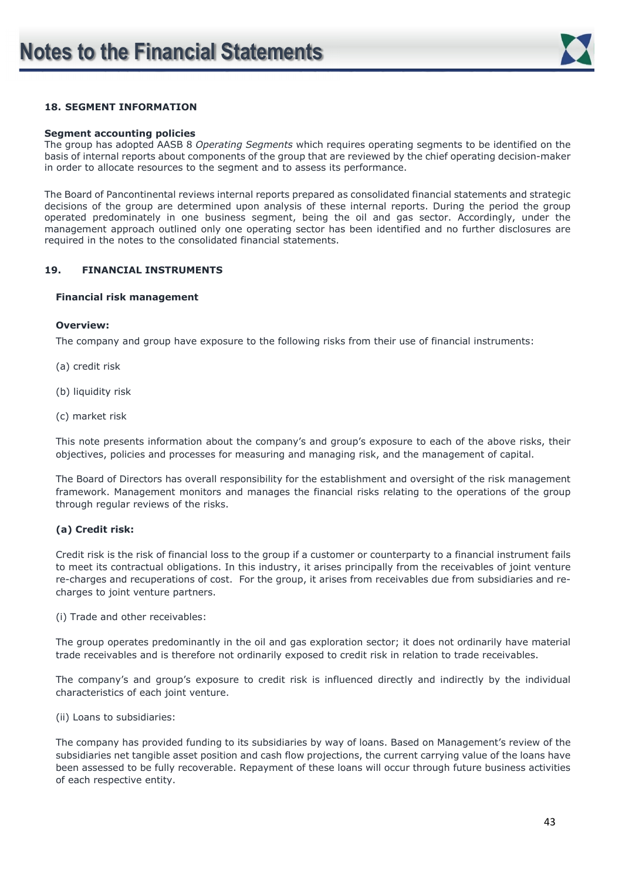### 18. SEGMENT INFORMATION

**Segment accounting policies**

The group has adopted AASB 8 *Operating Segments* which requires operating segments to be identified on the basis of internal reports about components of the group that are reviewed by the chief operating decision-maker in order to allocate resources to the segment and to assess its performance.

The Board of Pancontinental reviews internal reports prepared as consolidated financial statements and strategic decisions of the group are determined upon analysis of these internal reports. During the period the group operated predominately in one business segment, being the oil and gas sector. Accordingly, under the management approach outlined only one operating sector has been identified and no further disclosures are required in the notes to the consolidated financial statements.

### 19. FINANCIAL INSTRUMENTS

**Financial risk management**

**Overview:**

The company and group have exposure to the following risks from their use of financial instruments:

(a) credit risk

(b) liquidity risk

(c) market risk

This note presents information about the company's and group's exposure to each of the above risks, their objectives, policies and processes for measuring and managing risk, and the management of capital.

The Board of Directors has overall responsibility for the establishment and oversight of the risk management framework. Management monitors and manages the financial risks relating to the operations of the group through regular reviews of the risks.

**(a) Credit risk:**

Credit risk is the risk of financial loss to the group if a customer or counterparty to a financial instrument fails to meet its contractual obligations. In this industry, it arises principally from the receivables of joint venture re-charges and recuperations of cost. For the group, it arises from receivables due from subsidiaries and re-charges to joint venture partners.

(i) Trade and other receivables:

The group operates predominantly in the oil and gas exploration sector; it does not ordinarily have material trade receivables and is therefore not ordinarily exposed to credit risk in relation to trade receivables.

The company's and group's exposure to credit risk is influenced directly and indirectly by the individual characteristics of each joint venture.

(ii) Loans to subsidiaries:

The company has provided funding to its subsidiaries by way of loans. Based on Management's review of the subsidiaries net tangible asset position and cash flow projections, the current carrying value of the loans have been assessed to be fully recoverable. Repayment of these loans will occur through future business activities of each respective entity.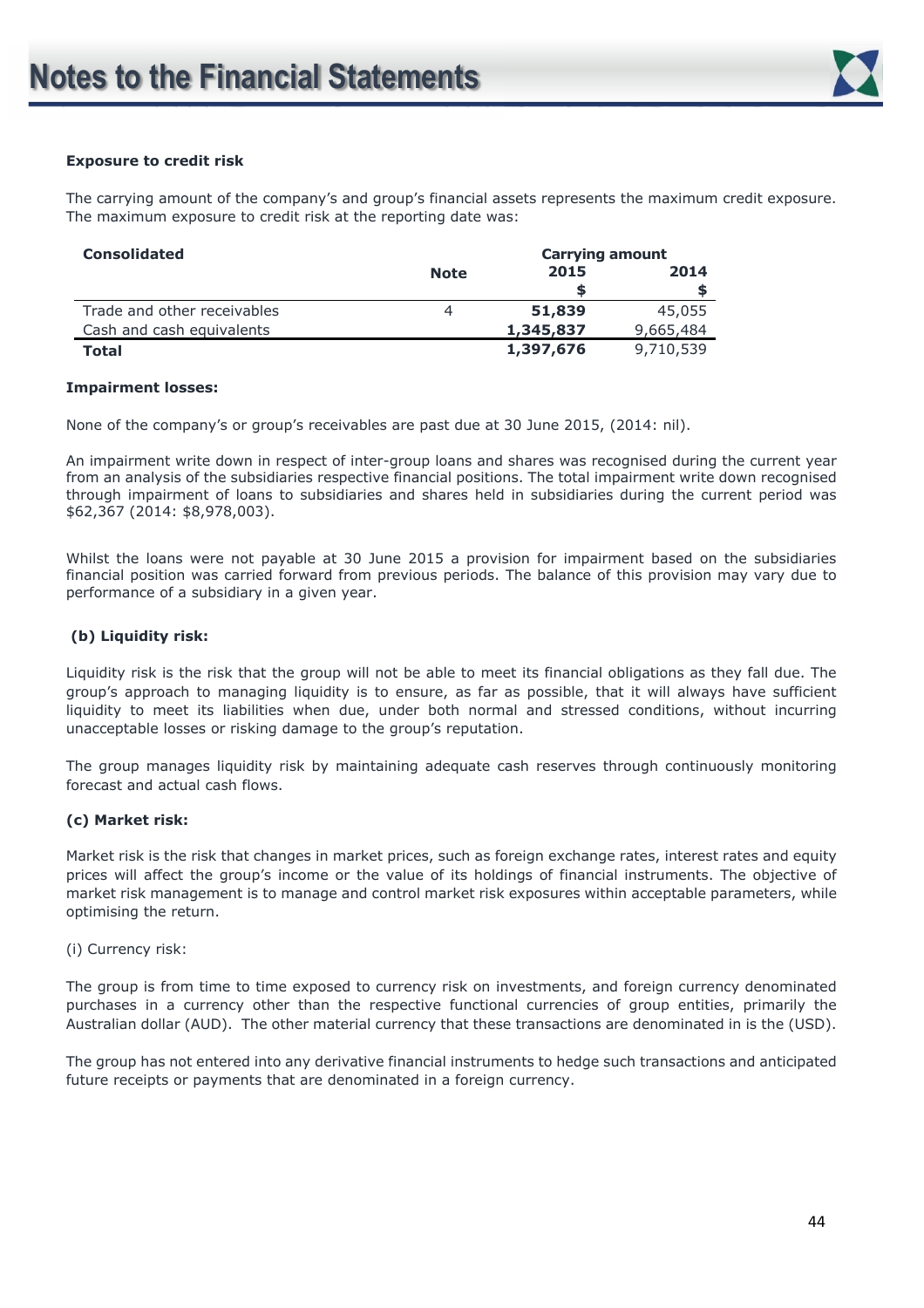**Exposure to credit risk**

The carrying amount of the company's and group's financial assets represents the maximum credit exposure. The maximum exposure to credit risk at the reporting date was:

| **Consolidated** | **Note** | **Carrying amount 2015 $** | **2014 $** |
|---|---|---|---|
| Trade and other receivables | 4 | **51,839** | 45,055 |
| Cash and cash equivalents | | **1,345,837** | 9,665,484 |
| **Total** | | **1,397,676** | 9,710,539 |

**Impairment losses:**

None of the company's or group's receivables are past due at 30 June 2015, (2014: nil).

An impairment write down in respect of inter-group loans and shares was recognised during the current year from an analysis of the subsidiaries respective financial positions. The total impairment write down recognised through impairment of loans to subsidiaries and shares held in subsidiaries during the current period was $62,367 (2014: $8,978,003).

Whilst the loans were not payable at 30 June 2015 a provision for impairment based on the subsidiaries financial position was carried forward from previous periods. The balance of this provision may vary due to performance of a subsidiary in a given year.

**(b) Liquidity risk:**

Liquidity risk is the risk that the group will not be able to meet its financial obligations as they fall due. The group's approach to managing liquidity is to ensure, as far as possible, that it will always have sufficient liquidity to meet its liabilities when due, under both normal and stressed conditions, without incurring unacceptable losses or risking damage to the group's reputation.

The group manages liquidity risk by maintaining adequate cash reserves through continuously monitoring forecast and actual cash flows.

**(c) Market risk:**

Market risk is the risk that changes in market prices, such as foreign exchange rates, interest rates and equity prices will affect the group's income or the value of its holdings of financial instruments. The objective of market risk management is to manage and control market risk exposures within acceptable parameters, while optimising the return.

(i) Currency risk:

The group is from time to time exposed to currency risk on investments, and foreign currency denominated purchases in a currency other than the respective functional currencies of group entities, primarily the Australian dollar (AUD). The other material currency that these transactions are denominated in is the (USD).

The group has not entered into any derivative financial instruments to hedge such transactions and anticipated future receipts or payments that are denominated in a foreign currency.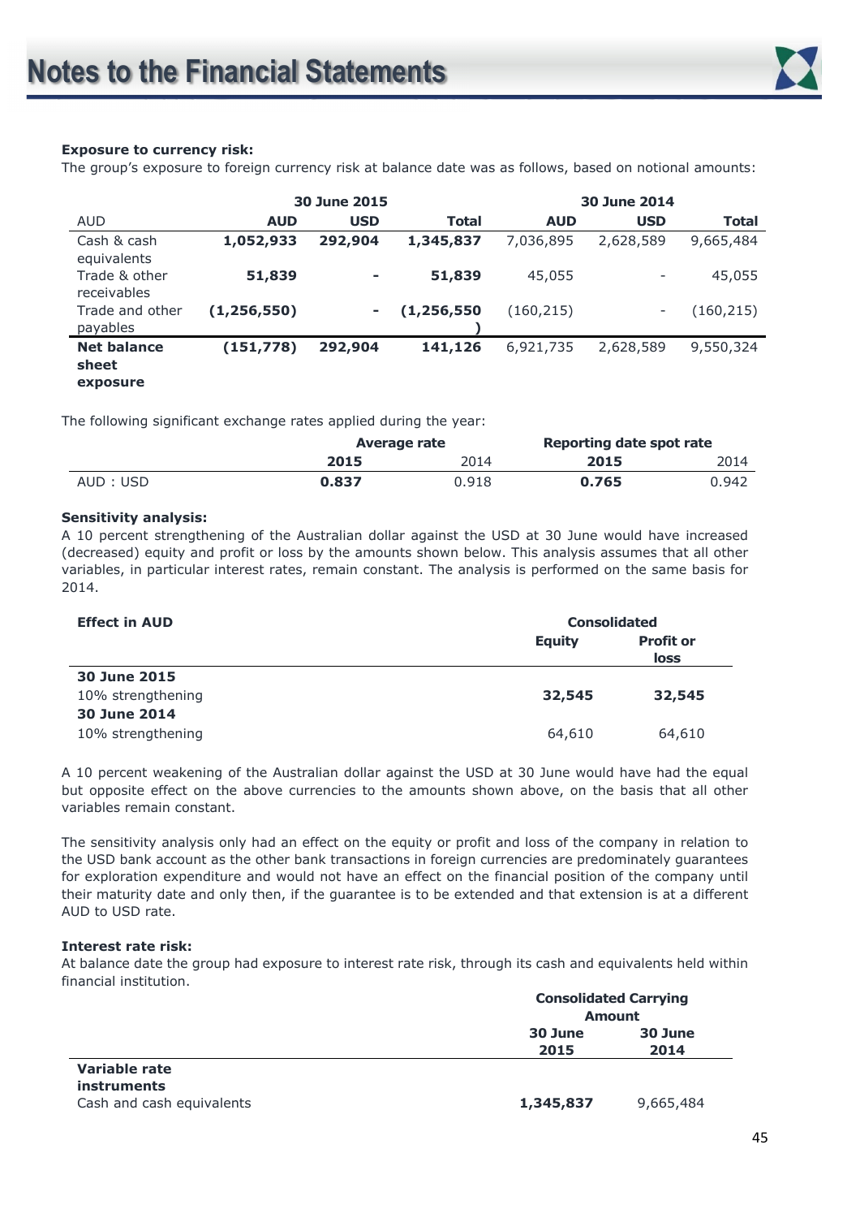**Exposure to currency risk:**

The group's exposure to foreign currency risk at balance date was as follows, based on notional amounts:

| | 30 June 2015 | | | 30 June 2014 | | |
|---|---|---|---|---|---|---|
| AUD | **AUD** | **USD** | **Total** | **AUD** | **USD** | **Total** |
| Cash & cash equivalents | **1,052,933** | **292,904** | **1,345,837** | 7,036,895 | 2,628,589 | 9,665,484 |
| Trade & other receivables | **51,839** | **-** | **51,839** | 45,055 | - | 45,055 |
| Trade and other payables | **(1,256,550)** | **-** | **(1,256,550)** | (160,215) | - | (160,215) |
| **Net balance sheet exposure** | **(151,778)** | **292,904** | **141,126** | 6,921,735 | 2,628,589 | 9,550,324 |

The following significant exchange rates applied during the year:

| | Average rate | | Reporting date spot rate | |
|---|---|---|---|---|
| | **2015** | 2014 | **2015** | 2014 |
| AUD : USD | **0.837** | 0.918 | **0.765** | 0.942 |

**Sensitivity analysis:**

A 10 percent strengthening of the Australian dollar against the USD at 30 June would have increased (decreased) equity and profit or loss by the amounts shown below. This analysis assumes that all other variables, in particular interest rates, remain constant. The analysis is performed on the same basis for 2014.

| **Effect in AUD** | Consolidated | |
|---|---|---|
| | **Equity** | **Profit or loss** |
| **30 June 2015** | | |
| 10% strengthening | **32,545** | **32,545** |
| **30 June 2014** | | |
| 10% strengthening | 64,610 | 64,610 |

A 10 percent weakening of the Australian dollar against the USD at 30 June would have had the equal but opposite effect on the above currencies to the amounts shown above, on the basis that all other variables remain constant.

The sensitivity analysis only had an effect on the equity or profit and loss of the company in relation to the USD bank account as the other bank transactions in foreign currencies are predominately guarantees for exploration expenditure and would not have an effect on the financial position of the company until their maturity date and only then, if the guarantee is to be extended and that extension is at a different AUD to USD rate.

**Interest rate risk:**

At balance date the group had exposure to interest rate risk, through its cash and equivalents held within financial institution.

| | Consolidated Carrying Amount | |
|---|---|---|
| | **30 June 2015** | **30 June 2014** |
| **Variable rate instruments** | | |
| Cash and cash equivalents | **1,345,837** | 9,665,484 |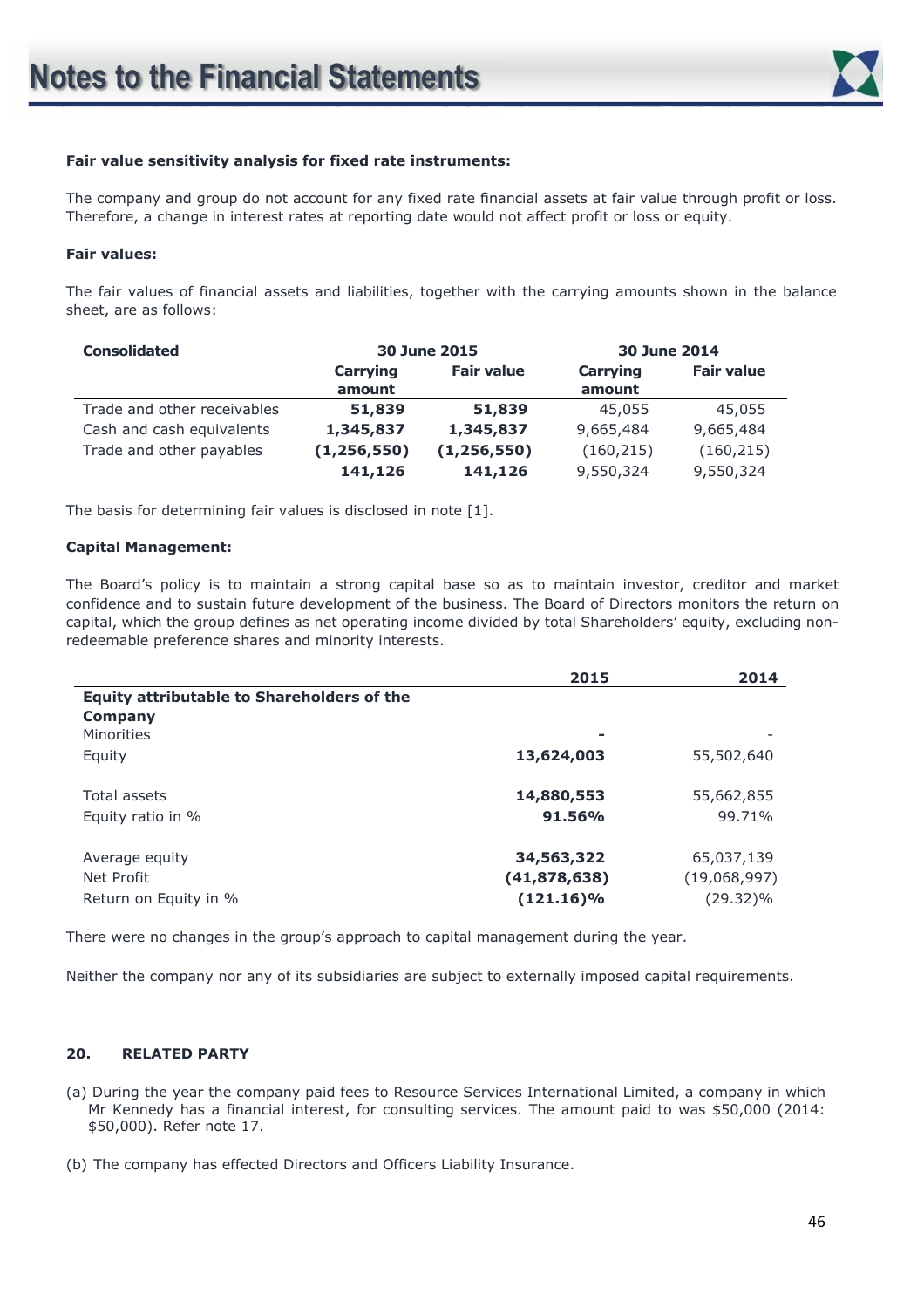**Fair value sensitivity analysis for fixed rate instruments:**

The company and group do not account for any fixed rate financial assets at fair value through profit or loss. Therefore, a change in interest rates at reporting date would not affect profit or loss or equity.

**Fair values:**

The fair values of financial assets and liabilities, together with the carrying amounts shown in the balance sheet, are as follows:

| Consolidated | 30 June 2015 | | 30 June 2014 | |
|---|---|---|---|---|
| | Carrying amount | Fair value | Carrying amount | Fair value |
| Trade and other receivables | **51,839** | **51,839** | 45,055 | 45,055 |
| Cash and cash equivalents | **1,345,837** | **1,345,837** | 9,665,484 | 9,665,484 |
| Trade and other payables | **(1,256,550)** | **(1,256,550)** | (160,215) | (160,215) |
| | **141,126** | **141,126** | 9,550,324 | 9,550,324 |

The basis for determining fair values is disclosed in note [1].

**Capital Management:**

The Board's policy is to maintain a strong capital base so as to maintain investor, creditor and market confidence and to sustain future development of the business. The Board of Directors monitors the return on capital, which the group defines as net operating income divided by total Shareholders' equity, excluding non-redeemable preference shares and minority interests.

| | 2015 | 2014 |
|---|---|---|
| **Equity attributable to Shareholders of the Company** | | |
| Minorities | **-** | - |
| Equity | **13,624,003** | 55,502,640 |
| | | |
| Total assets | **14,880,553** | 55,662,855 |
| Equity ratio in % | **91.56%** | 99.71% |
| | | |
| Average equity | **34,563,322** | 65,037,139 |
| Net Profit | **(41,878,638)** | (19,068,997) |
| Return on Equity in % | **(121.16)%** | (29.32)% |

There were no changes in the group's approach to capital management during the year.

Neither the company nor any of its subsidiaries are subject to externally imposed capital requirements.

**20. RELATED PARTY**

(a) During the year the company paid fees to Resource Services International Limited, a company in which Mr Kennedy has a financial interest, for consulting services. The amount paid to was $50,000 (2014: $50,000). Refer note 17.

(b) The company has effected Directors and Officers Liability Insurance.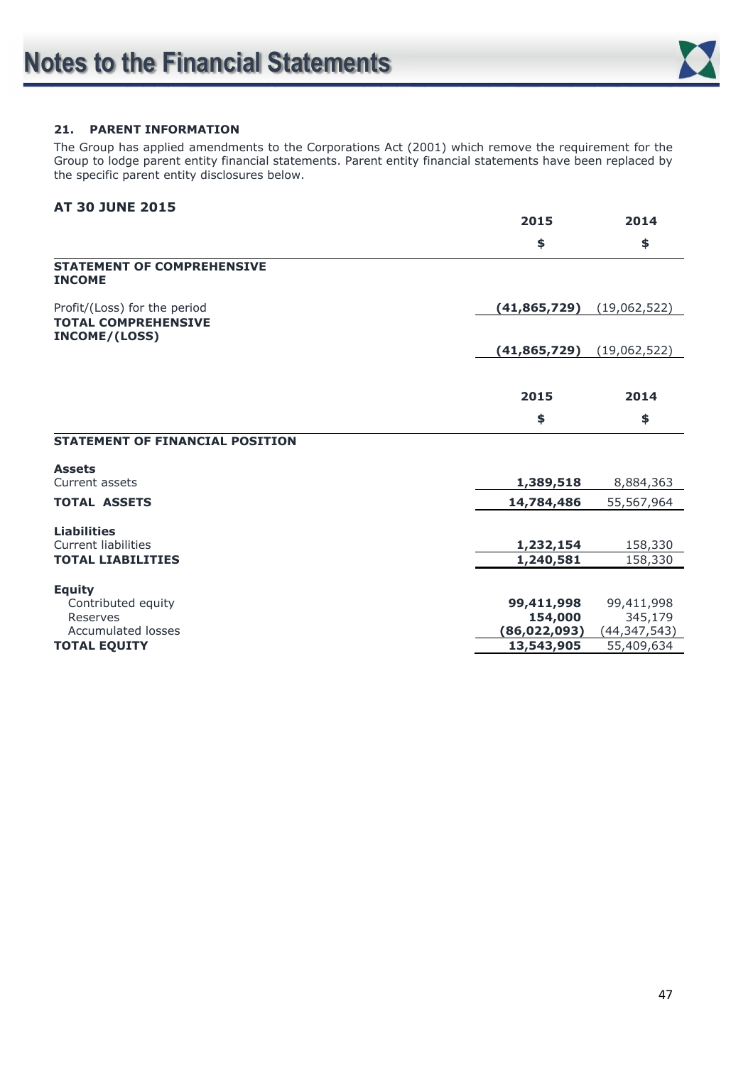## 21. PARENT INFORMATION

The Group has applied amendments to the Corporations Act (2001) which remove the requirement for the Group to lodge parent entity financial statements. Parent entity financial statements have been replaced by the specific parent entity disclosures below.

### AT 30 JUNE 2015

| | 2015 | 2014 |
|---|---|---|
| | $ | $ |
| **STATEMENT OF COMPREHENSIVE INCOME** | | |
| Profit/(Loss) for the period | **(41,865,729)** | (19,062,522) |
| **TOTAL COMPREHENSIVE INCOME/(LOSS)** | **(41,865,729)** | (19,062,522) |

| | 2015 | 2014 |
|---|---|---|
| | $ | $ |
| **STATEMENT OF FINANCIAL POSITION** | | |
| **Assets** | | |
| Current assets | **1,389,518** | 8,884,363 |
| **TOTAL ASSETS** | **14,784,486** | 55,567,964 |
| **Liabilities** | | |
| Current liabilities | **1,232,154** | 158,330 |
| **TOTAL LIABILITIES** | **1,240,581** | 158,330 |
| **Equity** | | |
| Contributed equity | **99,411,998** | 99,411,998 |
| Reserves | **154,000** | 345,179 |
| Accumulated losses | **(86,022,093)** | (44,347,543) |
| **TOTAL EQUITY** | **13,543,905** | 55,409,634 |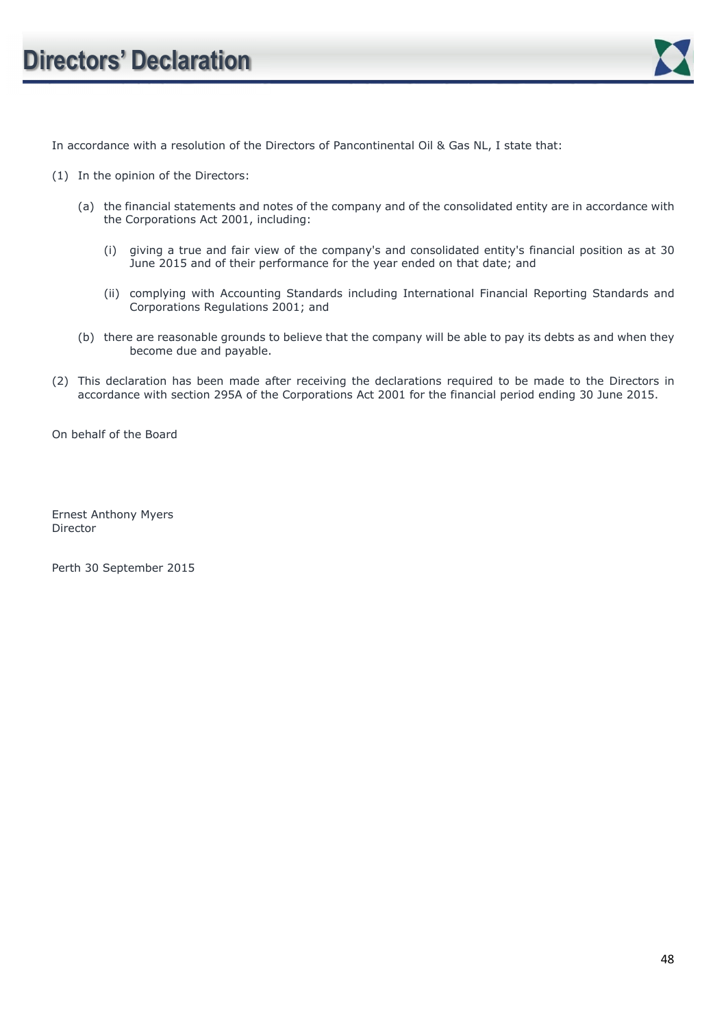# Directors' Declaration

In accordance with a resolution of the Directors of Pancontinental Oil & Gas NL, I state that:

(1) In the opinion of the Directors:

  (a) the financial statements and notes of the company and of the consolidated entity are in accordance with the Corporations Act 2001, including:

    (i) giving a true and fair view of the company's and consolidated entity's financial position as at 30 June 2015 and of their performance for the year ended on that date; and

    (ii) complying with Accounting Standards including International Financial Reporting Standards and Corporations Regulations 2001; and

  (b) there are reasonable grounds to believe that the company will be able to pay its debts as and when they become due and payable.

(2) This declaration has been made after receiving the declarations required to be made to the Directors in accordance with section 295A of the Corporations Act 2001 for the financial period ending 30 June 2015.

On behalf of the Board

Ernest Anthony Myers  
Director

Perth 30 September 2015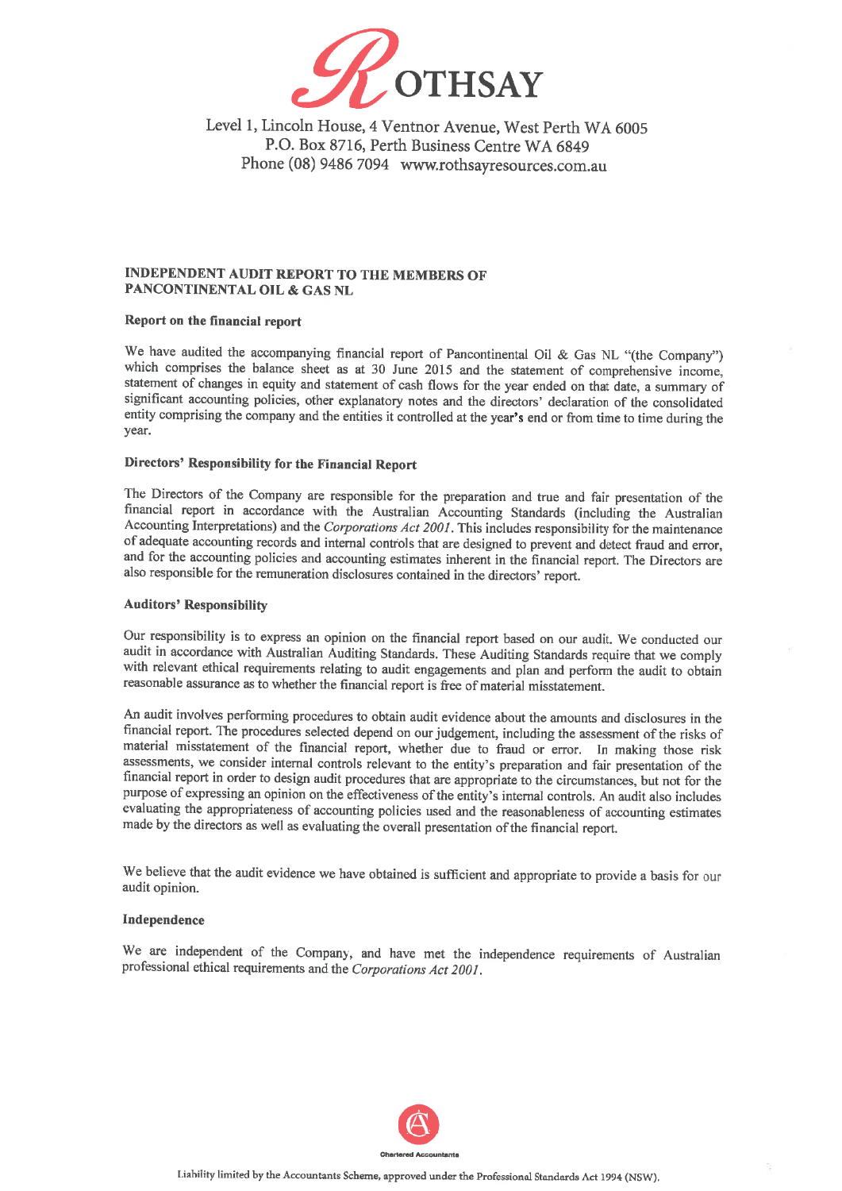ROTHSAY

Level 1, Lincoln House, 4 Ventnor Avenue, West Perth WA 6005
P.O. Box 8716, Perth Business Centre WA 6849
Phone (08) 9486 7094 www.rothsayresources.com.au

**INDEPENDENT AUDIT REPORT TO THE MEMBERS OF PANCONTINENTAL OIL & GAS NL**

**Report on the financial report**

We have audited the accompanying financial report of Pancontinental Oil & Gas NL "(the Company") which comprises the balance sheet as at 30 June 2015 and the statement of comprehensive income, statement of changes in equity and statement of cash flows for the year ended on that date, a summary of significant accounting policies, other explanatory notes and the directors' declaration of the consolidated entity comprising the company and the entities it controlled at the year's end or from time to time during the year.

**Directors' Responsibility for the Financial Report**

The Directors of the Company are responsible for the preparation and true and fair presentation of the financial report in accordance with the Australian Accounting Standards (including the Australian Accounting Interpretations) and the *Corporations Act 2001*. This includes responsibility for the maintenance of adequate accounting records and internal controls that are designed to prevent and detect fraud and error, and for the accounting policies and accounting estimates inherent in the financial report. The Directors are also responsible for the remuneration disclosures contained in the directors' report.

**Auditors' Responsibility**

Our responsibility is to express an opinion on the financial report based on our audit. We conducted our audit in accordance with Australian Auditing Standards. These Auditing Standards require that we comply with relevant ethical requirements relating to audit engagements and plan and perform the audit to obtain reasonable assurance as to whether the financial report is free of material misstatement.

An audit involves performing procedures to obtain audit evidence about the amounts and disclosures in the financial report. The procedures selected depend on our judgement, including the assessment of the risks of material misstatement of the financial report, whether due to fraud or error. In making those risk assessments, we consider internal controls relevant to the entity's preparation and fair presentation of the financial report in order to design audit procedures that are appropriate to the circumstances, but not for the purpose of expressing an opinion on the effectiveness of the entity's internal controls. An audit also includes evaluating the appropriateness of accounting policies used and the reasonableness of accounting estimates made by the directors as well as evaluating the overall presentation of the financial report.

We believe that the audit evidence we have obtained is sufficient and appropriate to provide a basis for our audit opinion.

**Independence**

We are independent of the Company, and have met the independence requirements of Australian professional ethical requirements and the *Corporations Act 2001*.

Chartered Accountants

Liability limited by the Accountants Scheme, approved under the Professional Standards Act 1994 (NSW).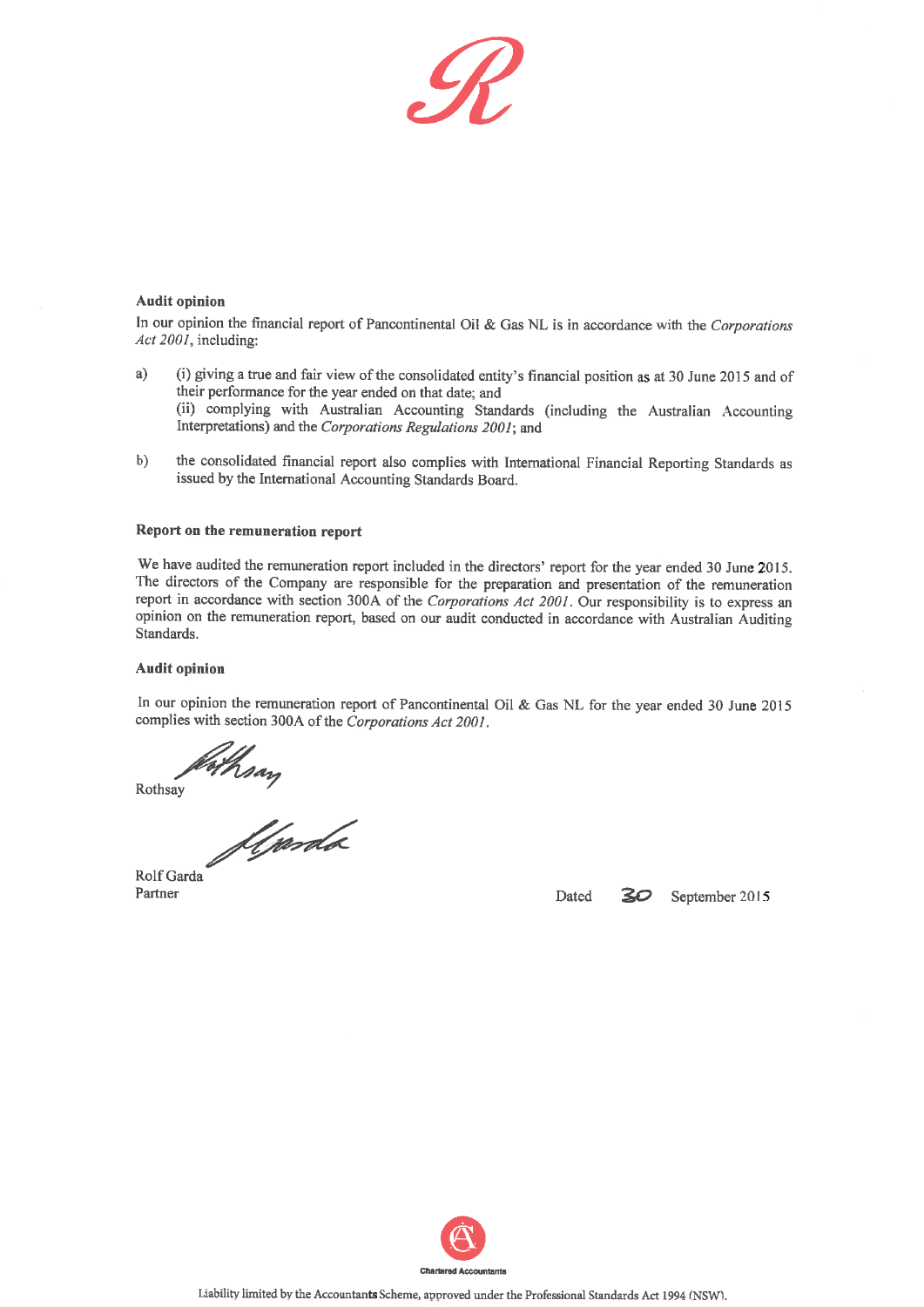### Audit opinion

In our opinion the financial report of Pancontinental Oil & Gas NL is in accordance with the *Corporations Act 2001*, including:

a) (i) giving a true and fair view of the consolidated entity's financial position as at 30 June 2015 and of their performance for the year ended on that date; and
(ii) complying with Australian Accounting Standards (including the Australian Accounting Interpretations) and the *Corporations Regulations 2001*; and

b) the consolidated financial report also complies with International Financial Reporting Standards as issued by the International Accounting Standards Board.

### Report on the remuneration report

We have audited the remuneration report included in the directors' report for the year ended 30 June 2015. The directors of the Company are responsible for the preparation and presentation of the remuneration report in accordance with section 300A of the *Corporations Act 2001*. Our responsibility is to express an opinion on the remuneration report, based on our audit conducted in accordance with Australian Auditing Standards.

### Audit opinion

In our opinion the remuneration report of Pancontinental Oil & Gas NL for the year ended 30 June 2015 complies with section 300A of the *Corporations Act 2001*.

Rothsay

Rolf Garda
Partner

Dated 30 September 2015

Chartered Accountants

Liability limited by the Accountants Scheme, approved under the Professional Standards Act 1994 (NSW).